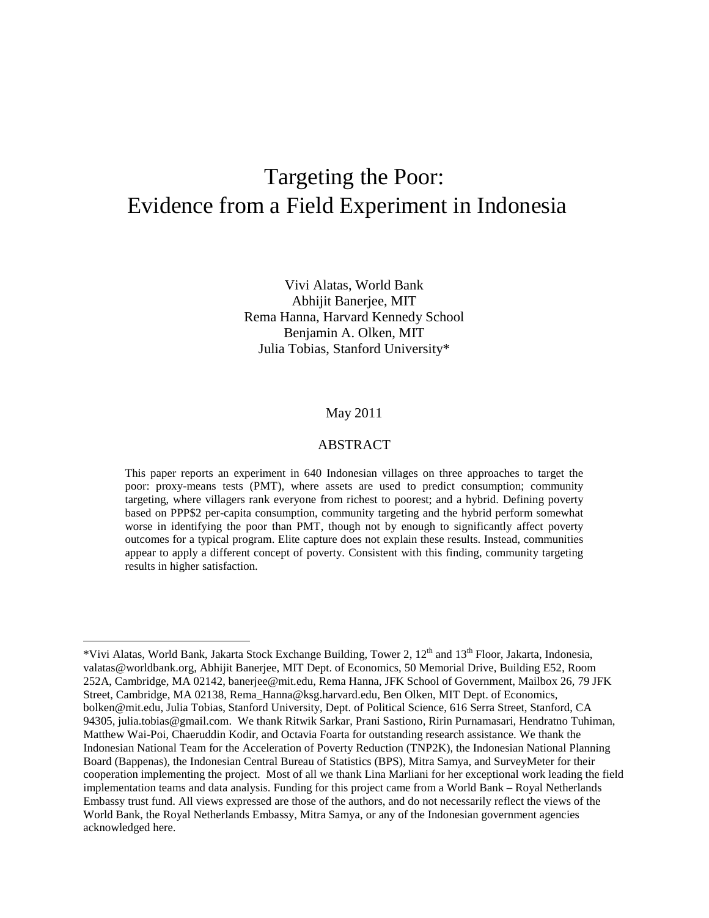# Targeting the Poor: Evidence from a Field Experiment in Indonesia

Vivi Alatas, World Bank
Abhijit Banerjee, MIT
Rema Hanna, Harvard Kennedy School
Benjamin A. Olken, MIT
Julia Tobias, Stanford University*

May 2011

## ABSTRACT

This paper reports an experiment in 640 Indonesian villages on three approaches to target the poor: proxy-means tests (PMT), where assets are used to predict consumption; community targeting, where villagers rank everyone from richest to poorest; and a hybrid. Defining poverty based on PPP$2 per-capita consumption, community targeting and the hybrid perform somewhat worse in identifying the poor than PMT, though not by enough to significantly affect poverty outcomes for a typical program. Elite capture does not explain these results. Instead, communities appear to apply a different concept of poverty. Consistent with this finding, community targeting results in higher satisfaction.

---

*Vivi Alatas, World Bank, Jakarta Stock Exchange Building, Tower 2, 12th and 13th Floor, Jakarta, Indonesia, valatas@worldbank.org, Abhijit Banerjee, MIT Dept. of Economics, 50 Memorial Drive, Building E52, Room 252A, Cambridge, MA 02142, banerjee@mit.edu, Rema Hanna, JFK School of Government, Mailbox 26, 79 JFK Street, Cambridge, MA 02138, Rema_Hanna@ksg.harvard.edu, Ben Olken, MIT Dept. of Economics, bolken@mit.edu, Julia Tobias, Stanford University, Dept. of Political Science, 616 Serra Street, Stanford, CA 94305, julia.tobias@gmail.com. We thank Ritwik Sarkar, Prani Sastiono, Ririn Purnamasari, Hendratno Tuhiman, Matthew Wai-Poi, Chaeruddin Kodir, and Octavia Foarta for outstanding research assistance. We thank the Indonesian National Team for the Acceleration of Poverty Reduction (TNP2K), the Indonesian National Planning Board (Bappenas), the Indonesian Central Bureau of Statistics (BPS), Mitra Samya, and SurveyMeter for their cooperation implementing the project. Most of all we thank Lina Marliani for her exceptional work leading the field implementation teams and data analysis. Funding for this project came from a World Bank – Royal Netherlands Embassy trust fund. All views expressed are those of the authors, and do not necessarily reflect the views of the World Bank, the Royal Netherlands Embassy, Mitra Samya, or any of the Indonesian government agencies acknowledged here.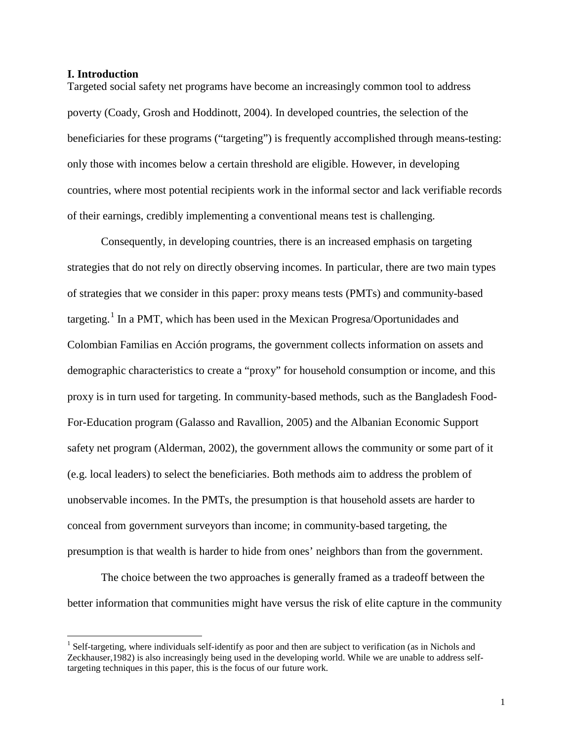## I. Introduction

Targeted social safety net programs have become an increasingly common tool to address poverty (Coady, Grosh and Hoddinott, 2004). In developed countries, the selection of the beneficiaries for these programs ("targeting") is frequently accomplished through means-testing: only those with incomes below a certain threshold are eligible. However, in developing countries, where most potential recipients work in the informal sector and lack verifiable records of their earnings, credibly implementing a conventional means test is challenging.

Consequently, in developing countries, there is an increased emphasis on targeting strategies that do not rely on directly observing incomes. In particular, there are two main types of strategies that we consider in this paper: proxy means tests (PMTs) and community-based targeting.[1] In a PMT, which has been used in the Mexican Progresa/Oportunidades and Colombian Familias en Acción programs, the government collects information on assets and demographic characteristics to create a "proxy" for household consumption or income, and this proxy is in turn used for targeting. In community-based methods, such as the Bangladesh Food-For-Education program (Galasso and Ravallion, 2005) and the Albanian Economic Support safety net program (Alderman, 2002), the government allows the community or some part of it (e.g. local leaders) to select the beneficiaries. Both methods aim to address the problem of unobservable incomes. In the PMTs, the presumption is that household assets are harder to conceal from government surveyors than income; in community-based targeting, the presumption is that wealth is harder to hide from ones' neighbors than from the government.

The choice between the two approaches is generally framed as a tradeoff between the better information that communities might have versus the risk of elite capture in the community

[1] Self-targeting, where individuals self-identify as poor and then are subject to verification (as in Nichols and Zeckhauser,1982) is also increasingly being used in the developing world. While we are unable to address self-targeting techniques in this paper, this is the focus of our future work.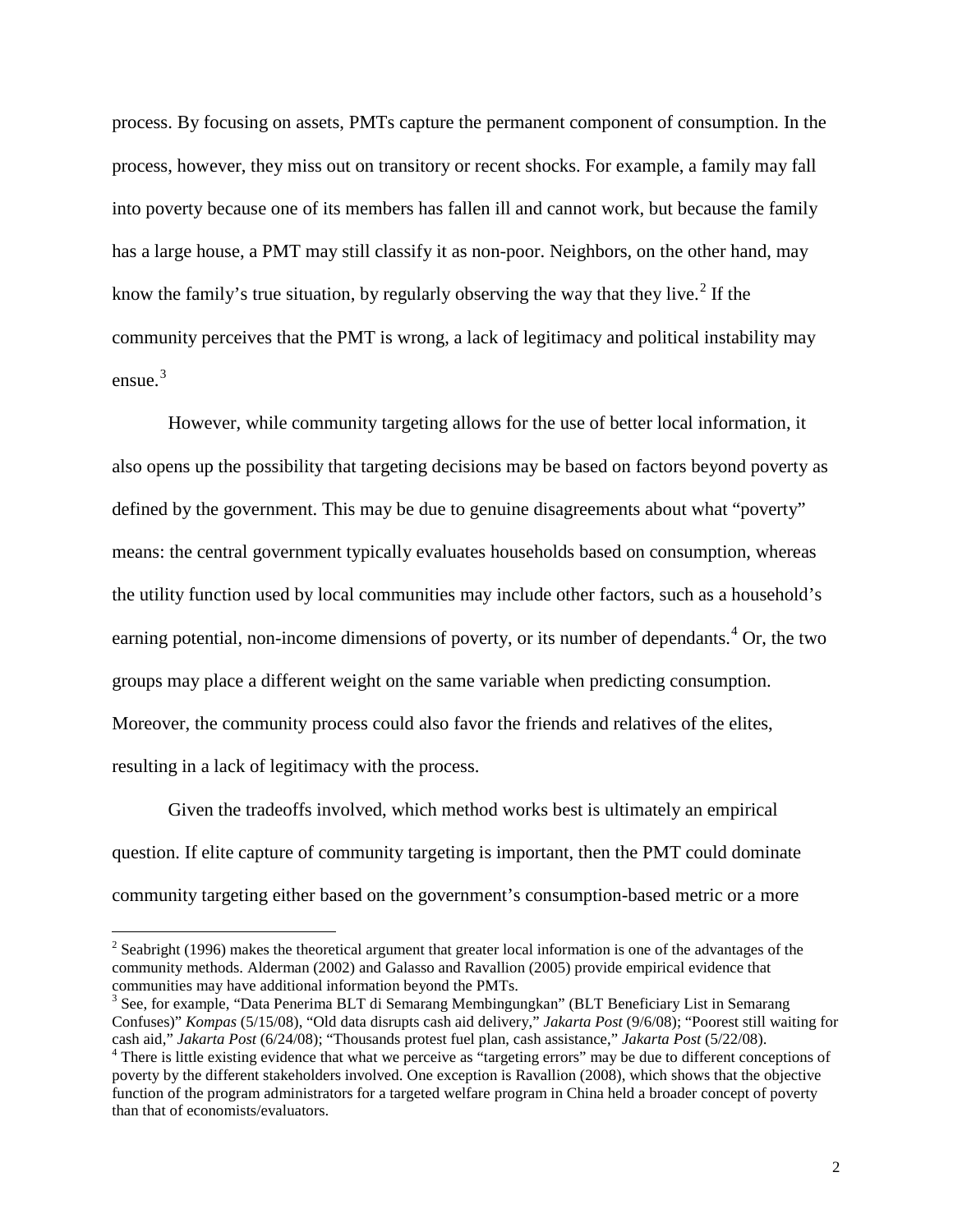process. By focusing on assets, PMTs capture the permanent component of consumption. In the process, however, they miss out on transitory or recent shocks. For example, a family may fall into poverty because one of its members has fallen ill and cannot work, but because the family has a large house, a PMT may still classify it as non-poor. Neighbors, on the other hand, may know the family's true situation, by regularly observing the way that they live.[2] If the community perceives that the PMT is wrong, a lack of legitimacy and political instability may ensue.[3]

However, while community targeting allows for the use of better local information, it also opens up the possibility that targeting decisions may be based on factors beyond poverty as defined by the government. This may be due to genuine disagreements about what "poverty" means: the central government typically evaluates households based on consumption, whereas the utility function used by local communities may include other factors, such as a household's earning potential, non-income dimensions of poverty, or its number of dependants.[4] Or, the two groups may place a different weight on the same variable when predicting consumption. Moreover, the community process could also favor the friends and relatives of the elites, resulting in a lack of legitimacy with the process.

Given the tradeoffs involved, which method works best is ultimately an empirical question. If elite capture of community targeting is important, then the PMT could dominate community targeting either based on the government's consumption-based metric or a more

[2] Seabright (1996) makes the theoretical argument that greater local information is one of the advantages of the community methods. Alderman (2002) and Galasso and Ravallion (2005) provide empirical evidence that communities may have additional information beyond the PMTs.

[3] See, for example, "Data Penerima BLT di Semarang Membingungkan" (BLT Beneficiary List in Semarang Confuses)" *Kompas* (5/15/08), "Old data disrupts cash aid delivery," *Jakarta Post* (9/6/08); "Poorest still waiting for cash aid," *Jakarta Post* (6/24/08); "Thousands protest fuel plan, cash assistance," *Jakarta Post* (5/22/08).

[4] There is little existing evidence that what we perceive as "targeting errors" may be due to different conceptions of poverty by the different stakeholders involved. One exception is Ravallion (2008), which shows that the objective function of the program administrators for a targeted welfare program in China held a broader concept of poverty than that of economists/evaluators.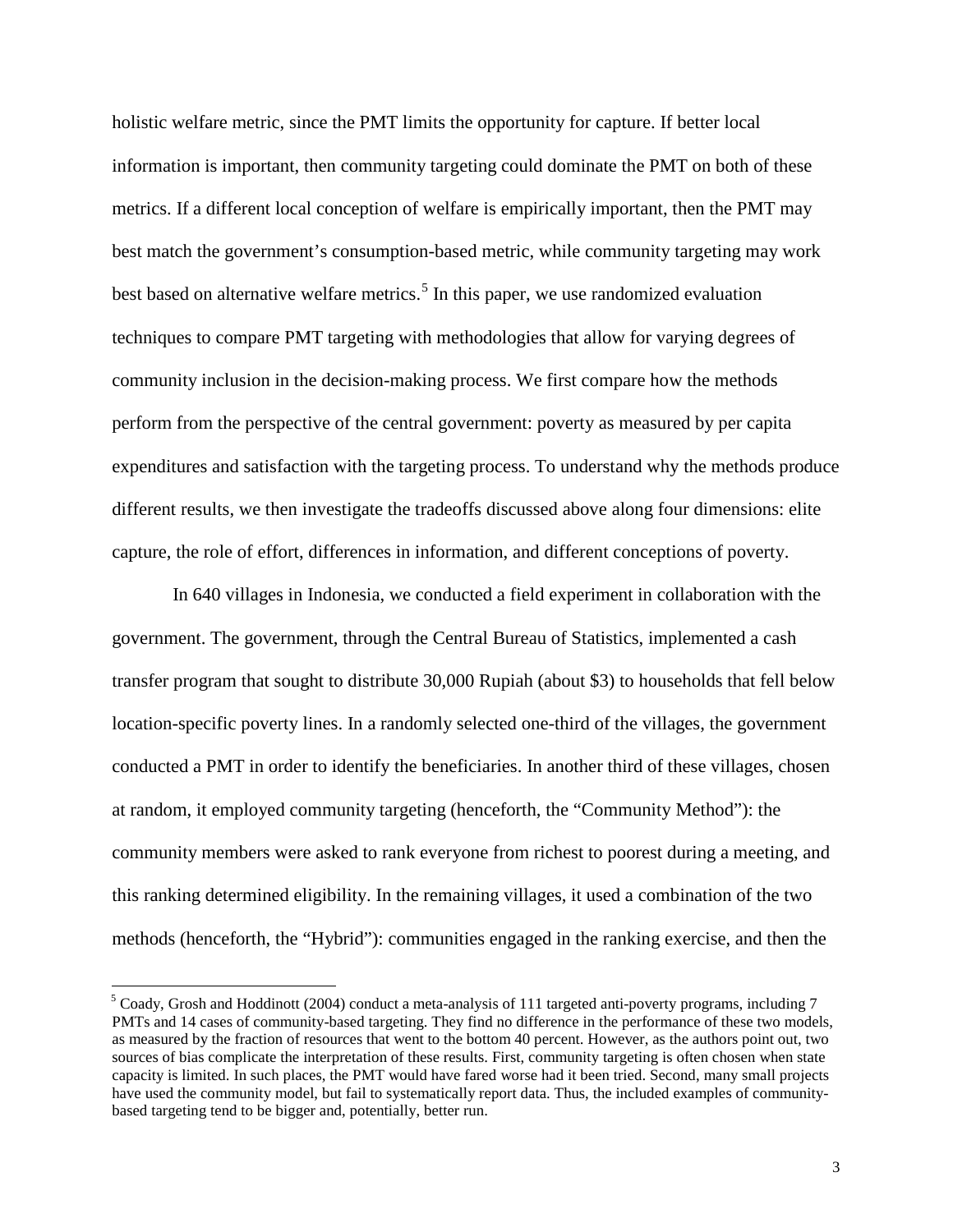holistic welfare metric, since the PMT limits the opportunity for capture. If better local information is important, then community targeting could dominate the PMT on both of these metrics. If a different local conception of welfare is empirically important, then the PMT may best match the government's consumption-based metric, while community targeting may work best based on alternative welfare metrics.[5] In this paper, we use randomized evaluation techniques to compare PMT targeting with methodologies that allow for varying degrees of community inclusion in the decision-making process. We first compare how the methods perform from the perspective of the central government: poverty as measured by per capita expenditures and satisfaction with the targeting process. To understand why the methods produce different results, we then investigate the tradeoffs discussed above along four dimensions: elite capture, the role of effort, differences in information, and different conceptions of poverty.

In 640 villages in Indonesia, we conducted a field experiment in collaboration with the government. The government, through the Central Bureau of Statistics, implemented a cash transfer program that sought to distribute 30,000 Rupiah (about \$3) to households that fell below location-specific poverty lines. In a randomly selected one-third of the villages, the government conducted a PMT in order to identify the beneficiaries. In another third of these villages, chosen at random, it employed community targeting (henceforth, the "Community Method"): the community members were asked to rank everyone from richest to poorest during a meeting, and this ranking determined eligibility. In the remaining villages, it used a combination of the two methods (henceforth, the "Hybrid"): communities engaged in the ranking exercise, and then the

[5] Coady, Grosh and Hoddinott (2004) conduct a meta-analysis of 111 targeted anti-poverty programs, including 7 PMTs and 14 cases of community-based targeting. They find no difference in the performance of these two models, as measured by the fraction of resources that went to the bottom 40 percent. However, as the authors point out, two sources of bias complicate the interpretation of these results. First, community targeting is often chosen when state capacity is limited. In such places, the PMT would have fared worse had it been tried. Second, many small projects have used the community model, but fail to systematically report data. Thus, the included examples of community-based targeting tend to be bigger and, potentially, better run.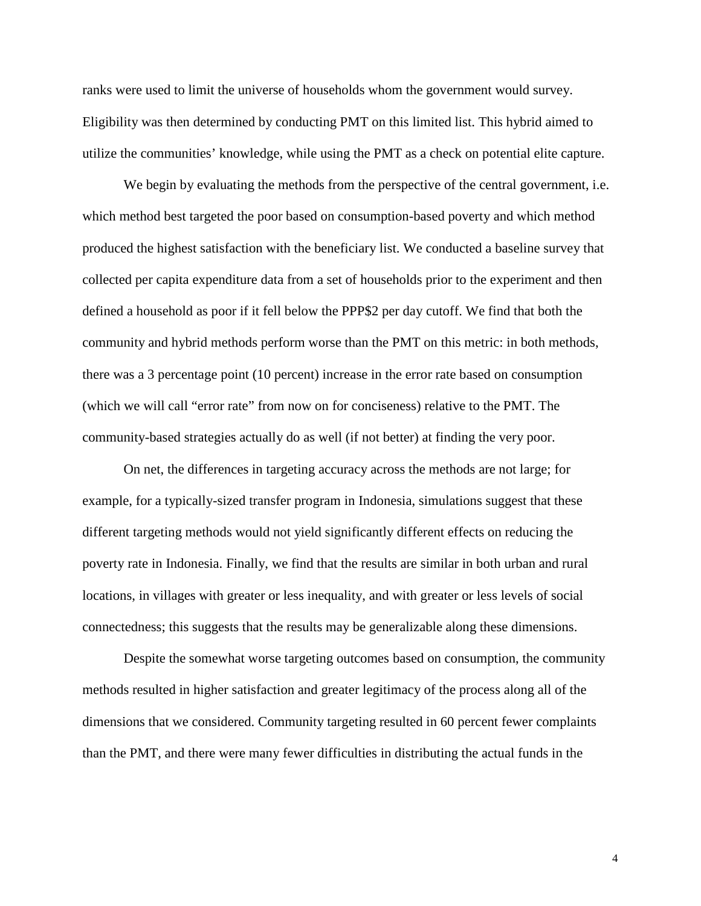ranks were used to limit the universe of households whom the government would survey. Eligibility was then determined by conducting PMT on this limited list. This hybrid aimed to utilize the communities' knowledge, while using the PMT as a check on potential elite capture.

We begin by evaluating the methods from the perspective of the central government, i.e. which method best targeted the poor based on consumption-based poverty and which method produced the highest satisfaction with the beneficiary list. We conducted a baseline survey that collected per capita expenditure data from a set of households prior to the experiment and then defined a household as poor if it fell below the PPP$2 per day cutoff. We find that both the community and hybrid methods perform worse than the PMT on this metric: in both methods, there was a 3 percentage point (10 percent) increase in the error rate based on consumption (which we will call "error rate" from now on for conciseness) relative to the PMT. The community-based strategies actually do as well (if not better) at finding the very poor.

On net, the differences in targeting accuracy across the methods are not large; for example, for a typically-sized transfer program in Indonesia, simulations suggest that these different targeting methods would not yield significantly different effects on reducing the poverty rate in Indonesia. Finally, we find that the results are similar in both urban and rural locations, in villages with greater or less inequality, and with greater or less levels of social connectedness; this suggests that the results may be generalizable along these dimensions.

Despite the somewhat worse targeting outcomes based on consumption, the community methods resulted in higher satisfaction and greater legitimacy of the process along all of the dimensions that we considered. Community targeting resulted in 60 percent fewer complaints than the PMT, and there were many fewer difficulties in distributing the actual funds in the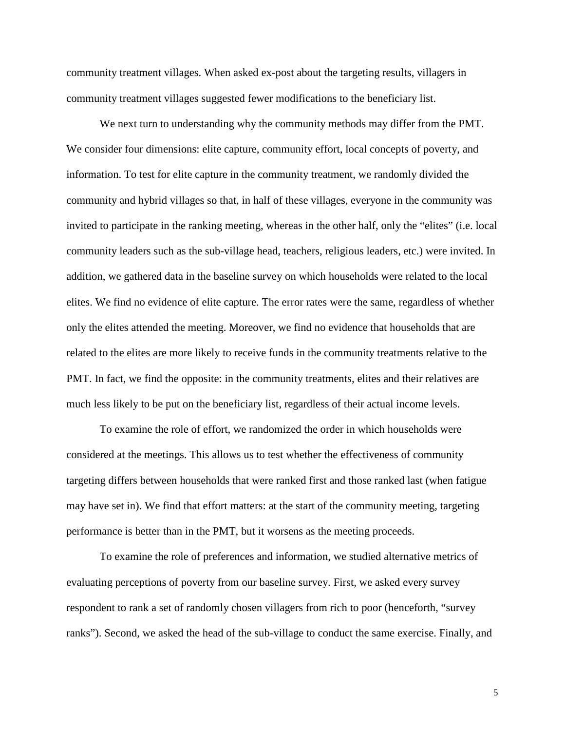community treatment villages. When asked ex-post about the targeting results, villagers in community treatment villages suggested fewer modifications to the beneficiary list.

We next turn to understanding why the community methods may differ from the PMT. We consider four dimensions: elite capture, community effort, local concepts of poverty, and information. To test for elite capture in the community treatment, we randomly divided the community and hybrid villages so that, in half of these villages, everyone in the community was invited to participate in the ranking meeting, whereas in the other half, only the "elites" (i.e. local community leaders such as the sub-village head, teachers, religious leaders, etc.) were invited. In addition, we gathered data in the baseline survey on which households were related to the local elites. We find no evidence of elite capture. The error rates were the same, regardless of whether only the elites attended the meeting. Moreover, we find no evidence that households that are related to the elites are more likely to receive funds in the community treatments relative to the PMT. In fact, we find the opposite: in the community treatments, elites and their relatives are much less likely to be put on the beneficiary list, regardless of their actual income levels.

To examine the role of effort, we randomized the order in which households were considered at the meetings. This allows us to test whether the effectiveness of community targeting differs between households that were ranked first and those ranked last (when fatigue may have set in). We find that effort matters: at the start of the community meeting, targeting performance is better than in the PMT, but it worsens as the meeting proceeds.

To examine the role of preferences and information, we studied alternative metrics of evaluating perceptions of poverty from our baseline survey. First, we asked every survey respondent to rank a set of randomly chosen villagers from rich to poor (henceforth, "survey ranks"). Second, we asked the head of the sub-village to conduct the same exercise. Finally, and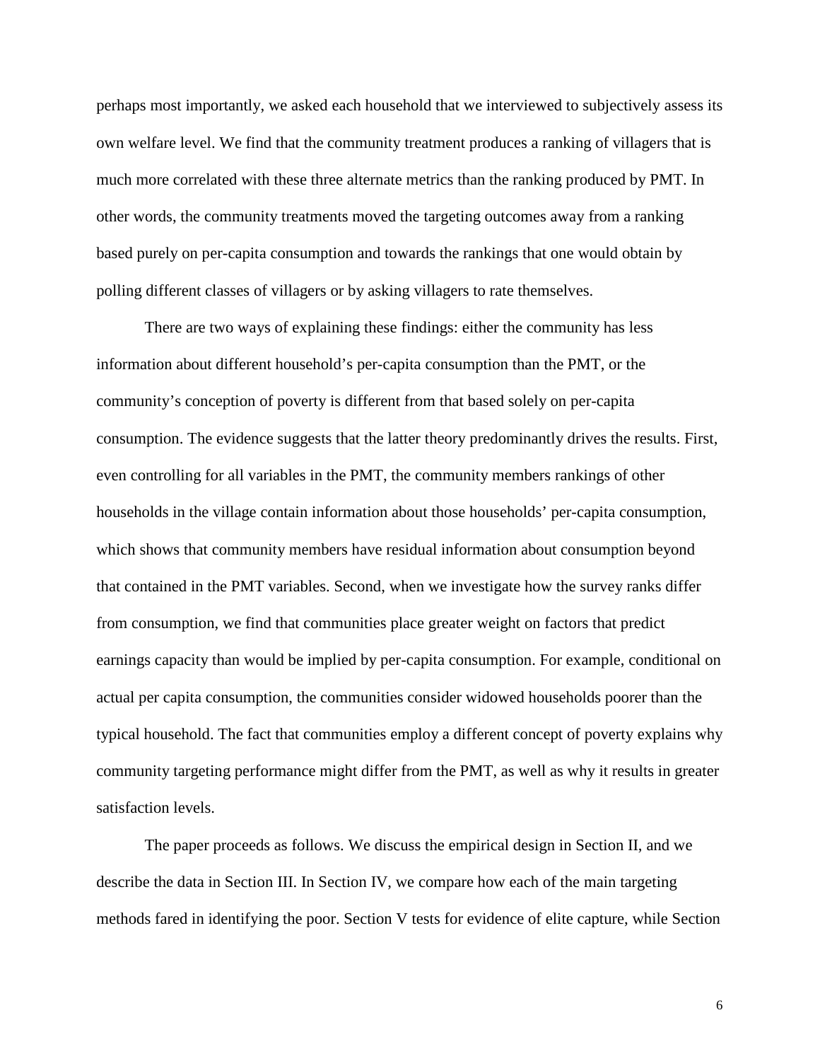perhaps most importantly, we asked each household that we interviewed to subjectively assess its own welfare level. We find that the community treatment produces a ranking of villagers that is much more correlated with these three alternate metrics than the ranking produced by PMT. In other words, the community treatments moved the targeting outcomes away from a ranking based purely on per-capita consumption and towards the rankings that one would obtain by polling different classes of villagers or by asking villagers to rate themselves.

There are two ways of explaining these findings: either the community has less information about different household's per-capita consumption than the PMT, or the community's conception of poverty is different from that based solely on per-capita consumption. The evidence suggests that the latter theory predominantly drives the results. First, even controlling for all variables in the PMT, the community members rankings of other households in the village contain information about those households' per-capita consumption, which shows that community members have residual information about consumption beyond that contained in the PMT variables. Second, when we investigate how the survey ranks differ from consumption, we find that communities place greater weight on factors that predict earnings capacity than would be implied by per-capita consumption. For example, conditional on actual per capita consumption, the communities consider widowed households poorer than the typical household. The fact that communities employ a different concept of poverty explains why community targeting performance might differ from the PMT, as well as why it results in greater satisfaction levels.

The paper proceeds as follows. We discuss the empirical design in Section II, and we describe the data in Section III. In Section IV, we compare how each of the main targeting methods fared in identifying the poor. Section V tests for evidence of elite capture, while Section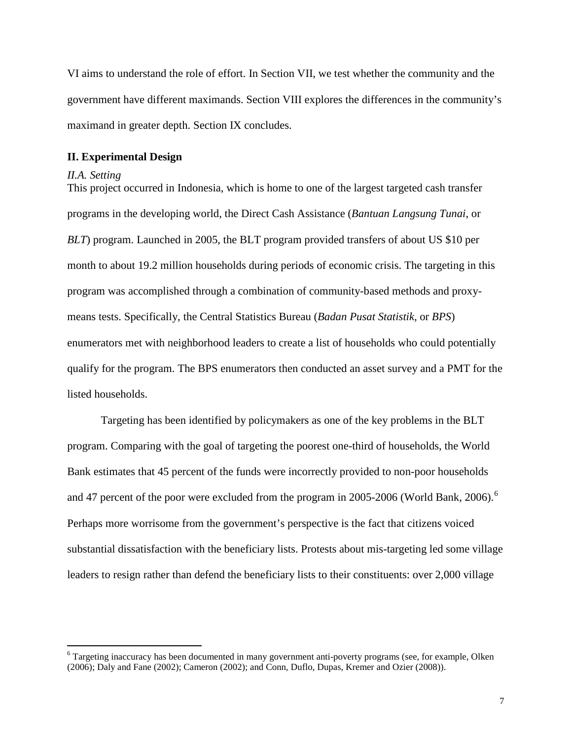VI aims to understand the role of effort. In Section VII, we test whether the community and the government have different maximands. Section VIII explores the differences in the community's maximand in greater depth. Section IX concludes.

## II. Experimental Design

### *II.A. Setting*

This project occurred in Indonesia, which is home to one of the largest targeted cash transfer programs in the developing world, the Direct Cash Assistance (*Bantuan Langsung Tunai*, or *BLT*) program. Launched in 2005, the BLT program provided transfers of about US $10 per month to about 19.2 million households during periods of economic crisis. The targeting in this program was accomplished through a combination of community-based methods and proxy-means tests. Specifically, the Central Statistics Bureau (*Badan Pusat Statistik*, or *BPS*) enumerators met with neighborhood leaders to create a list of households who could potentially qualify for the program. The BPS enumerators then conducted an asset survey and a PMT for the listed households.

Targeting has been identified by policymakers as one of the key problems in the BLT program. Comparing with the goal of targeting the poorest one-third of households, the World Bank estimates that 45 percent of the funds were incorrectly provided to non-poor households and 47 percent of the poor were excluded from the program in 2005-2006 (World Bank, 2006).[6] Perhaps more worrisome from the government's perspective is the fact that citizens voiced substantial dissatisfaction with the beneficiary lists. Protests about mis-targeting led some village leaders to resign rather than defend the beneficiary lists to their constituents: over 2,000 village

[6] Targeting inaccuracy has been documented in many government anti-poverty programs (see, for example, Olken (2006); Daly and Fane (2002); Cameron (2002); and Conn, Duflo, Dupas, Kremer and Ozier (2008)).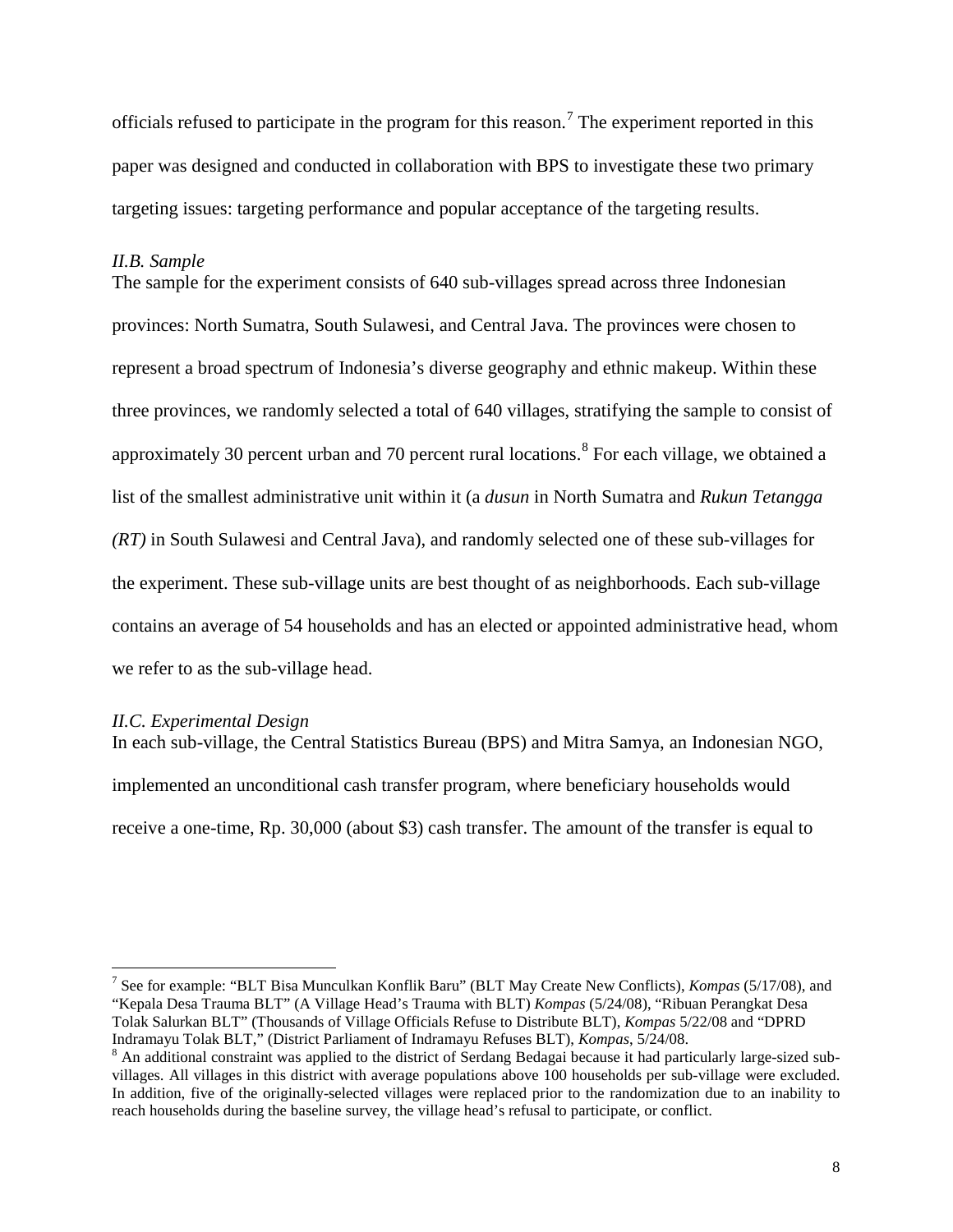officials refused to participate in the program for this reason.[7] The experiment reported in this paper was designed and conducted in collaboration with BPS to investigate these two primary targeting issues: targeting performance and popular acceptance of the targeting results.

### *II.B. Sample*

The sample for the experiment consists of 640 sub-villages spread across three Indonesian provinces: North Sumatra, South Sulawesi, and Central Java. The provinces were chosen to represent a broad spectrum of Indonesia's diverse geography and ethnic makeup. Within these three provinces, we randomly selected a total of 640 villages, stratifying the sample to consist of approximately 30 percent urban and 70 percent rural locations.[8] For each village, we obtained a list of the smallest administrative unit within it (a *dusun* in North Sumatra and *Rukun Tetangga (RT)* in South Sulawesi and Central Java), and randomly selected one of these sub-villages for the experiment. These sub-village units are best thought of as neighborhoods. Each sub-village contains an average of 54 households and has an elected or appointed administrative head, whom we refer to as the sub-village head.

### *II.C. Experimental Design*

In each sub-village, the Central Statistics Bureau (BPS) and Mitra Samya, an Indonesian NGO, implemented an unconditional cash transfer program, where beneficiary households would receive a one-time, Rp. 30,000 (about $3) cash transfer. The amount of the transfer is equal to

---

[7] See for example: "BLT Bisa Munculkan Konflik Baru" (BLT May Create New Conflicts), *Kompas* (5/17/08), and "Kepala Desa Trauma BLT" (A Village Head's Trauma with BLT) *Kompas* (5/24/08), "Ribuan Perangkat Desa Tolak Salurkan BLT" (Thousands of Village Officials Refuse to Distribute BLT), *Kompas* 5/22/08 and "DPRD Indramayu Tolak BLT," (District Parliament of Indramayu Refuses BLT), *Kompas*, 5/24/08.

[8] An additional constraint was applied to the district of Serdang Bedagai because it had particularly large-sized sub-villages. All villages in this district with average populations above 100 households per sub-village were excluded. In addition, five of the originally-selected villages were replaced prior to the randomization due to an inability to reach households during the baseline survey, the village head's refusal to participate, or conflict.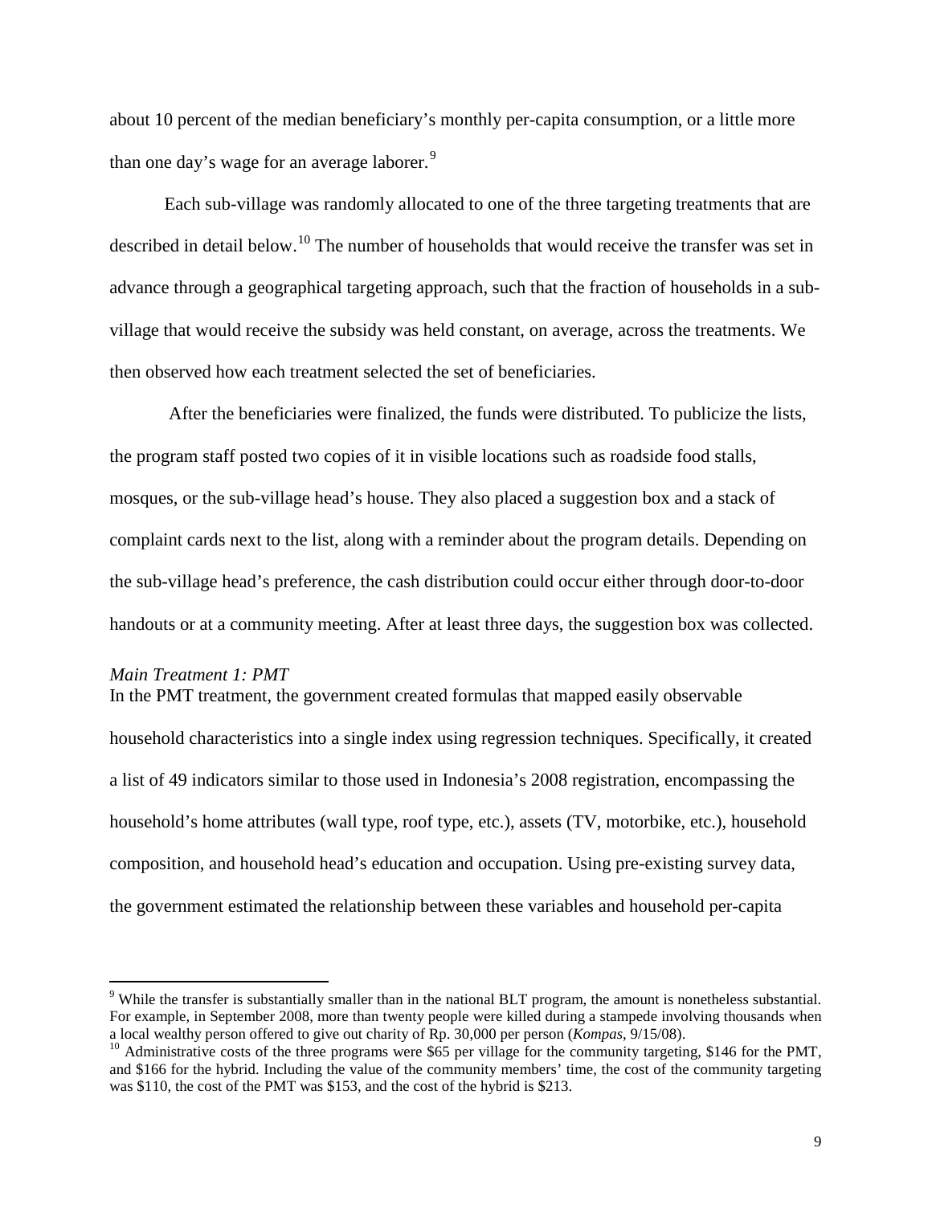about 10 percent of the median beneficiary's monthly per-capita consumption, or a little more than one day's wage for an average laborer.[9]

Each sub-village was randomly allocated to one of the three targeting treatments that are described in detail below.[10] The number of households that would receive the transfer was set in advance through a geographical targeting approach, such that the fraction of households in a sub-village that would receive the subsidy was held constant, on average, across the treatments. We then observed how each treatment selected the set of beneficiaries.

After the beneficiaries were finalized, the funds were distributed. To publicize the lists, the program staff posted two copies of it in visible locations such as roadside food stalls, mosques, or the sub-village head's house. They also placed a suggestion box and a stack of complaint cards next to the list, along with a reminder about the program details. Depending on the sub-village head's preference, the cash distribution could occur either through door-to-door handouts or at a community meeting. After at least three days, the suggestion box was collected.

*Main Treatment 1: PMT*

In the PMT treatment, the government created formulas that mapped easily observable household characteristics into a single index using regression techniques. Specifically, it created a list of 49 indicators similar to those used in Indonesia's 2008 registration, encompassing the household's home attributes (wall type, roof type, etc.), assets (TV, motorbike, etc.), household composition, and household head's education and occupation. Using pre-existing survey data, the government estimated the relationship between these variables and household per-capita

[9] While the transfer is substantially smaller than in the national BLT program, the amount is nonetheless substantial. For example, in September 2008, more than twenty people were killed during a stampede involving thousands when a local wealthy person offered to give out charity of Rp. 30,000 per person (*Kompas*, 9/15/08).

[10] Administrative costs of the three programs were $65 per village for the community targeting, $146 for the PMT, and $166 for the hybrid. Including the value of the community members' time, the cost of the community targeting was $110, the cost of the PMT was $153, and the cost of the hybrid is $213.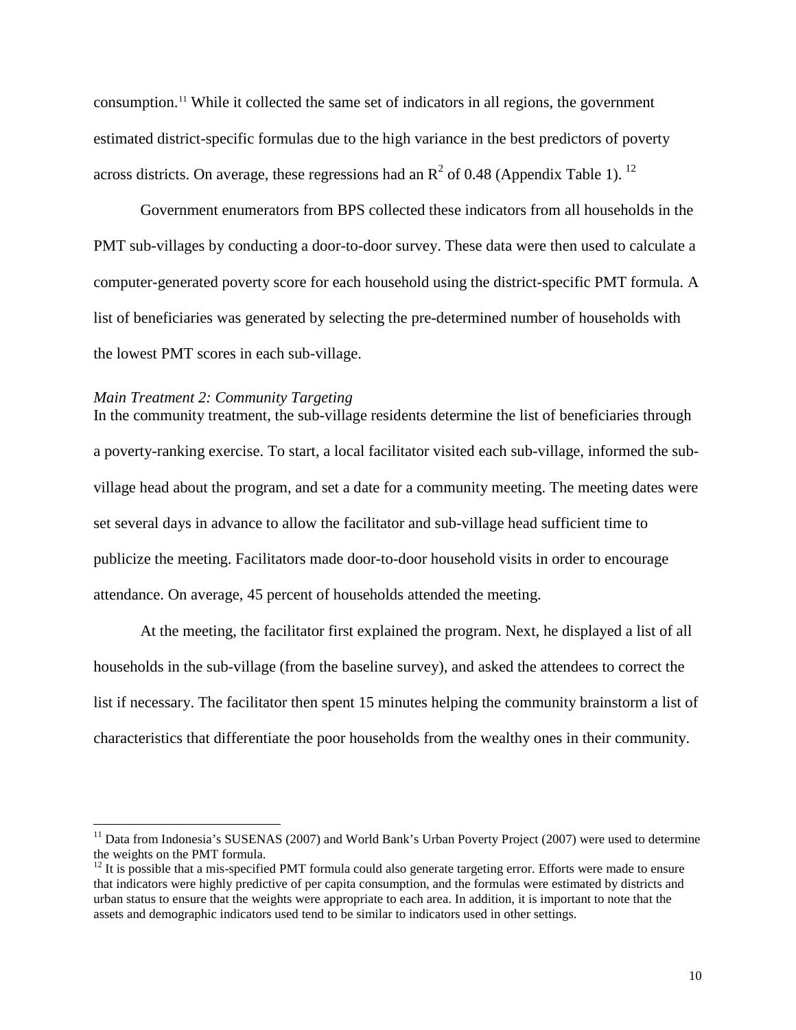consumption.[11] While it collected the same set of indicators in all regions, the government estimated district-specific formulas due to the high variance in the best predictors of poverty across districts. On average, these regressions had an $R^2$ of 0.48 (Appendix Table 1).[12]

Government enumerators from BPS collected these indicators from all households in the PMT sub-villages by conducting a door-to-door survey. These data were then used to calculate a computer-generated poverty score for each household using the district-specific PMT formula. A list of beneficiaries was generated by selecting the pre-determined number of households with the lowest PMT scores in each sub-village.

*Main Treatment 2: Community Targeting*

In the community treatment, the sub-village residents determine the list of beneficiaries through a poverty-ranking exercise. To start, a local facilitator visited each sub-village, informed the sub-village head about the program, and set a date for a community meeting. The meeting dates were set several days in advance to allow the facilitator and sub-village head sufficient time to publicize the meeting. Facilitators made door-to-door household visits in order to encourage attendance. On average, 45 percent of households attended the meeting.

At the meeting, the facilitator first explained the program. Next, he displayed a list of all households in the sub-village (from the baseline survey), and asked the attendees to correct the list if necessary. The facilitator then spent 15 minutes helping the community brainstorm a list of characteristics that differentiate the poor households from the wealthy ones in their community.

---

[11] Data from Indonesia's SUSENAS (2007) and World Bank's Urban Poverty Project (2007) were used to determine the weights on the PMT formula.

[12] It is possible that a mis-specified PMT formula could also generate targeting error. Efforts were made to ensure that indicators were highly predictive of per capita consumption, and the formulas were estimated by districts and urban status to ensure that the weights were appropriate to each area. In addition, it is important to note that the assets and demographic indicators used tend to be similar to indicators used in other settings.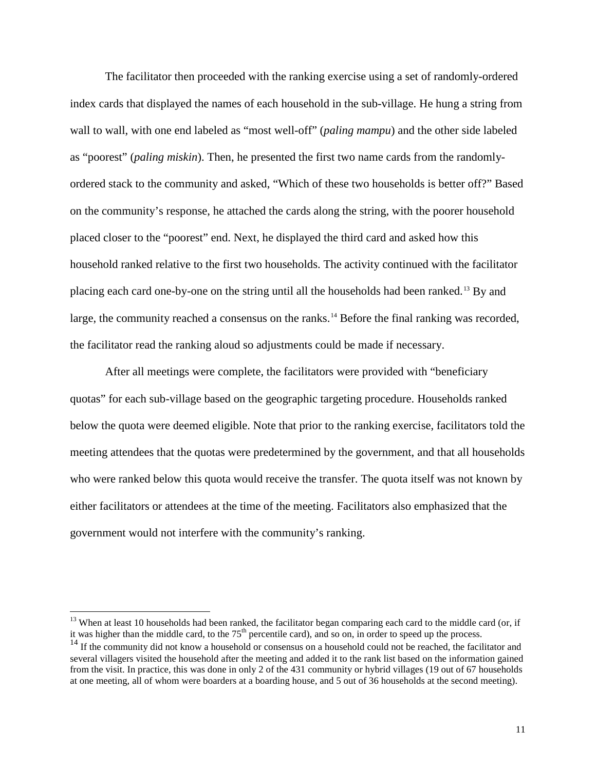The facilitator then proceeded with the ranking exercise using a set of randomly-ordered index cards that displayed the names of each household in the sub-village. He hung a string from wall to wall, with one end labeled as "most well-off" (*paling mampu*) and the other side labeled as "poorest" (*paling miskin*). Then, he presented the first two name cards from the randomly-ordered stack to the community and asked, "Which of these two households is better off?" Based on the community's response, he attached the cards along the string, with the poorer household placed closer to the "poorest" end. Next, he displayed the third card and asked how this household ranked relative to the first two households. The activity continued with the facilitator placing each card one-by-one on the string until all the households had been ranked.[13] By and large, the community reached a consensus on the ranks.[14] Before the final ranking was recorded, the facilitator read the ranking aloud so adjustments could be made if necessary.

After all meetings were complete, the facilitators were provided with "beneficiary quotas" for each sub-village based on the geographic targeting procedure. Households ranked below the quota were deemed eligible. Note that prior to the ranking exercise, facilitators told the meeting attendees that the quotas were predetermined by the government, and that all households who were ranked below this quota would receive the transfer. The quota itself was not known by either facilitators or attendees at the time of the meeting. Facilitators also emphasized that the government would not interfere with the community's ranking.

---

[13] When at least 10 households had been ranked, the facilitator began comparing each card to the middle card (or, if it was higher than the middle card, to the 75th percentile card), and so on, in order to speed up the process.

[14] If the community did not know a household or consensus on a household could not be reached, the facilitator and several villagers visited the household after the meeting and added it to the rank list based on the information gained from the visit. In practice, this was done in only 2 of the 431 community or hybrid villages (19 out of 67 households at one meeting, all of whom were boarders at a boarding house, and 5 out of 36 households at the second meeting).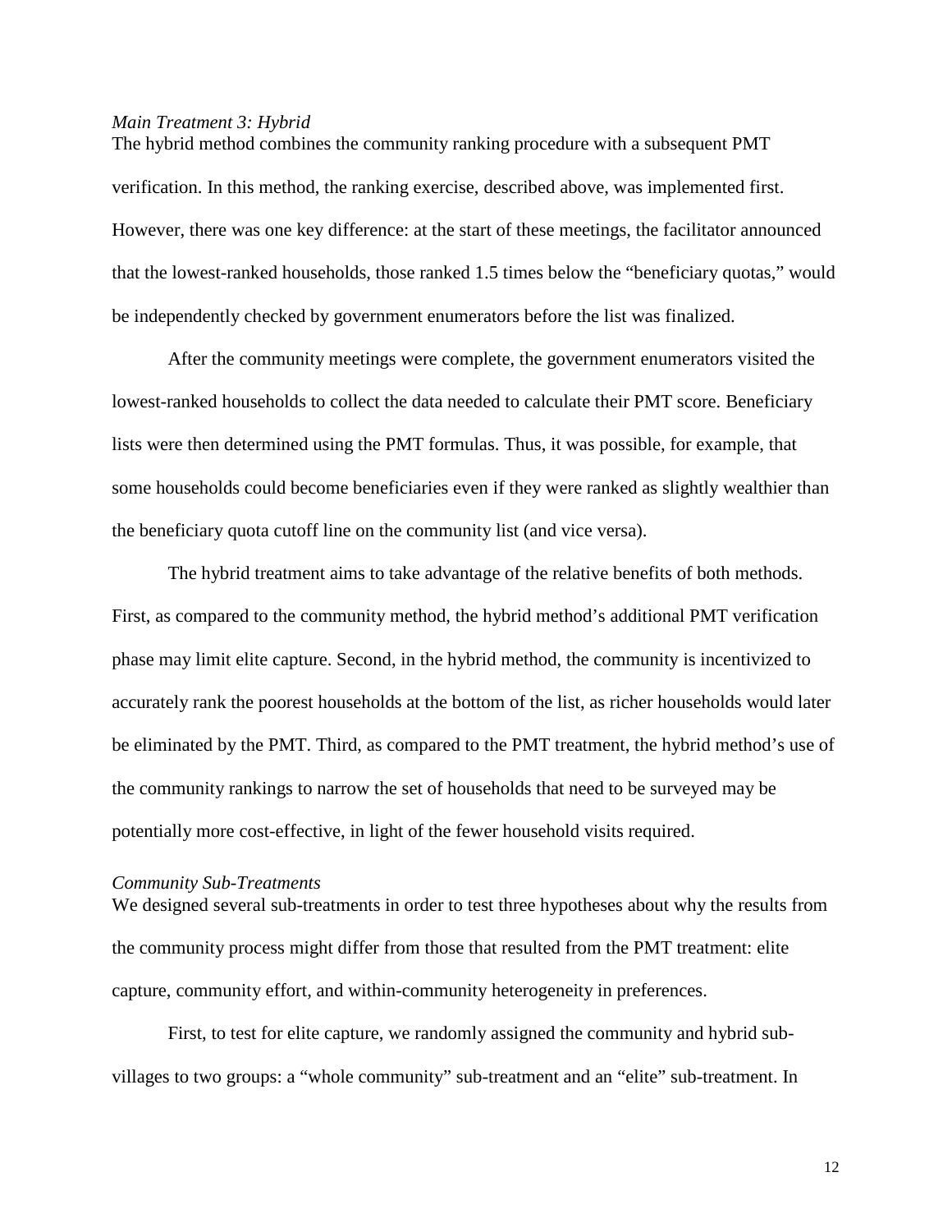*Main Treatment 3: Hybrid*

The hybrid method combines the community ranking procedure with a subsequent PMT verification. In this method, the ranking exercise, described above, was implemented first. However, there was one key difference: at the start of these meetings, the facilitator announced that the lowest-ranked households, those ranked 1.5 times below the "beneficiary quotas," would be independently checked by government enumerators before the list was finalized.

After the community meetings were complete, the government enumerators visited the lowest-ranked households to collect the data needed to calculate their PMT score. Beneficiary lists were then determined using the PMT formulas. Thus, it was possible, for example, that some households could become beneficiaries even if they were ranked as slightly wealthier than the beneficiary quota cutoff line on the community list (and vice versa).

The hybrid treatment aims to take advantage of the relative benefits of both methods. First, as compared to the community method, the hybrid method's additional PMT verification phase may limit elite capture. Second, in the hybrid method, the community is incentivized to accurately rank the poorest households at the bottom of the list, as richer households would later be eliminated by the PMT. Third, as compared to the PMT treatment, the hybrid method's use of the community rankings to narrow the set of households that need to be surveyed may be potentially more cost-effective, in light of the fewer household visits required.

*Community Sub-Treatments*

We designed several sub-treatments in order to test three hypotheses about why the results from the community process might differ from those that resulted from the PMT treatment: elite capture, community effort, and within-community heterogeneity in preferences.

First, to test for elite capture, we randomly assigned the community and hybrid sub-villages to two groups: a "whole community" sub-treatment and an "elite" sub-treatment. In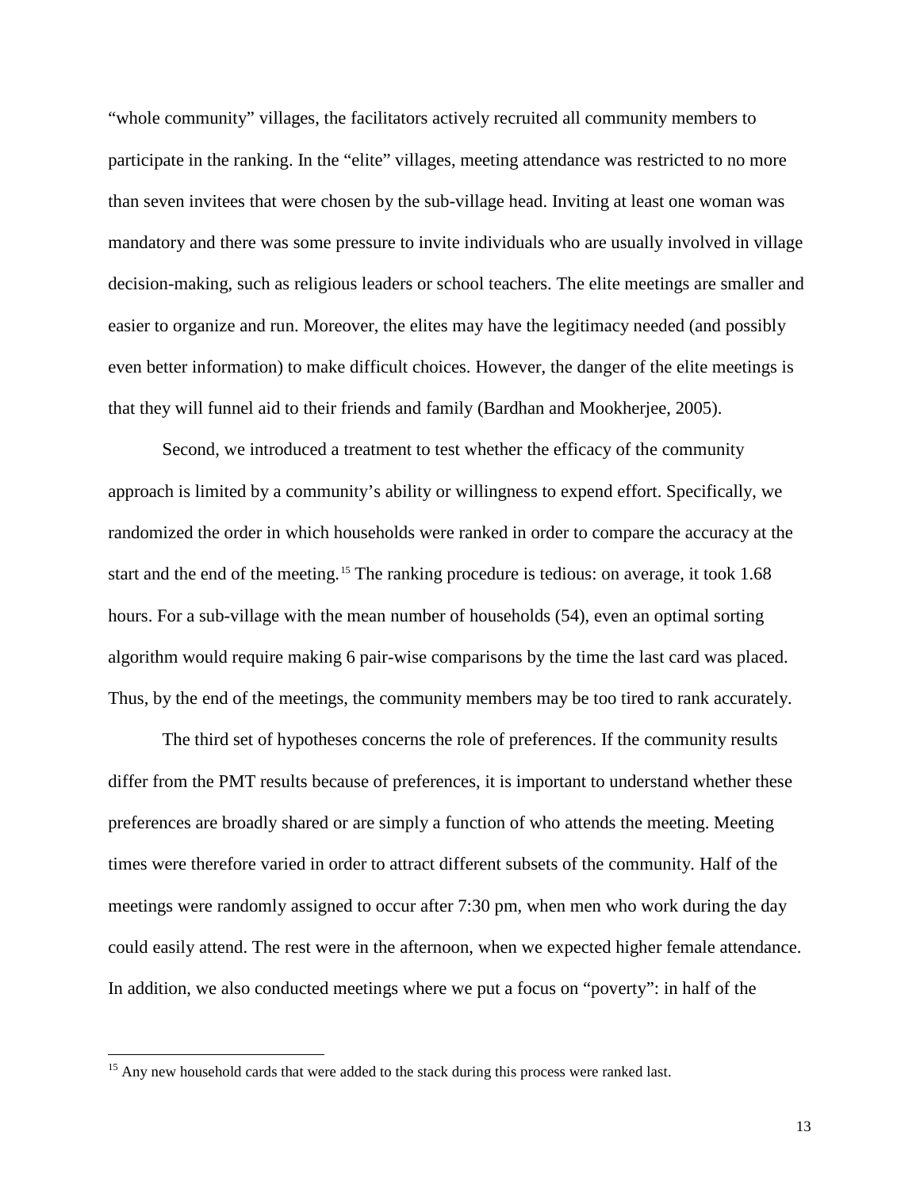"whole community" villages, the facilitators actively recruited all community members to participate in the ranking. In the "elite" villages, meeting attendance was restricted to no more than seven invitees that were chosen by the sub-village head. Inviting at least one woman was mandatory and there was some pressure to invite individuals who are usually involved in village decision-making, such as religious leaders or school teachers. The elite meetings are smaller and easier to organize and run. Moreover, the elites may have the legitimacy needed (and possibly even better information) to make difficult choices. However, the danger of the elite meetings is that they will funnel aid to their friends and family (Bardhan and Mookherjee, 2005).

Second, we introduced a treatment to test whether the efficacy of the community approach is limited by a community's ability or willingness to expend effort. Specifically, we randomized the order in which households were ranked in order to compare the accuracy at the start and the end of the meeting.[15] The ranking procedure is tedious: on average, it took 1.68 hours. For a sub-village with the mean number of households (54), even an optimal sorting algorithm would require making 6 pair-wise comparisons by the time the last card was placed. Thus, by the end of the meetings, the community members may be too tired to rank accurately.

The third set of hypotheses concerns the role of preferences. If the community results differ from the PMT results because of preferences, it is important to understand whether these preferences are broadly shared or are simply a function of who attends the meeting. Meeting times were therefore varied in order to attract different subsets of the community. Half of the meetings were randomly assigned to occur after 7:30 pm, when men who work during the day could easily attend. The rest were in the afternoon, when we expected higher female attendance. In addition, we also conducted meetings where we put a focus on "poverty": in half of the

[15] Any new household cards that were added to the stack during this process were ranked last.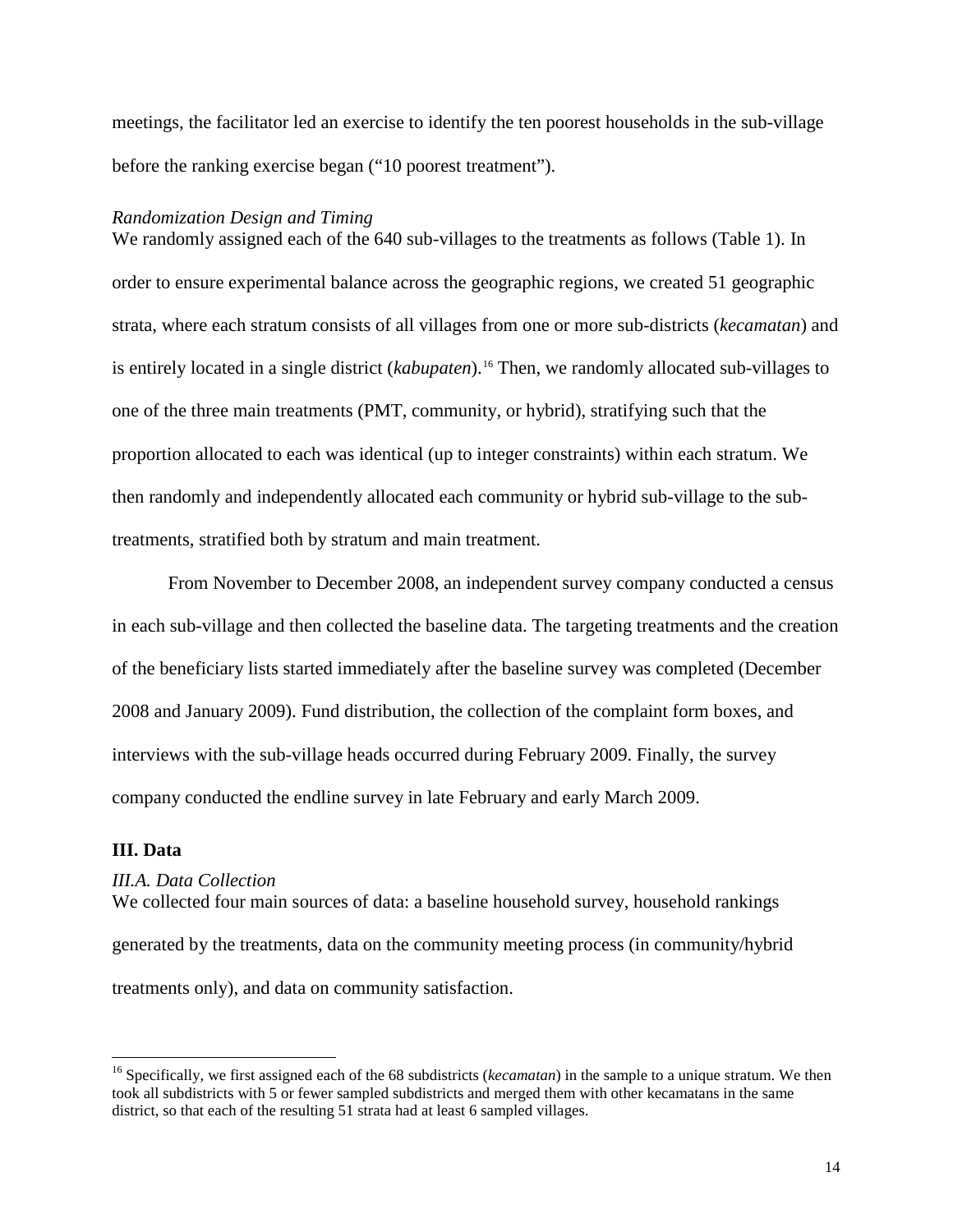meetings, the facilitator led an exercise to identify the ten poorest households in the sub-village before the ranking exercise began ("10 poorest treatment").

*Randomization Design and Timing*

We randomly assigned each of the 640 sub-villages to the treatments as follows (Table 1). In order to ensure experimental balance across the geographic regions, we created 51 geographic strata, where each stratum consists of all villages from one or more sub-districts (*kecamatan*) and is entirely located in a single district (*kabupaten*).[16] Then, we randomly allocated sub-villages to one of the three main treatments (PMT, community, or hybrid), stratifying such that the proportion allocated to each was identical (up to integer constraints) within each stratum. We then randomly and independently allocated each community or hybrid sub-village to the sub-treatments, stratified both by stratum and main treatment.

From November to December 2008, an independent survey company conducted a census in each sub-village and then collected the baseline data. The targeting treatments and the creation of the beneficiary lists started immediately after the baseline survey was completed (December 2008 and January 2009). Fund distribution, the collection of the complaint form boxes, and interviews with the sub-village heads occurred during February 2009. Finally, the survey company conducted the endline survey in late February and early March 2009.

## III. Data

### *III.A. Data Collection*

We collected four main sources of data: a baseline household survey, household rankings generated by the treatments, data on the community meeting process (in community/hybrid treatments only), and data on community satisfaction.

[16] Specifically, we first assigned each of the 68 subdistricts (*kecamatan*) in the sample to a unique stratum. We then took all subdistricts with 5 or fewer sampled subdistricts and merged them with other kecamatans in the same district, so that each of the resulting 51 strata had at least 6 sampled villages.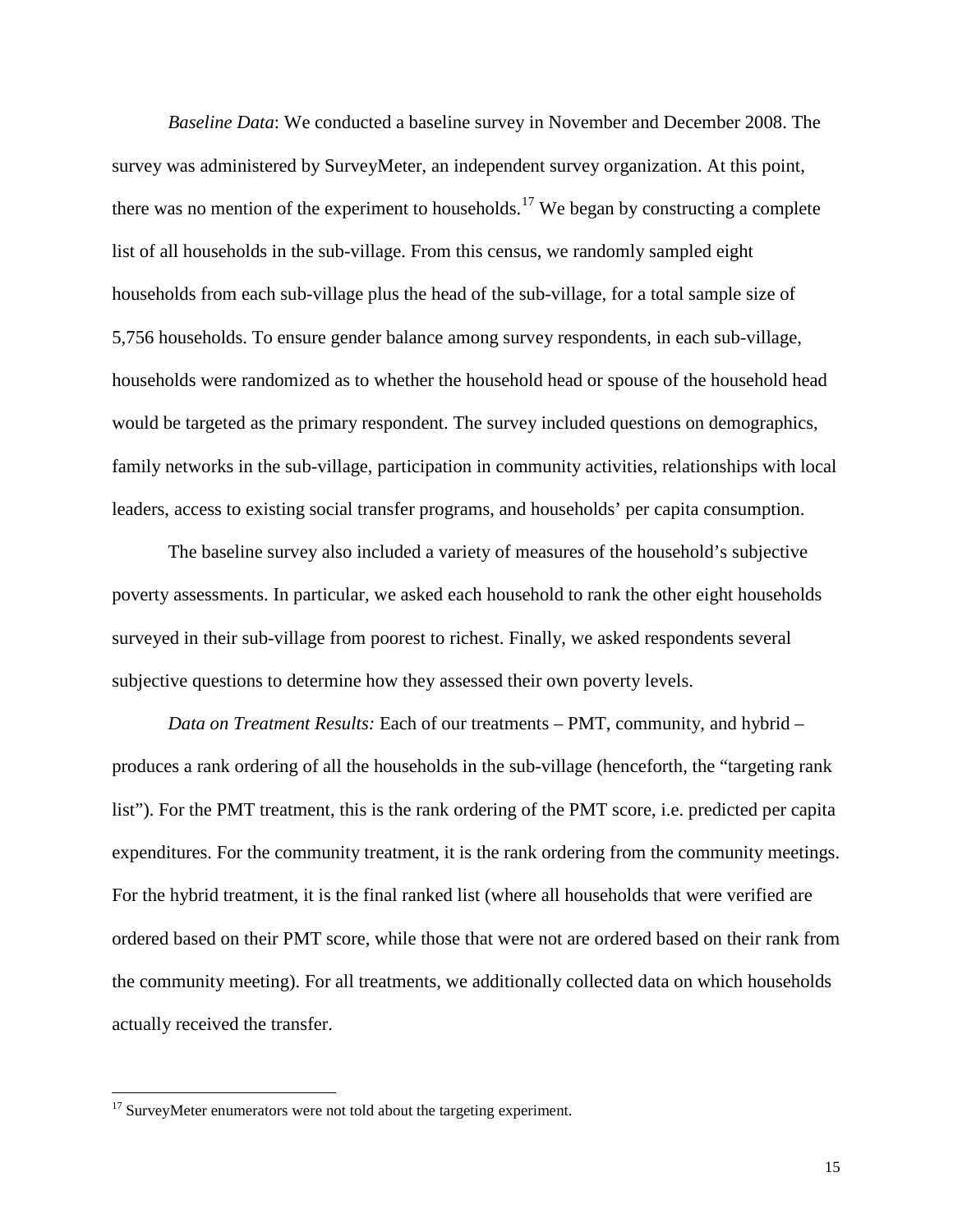*Baseline Data*: We conducted a baseline survey in November and December 2008. The survey was administered by SurveyMeter, an independent survey organization. At this point, there was no mention of the experiment to households.[17] We began by constructing a complete list of all households in the sub-village. From this census, we randomly sampled eight households from each sub-village plus the head of the sub-village, for a total sample size of 5,756 households. To ensure gender balance among survey respondents, in each sub-village, households were randomized as to whether the household head or spouse of the household head would be targeted as the primary respondent. The survey included questions on demographics, family networks in the sub-village, participation in community activities, relationships with local leaders, access to existing social transfer programs, and households' per capita consumption.

The baseline survey also included a variety of measures of the household's subjective poverty assessments. In particular, we asked each household to rank the other eight households surveyed in their sub-village from poorest to richest. Finally, we asked respondents several subjective questions to determine how they assessed their own poverty levels.

*Data on Treatment Results:* Each of our treatments – PMT, community, and hybrid – produces a rank ordering of all the households in the sub-village (henceforth, the "targeting rank list"). For the PMT treatment, this is the rank ordering of the PMT score, i.e. predicted per capita expenditures. For the community treatment, it is the rank ordering from the community meetings. For the hybrid treatment, it is the final ranked list (where all households that were verified are ordered based on their PMT score, while those that were not are ordered based on their rank from the community meeting). For all treatments, we additionally collected data on which households actually received the transfer.

[17] SurveyMeter enumerators were not told about the targeting experiment.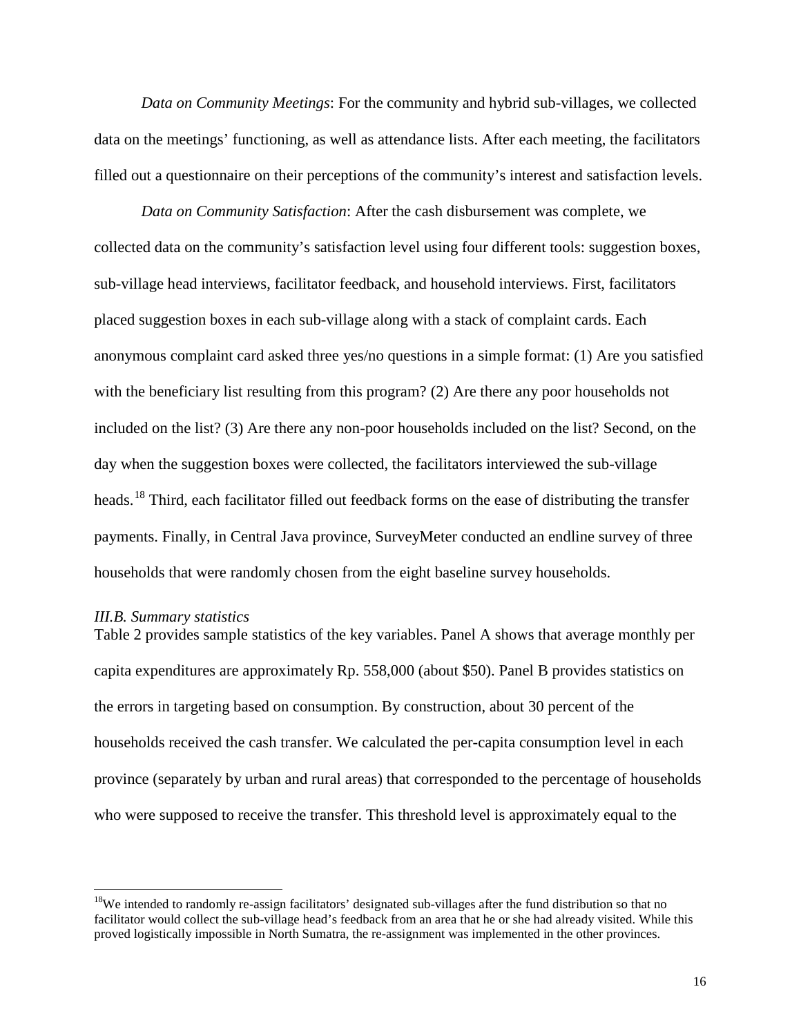*Data on Community Meetings*: For the community and hybrid sub-villages, we collected data on the meetings' functioning, as well as attendance lists. After each meeting, the facilitators filled out a questionnaire on their perceptions of the community's interest and satisfaction levels.

*Data on Community Satisfaction*: After the cash disbursement was complete, we collected data on the community's satisfaction level using four different tools: suggestion boxes, sub-village head interviews, facilitator feedback, and household interviews. First, facilitators placed suggestion boxes in each sub-village along with a stack of complaint cards. Each anonymous complaint card asked three yes/no questions in a simple format: (1) Are you satisfied with the beneficiary list resulting from this program? (2) Are there any poor households not included on the list? (3) Are there any non-poor households included on the list? Second, on the day when the suggestion boxes were collected, the facilitators interviewed the sub-village heads.[18] Third, each facilitator filled out feedback forms on the ease of distributing the transfer payments. Finally, in Central Java province, SurveyMeter conducted an endline survey of three households that were randomly chosen from the eight baseline survey households.

### *III.B. Summary statistics*

Table 2 provides sample statistics of the key variables. Panel A shows that average monthly per capita expenditures are approximately Rp. 558,000 (about \$50). Panel B provides statistics on the errors in targeting based on consumption. By construction, about 30 percent of the households received the cash transfer. We calculated the per-capita consumption level in each province (separately by urban and rural areas) that corresponded to the percentage of households who were supposed to receive the transfer. This threshold level is approximately equal to the

---

[18] We intended to randomly re-assign facilitators' designated sub-villages after the fund distribution so that no facilitator would collect the sub-village head's feedback from an area that he or she had already visited. While this proved logistically impossible in North Sumatra, the re-assignment was implemented in the other provinces.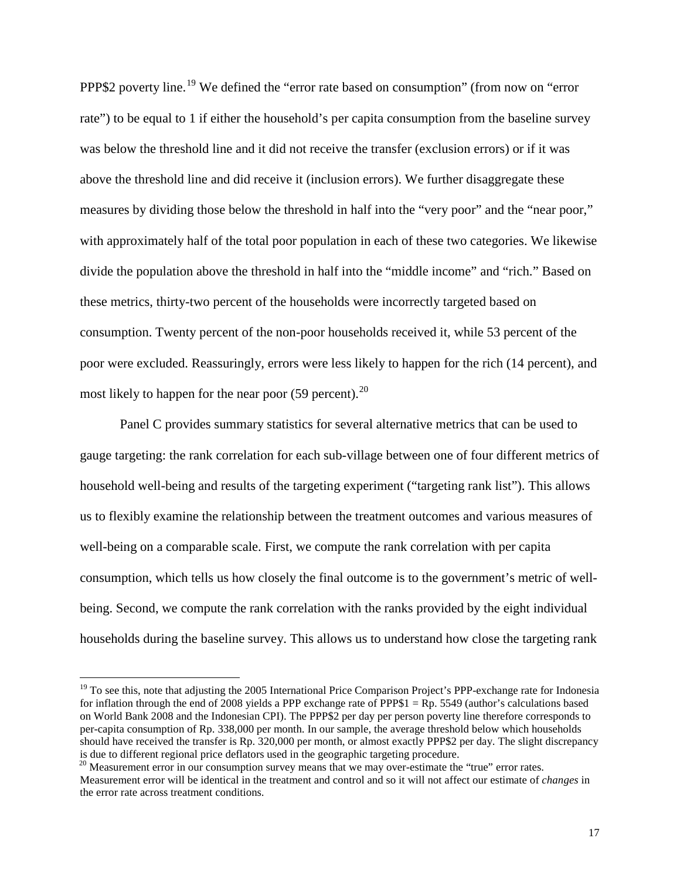PPP$2 poverty line.[19] We defined the "error rate based on consumption" (from now on "error rate") to be equal to 1 if either the household's per capita consumption from the baseline survey was below the threshold line and it did not receive the transfer (exclusion errors) or if it was above the threshold line and did receive it (inclusion errors). We further disaggregate these measures by dividing those below the threshold in half into the "very poor" and the "near poor," with approximately half of the total poor population in each of these two categories. We likewise divide the population above the threshold in half into the "middle income" and "rich." Based on these metrics, thirty-two percent of the households were incorrectly targeted based on consumption. Twenty percent of the non-poor households received it, while 53 percent of the poor were excluded. Reassuringly, errors were less likely to happen for the rich (14 percent), and most likely to happen for the near poor (59 percent).[20]

Panel C provides summary statistics for several alternative metrics that can be used to gauge targeting: the rank correlation for each sub-village between one of four different metrics of household well-being and results of the targeting experiment ("targeting rank list"). This allows us to flexibly examine the relationship between the treatment outcomes and various measures of well-being on a comparable scale. First, we compute the rank correlation with per capita consumption, which tells us how closely the final outcome is to the government's metric of well-being. Second, we compute the rank correlation with the ranks provided by the eight individual households during the baseline survey. This allows us to understand how close the targeting rank

---

[19] To see this, note that adjusting the 2005 International Price Comparison Project's PPP-exchange rate for Indonesia for inflation through the end of 2008 yields a PPP exchange rate of PPP$1 = Rp. 5549 (author's calculations based on World Bank 2008 and the Indonesian CPI). The PPP$2 per day per person poverty line therefore corresponds to per-capita consumption of Rp. 338,000 per month. In our sample, the average threshold below which households should have received the transfer is Rp. 320,000 per month, or almost exactly PPP$2 per day. The slight discrepancy is due to different regional price deflators used in the geographic targeting procedure.

[20] Measurement error in our consumption survey means that we may over-estimate the "true" error rates. Measurement error will be identical in the treatment and control and so it will not affect our estimate of *changes* in the error rate across treatment conditions.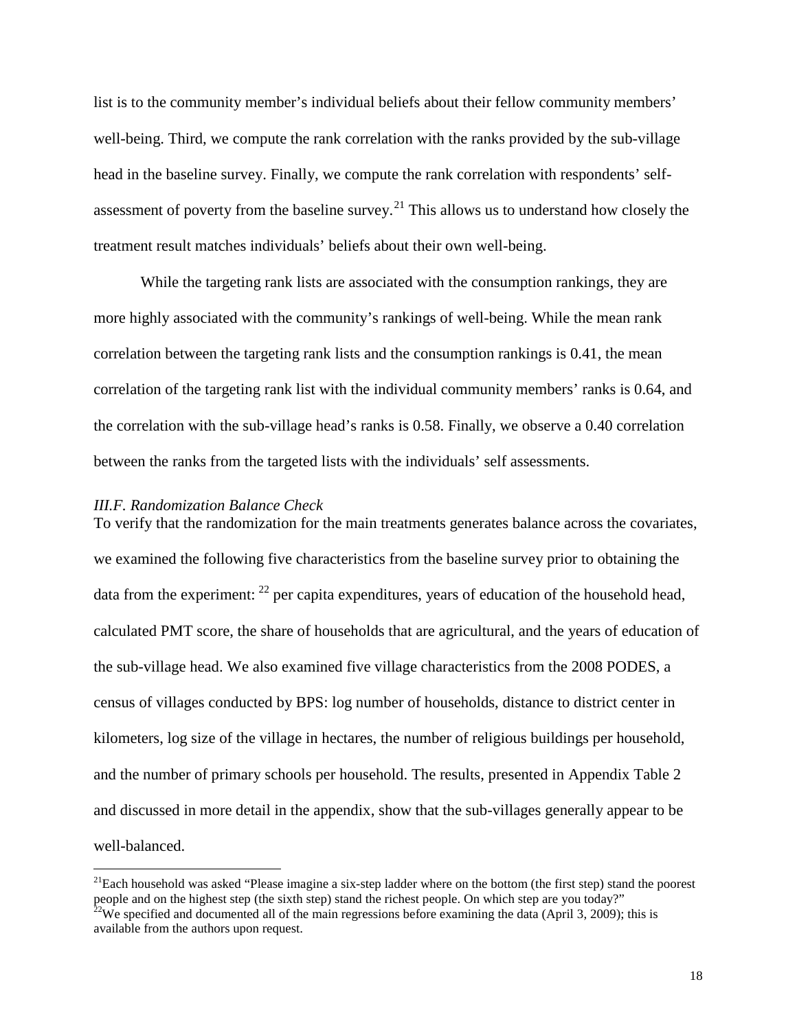list is to the community member's individual beliefs about their fellow community members' well-being. Third, we compute the rank correlation with the ranks provided by the sub-village head in the baseline survey. Finally, we compute the rank correlation with respondents' self-assessment of poverty from the baseline survey.[21] This allows us to understand how closely the treatment result matches individuals' beliefs about their own well-being.

While the targeting rank lists are associated with the consumption rankings, they are more highly associated with the community's rankings of well-being. While the mean rank correlation between the targeting rank lists and the consumption rankings is 0.41, the mean correlation of the targeting rank list with the individual community members' ranks is 0.64, and the correlation with the sub-village head's ranks is 0.58. Finally, we observe a 0.40 correlation between the ranks from the targeted lists with the individuals' self assessments.

### *III.F. Randomization Balance Check*

To verify that the randomization for the main treatments generates balance across the covariates, we examined the following five characteristics from the baseline survey prior to obtaining the data from the experiment: [22] per capita expenditures, years of education of the household head, calculated PMT score, the share of households that are agricultural, and the years of education of the sub-village head. We also examined five village characteristics from the 2008 PODES, a census of villages conducted by BPS: log number of households, distance to district center in kilometers, log size of the village in hectares, the number of religious buildings per household, and the number of primary schools per household. The results, presented in Appendix Table 2 and discussed in more detail in the appendix, show that the sub-villages generally appear to be well-balanced.

[21] Each household was asked "Please imagine a six-step ladder where on the bottom (the first step) stand the poorest people and on the highest step (the sixth step) stand the richest people. On which step are you today?"

[22] We specified and documented all of the main regressions before examining the data (April 3, 2009); this is available from the authors upon request.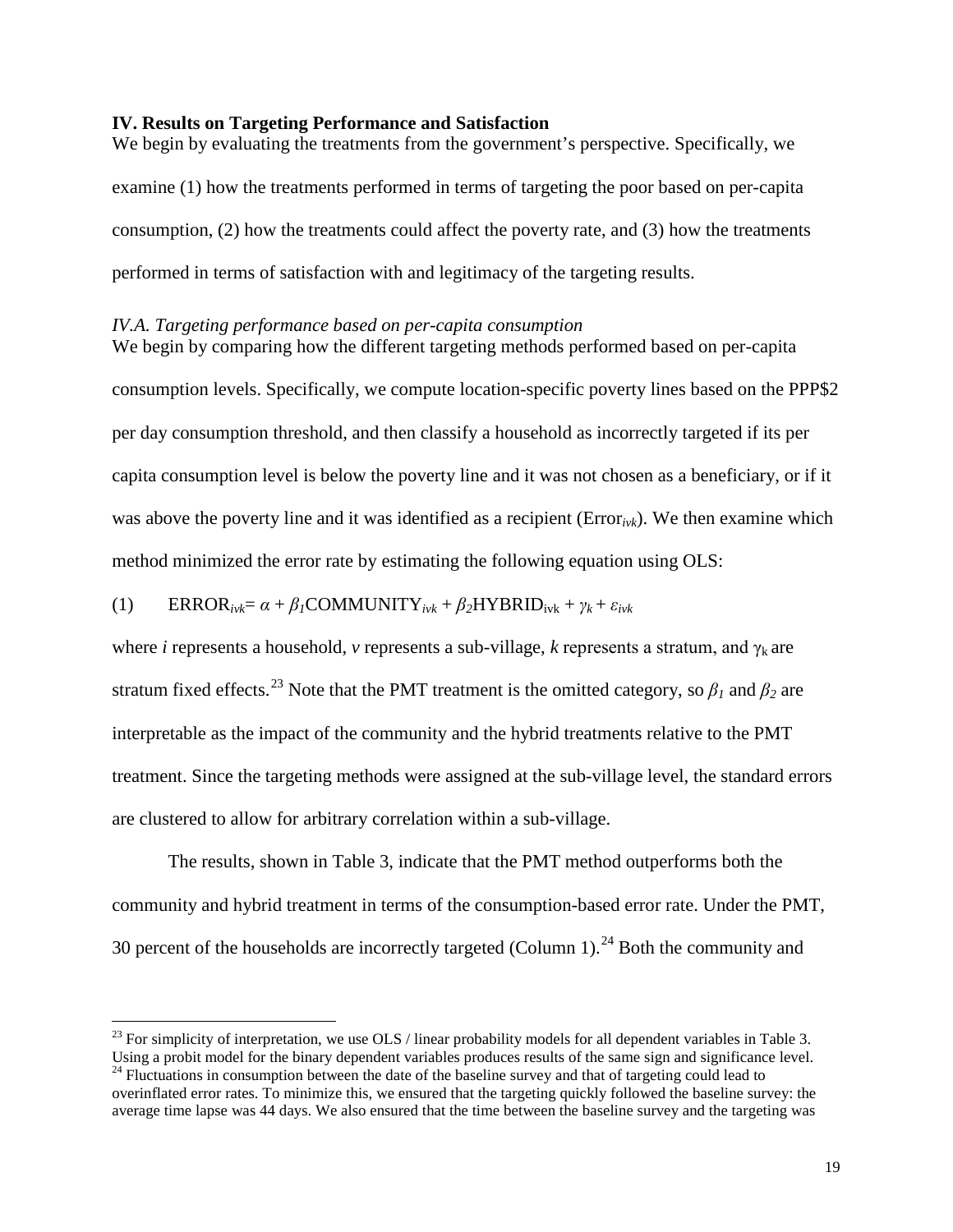## IV. Results on Targeting Performance and Satisfaction

We begin by evaluating the treatments from the government's perspective. Specifically, we examine (1) how the treatments performed in terms of targeting the poor based on per-capita consumption, (2) how the treatments could affect the poverty rate, and (3) how the treatments performed in terms of satisfaction with and legitimacy of the targeting results.

### *IV.A. Targeting performance based on per-capita consumption*

We begin by comparing how the different targeting methods performed based on per-capita consumption levels. Specifically, we compute location-specific poverty lines based on the PPP$2 per day consumption threshold, and then classify a household as incorrectly targeted if its per capita consumption level is below the poverty line and it was not chosen as a beneficiary, or if it was above the poverty line and it was identified as a recipient ($\text{Error}_{ivk}$). We then examine which method minimized the error rate by estimating the following equation using OLS:

$$(1) \qquad \text{ERROR}_{ivk} = \alpha + \beta_1 \text{COMMUNITY}_{ivk} + \beta_2 \text{HYBRID}_{ivk} + \gamma_k + \varepsilon_{ivk}$$

where *i* represents a household, *v* represents a sub-village, *k* represents a stratum, and $\gamma_k$ are stratum fixed effects.[23] Note that the PMT treatment is the omitted category, so $\beta_1$ and $\beta_2$ are interpretable as the impact of the community and the hybrid treatments relative to the PMT treatment. Since the targeting methods were assigned at the sub-village level, the standard errors are clustered to allow for arbitrary correlation within a sub-village.

The results, shown in Table 3, indicate that the PMT method outperforms both the community and hybrid treatment in terms of the consumption-based error rate. Under the PMT, 30 percent of the households are incorrectly targeted (Column 1).[24] Both the community and

[23] For simplicity of interpretation, we use OLS / linear probability models for all dependent variables in Table 3. Using a probit model for the binary dependent variables produces results of the same sign and significance level.

[24] Fluctuations in consumption between the date of the baseline survey and that of targeting could lead to overinflated error rates. To minimize this, we ensured that the targeting quickly followed the baseline survey: the average time lapse was 44 days. We also ensured that the time between the baseline survey and the targeting was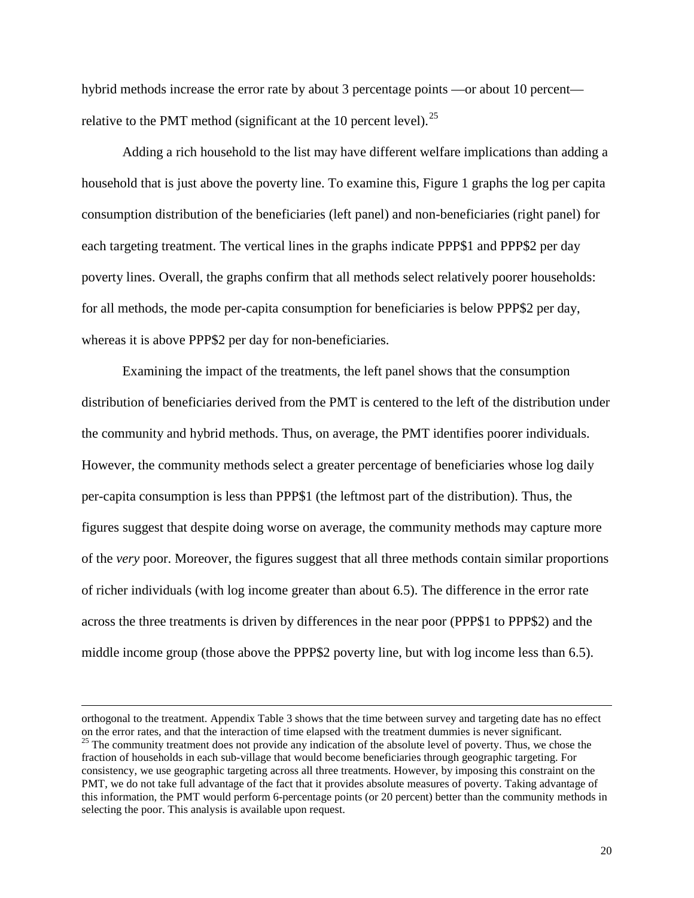hybrid methods increase the error rate by about 3 percentage points —or about 10 percent—relative to the PMT method (significant at the 10 percent level).[25]

Adding a rich household to the list may have different welfare implications than adding a household that is just above the poverty line. To examine this, Figure 1 graphs the log per capita consumption distribution of the beneficiaries (left panel) and non-beneficiaries (right panel) for each targeting treatment. The vertical lines in the graphs indicate PPP$1 and PPP$2 per day poverty lines. Overall, the graphs confirm that all methods select relatively poorer households: for all methods, the mode per-capita consumption for beneficiaries is below PPP$2 per day, whereas it is above PPP$2 per day for non-beneficiaries.

Examining the impact of the treatments, the left panel shows that the consumption distribution of beneficiaries derived from the PMT is centered to the left of the distribution under the community and hybrid methods. Thus, on average, the PMT identifies poorer individuals. However, the community methods select a greater percentage of beneficiaries whose log daily per-capita consumption is less than PPP$1 (the leftmost part of the distribution). Thus, the figures suggest that despite doing worse on average, the community methods may capture more of the *very* poor. Moreover, the figures suggest that all three methods contain similar proportions of richer individuals (with log income greater than about 6.5). The difference in the error rate across the three treatments is driven by differences in the near poor (PPP$1 to PPP$2) and the middle income group (those above the PPP$2 poverty line, but with log income less than 6.5).

---

orthogonal to the treatment. Appendix Table 3 shows that the time between survey and targeting date has no effect on the error rates, and that the interaction of time elapsed with the treatment dummies is never significant.

[25] The community treatment does not provide any indication of the absolute level of poverty. Thus, we chose the fraction of households in each sub-village that would become beneficiaries through geographic targeting. For consistency, we use geographic targeting across all three treatments. However, by imposing this constraint on the PMT, we do not take full advantage of the fact that it provides absolute measures of poverty. Taking advantage of this information, the PMT would perform 6-percentage points (or 20 percent) better than the community methods in selecting the poor. This analysis is available upon request.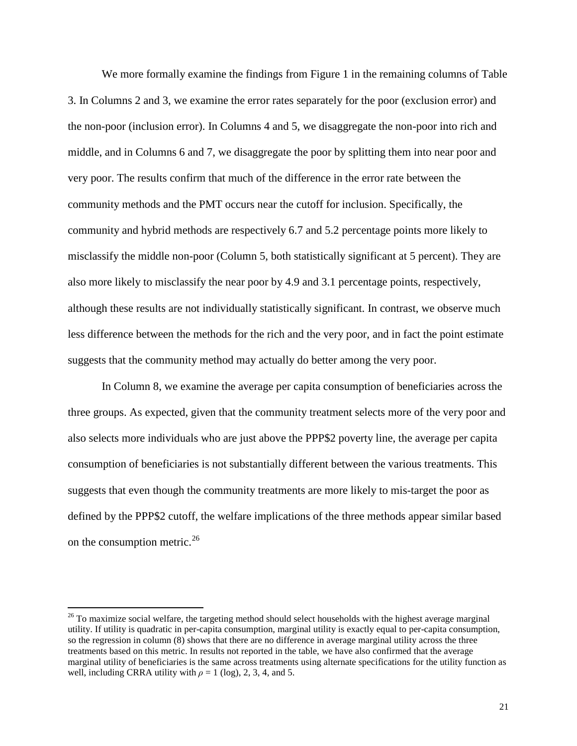We more formally examine the findings from Figure 1 in the remaining columns of Table 3. In Columns 2 and 3, we examine the error rates separately for the poor (exclusion error) and the non-poor (inclusion error). In Columns 4 and 5, we disaggregate the non-poor into rich and middle, and in Columns 6 and 7, we disaggregate the poor by splitting them into near poor and very poor. The results confirm that much of the difference in the error rate between the community methods and the PMT occurs near the cutoff for inclusion. Specifically, the community and hybrid methods are respectively 6.7 and 5.2 percentage points more likely to misclassify the middle non-poor (Column 5, both statistically significant at 5 percent). They are also more likely to misclassify the near poor by 4.9 and 3.1 percentage points, respectively, although these results are not individually statistically significant. In contrast, we observe much less difference between the methods for the rich and the very poor, and in fact the point estimate suggests that the community method may actually do better among the very poor.

In Column 8, we examine the average per capita consumption of beneficiaries across the three groups. As expected, given that the community treatment selects more of the very poor and also selects more individuals who are just above the PPP$2 poverty line, the average per capita consumption of beneficiaries is not substantially different between the various treatments. This suggests that even though the community treatments are more likely to mis-target the poor as defined by the PPP$2 cutoff, the welfare implications of the three methods appear similar based on the consumption metric.[26]

[26] To maximize social welfare, the targeting method should select households with the highest average marginal utility. If utility is quadratic in per-capita consumption, marginal utility is exactly equal to per-capita consumption, so the regression in column (8) shows that there are no difference in average marginal utility across the three treatments based on this metric. In results not reported in the table, we have also confirmed that the average marginal utility of beneficiaries is the same across treatments using alternate specifications for the utility function as well, including CRRA utility with $\rho = 1$ (log), 2, 3, 4, and 5.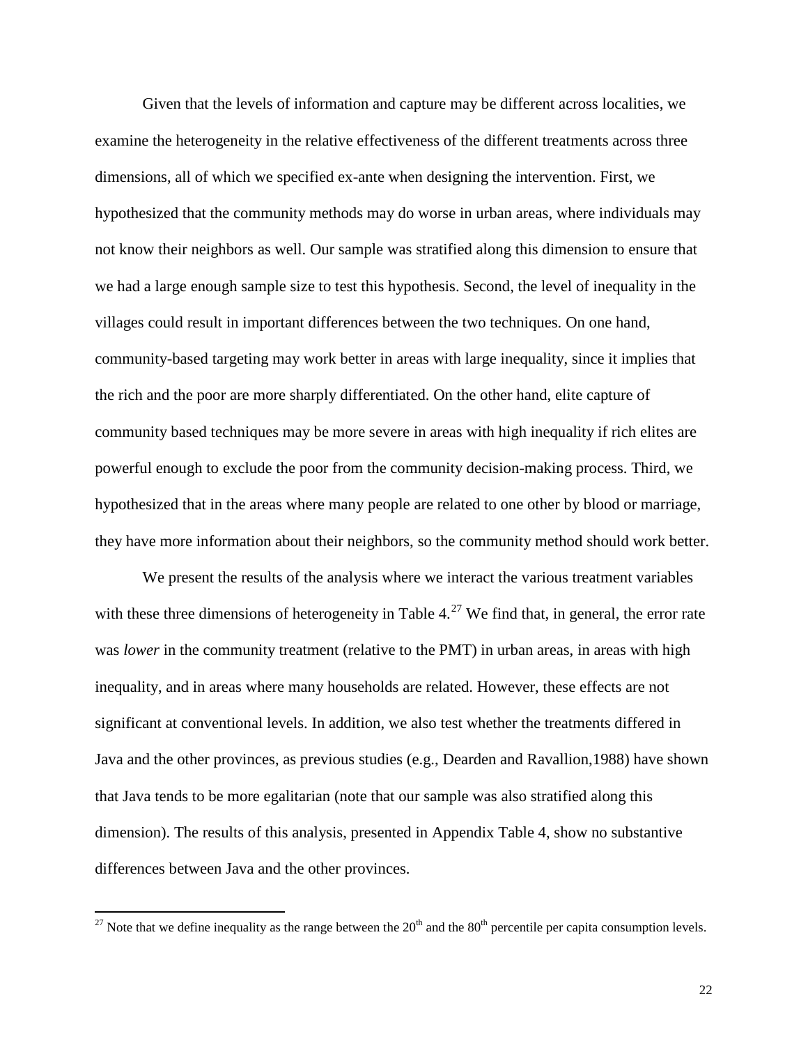Given that the levels of information and capture may be different across localities, we examine the heterogeneity in the relative effectiveness of the different treatments across three dimensions, all of which we specified ex-ante when designing the intervention. First, we hypothesized that the community methods may do worse in urban areas, where individuals may not know their neighbors as well. Our sample was stratified along this dimension to ensure that we had a large enough sample size to test this hypothesis. Second, the level of inequality in the villages could result in important differences between the two techniques. On one hand, community-based targeting may work better in areas with large inequality, since it implies that the rich and the poor are more sharply differentiated. On the other hand, elite capture of community based techniques may be more severe in areas with high inequality if rich elites are powerful enough to exclude the poor from the community decision-making process. Third, we hypothesized that in the areas where many people are related to one other by blood or marriage, they have more information about their neighbors, so the community method should work better.

We present the results of the analysis where we interact the various treatment variables with these three dimensions of heterogeneity in Table 4.[27] We find that, in general, the error rate was *lower* in the community treatment (relative to the PMT) in urban areas, in areas with high inequality, and in areas where many households are related. However, these effects are not significant at conventional levels. In addition, we also test whether the treatments differed in Java and the other provinces, as previous studies (e.g., Dearden and Ravallion,1988) have shown that Java tends to be more egalitarian (note that our sample was also stratified along this dimension). The results of this analysis, presented in Appendix Table 4, show no substantive differences between Java and the other provinces.

[27] Note that we define inequality as the range between the 20th and the 80th percentile per capita consumption levels.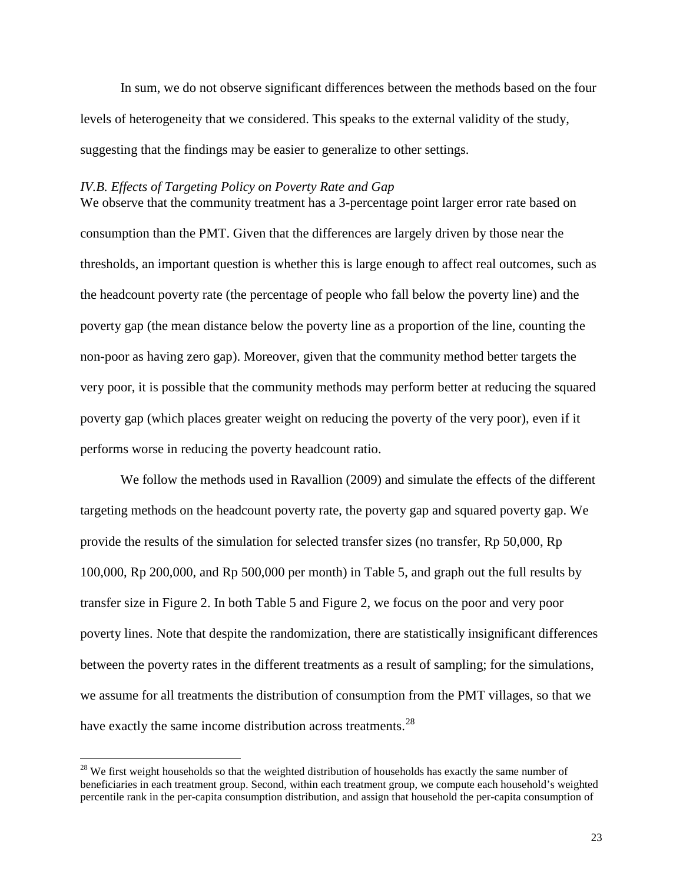In sum, we do not observe significant differences between the methods based on the four levels of heterogeneity that we considered. This speaks to the external validity of the study, suggesting that the findings may be easier to generalize to other settings.

*IV.B. Effects of Targeting Policy on Poverty Rate and Gap*

We observe that the community treatment has a 3-percentage point larger error rate based on consumption than the PMT. Given that the differences are largely driven by those near the thresholds, an important question is whether this is large enough to affect real outcomes, such as the headcount poverty rate (the percentage of people who fall below the poverty line) and the poverty gap (the mean distance below the poverty line as a proportion of the line, counting the non-poor as having zero gap). Moreover, given that the community method better targets the very poor, it is possible that the community methods may perform better at reducing the squared poverty gap (which places greater weight on reducing the poverty of the very poor), even if it performs worse in reducing the poverty headcount ratio.

We follow the methods used in Ravallion (2009) and simulate the effects of the different targeting methods on the headcount poverty rate, the poverty gap and squared poverty gap. We provide the results of the simulation for selected transfer sizes (no transfer, Rp 50,000, Rp 100,000, Rp 200,000, and Rp 500,000 per month) in Table 5, and graph out the full results by transfer size in Figure 2. In both Table 5 and Figure 2, we focus on the poor and very poor poverty lines. Note that despite the randomization, there are statistically insignificant differences between the poverty rates in the different treatments as a result of sampling; for the simulations, we assume for all treatments the distribution of consumption from the PMT villages, so that we have exactly the same income distribution across treatments.[28]

[28] We first weight households so that the weighted distribution of households has exactly the same number of beneficiaries in each treatment group. Second, within each treatment group, we compute each household's weighted percentile rank in the per-capita consumption distribution, and assign that household the per-capita consumption of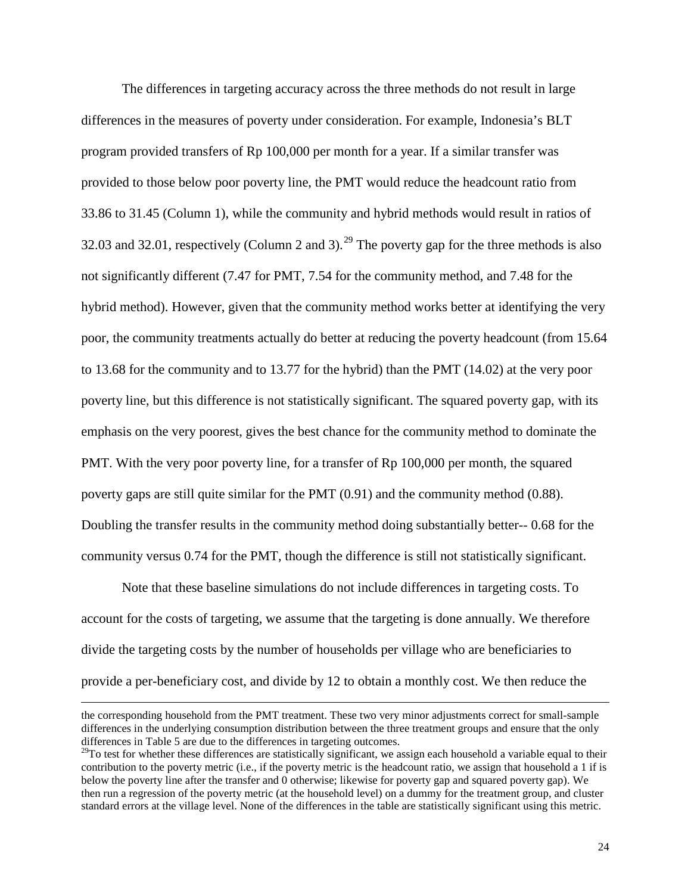The differences in targeting accuracy across the three methods do not result in large differences in the measures of poverty under consideration. For example, Indonesia's BLT program provided transfers of Rp 100,000 per month for a year. If a similar transfer was provided to those below poor poverty line, the PMT would reduce the headcount ratio from 33.86 to 31.45 (Column 1), while the community and hybrid methods would result in ratios of 32.03 and 32.01, respectively (Column 2 and 3).[29] The poverty gap for the three methods is also not significantly different (7.47 for PMT, 7.54 for the community method, and 7.48 for the hybrid method). However, given that the community method works better at identifying the very poor, the community treatments actually do better at reducing the poverty headcount (from 15.64 to 13.68 for the community and to 13.77 for the hybrid) than the PMT (14.02) at the very poor poverty line, but this difference is not statistically significant. The squared poverty gap, with its emphasis on the very poorest, gives the best chance for the community method to dominate the PMT. With the very poor poverty line, for a transfer of Rp 100,000 per month, the squared poverty gaps are still quite similar for the PMT (0.91) and the community method (0.88). Doubling the transfer results in the community method doing substantially better-- 0.68 for the community versus 0.74 for the PMT, though the difference is still not statistically significant.

Note that these baseline simulations do not include differences in targeting costs. To account for the costs of targeting, we assume that the targeting is done annually. We therefore divide the targeting costs by the number of households per village who are beneficiaries to provide a per-beneficiary cost, and divide by 12 to obtain a monthly cost. We then reduce the

---

the corresponding household from the PMT treatment. These two very minor adjustments correct for small-sample differences in the underlying consumption distribution between the three treatment groups and ensure that the only differences in Table 5 are due to the differences in targeting outcomes.

[29]To test for whether these differences are statistically significant, we assign each household a variable equal to their contribution to the poverty metric (i.e., if the poverty metric is the headcount ratio, we assign that household a 1 if is below the poverty line after the transfer and 0 otherwise; likewise for poverty gap and squared poverty gap). We then run a regression of the poverty metric (at the household level) on a dummy for the treatment group, and cluster standard errors at the village level. None of the differences in the table are statistically significant using this metric.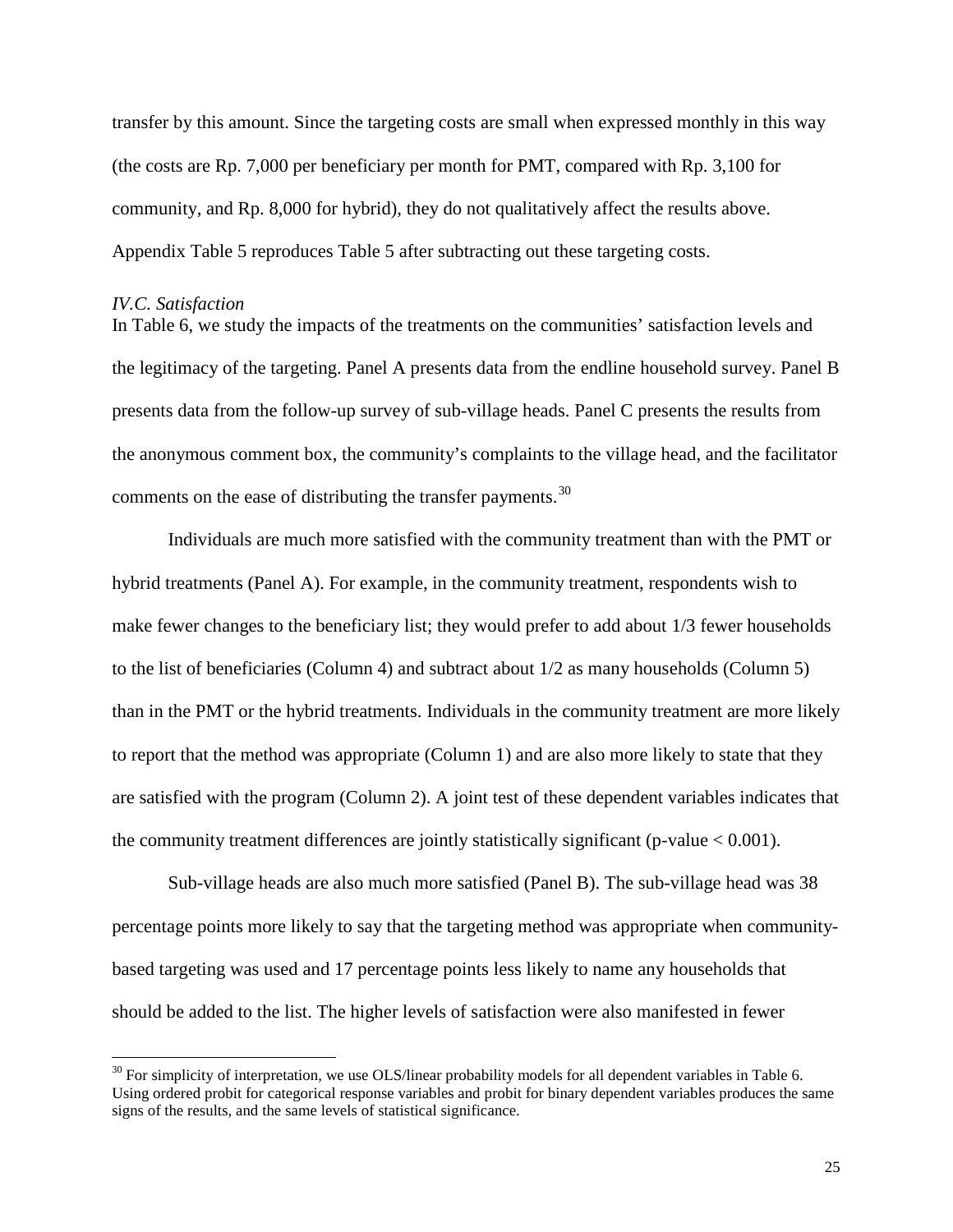transfer by this amount. Since the targeting costs are small when expressed monthly in this way (the costs are Rp. 7,000 per beneficiary per month for PMT, compared with Rp. 3,100 for community, and Rp. 8,000 for hybrid), they do not qualitatively affect the results above. Appendix Table 5 reproduces Table 5 after subtracting out these targeting costs.

*IV.C. Satisfaction*

In Table 6, we study the impacts of the treatments on the communities' satisfaction levels and the legitimacy of the targeting. Panel A presents data from the endline household survey. Panel B presents data from the follow-up survey of sub-village heads. Panel C presents the results from the anonymous comment box, the community's complaints to the village head, and the facilitator comments on the ease of distributing the transfer payments.[30]

Individuals are much more satisfied with the community treatment than with the PMT or hybrid treatments (Panel A). For example, in the community treatment, respondents wish to make fewer changes to the beneficiary list; they would prefer to add about 1/3 fewer households to the list of beneficiaries (Column 4) and subtract about 1/2 as many households (Column 5) than in the PMT or the hybrid treatments. Individuals in the community treatment are more likely to report that the method was appropriate (Column 1) and are also more likely to state that they are satisfied with the program (Column 2). A joint test of these dependent variables indicates that the community treatment differences are jointly statistically significant (p-value $< 0.001$).

Sub-village heads are also much more satisfied (Panel B). The sub-village head was 38 percentage points more likely to say that the targeting method was appropriate when community-based targeting was used and 17 percentage points less likely to name any households that should be added to the list. The higher levels of satisfaction were also manifested in fewer

[30] For simplicity of interpretation, we use OLS/linear probability models for all dependent variables in Table 6. Using ordered probit for categorical response variables and probit for binary dependent variables produces the same signs of the results, and the same levels of statistical significance.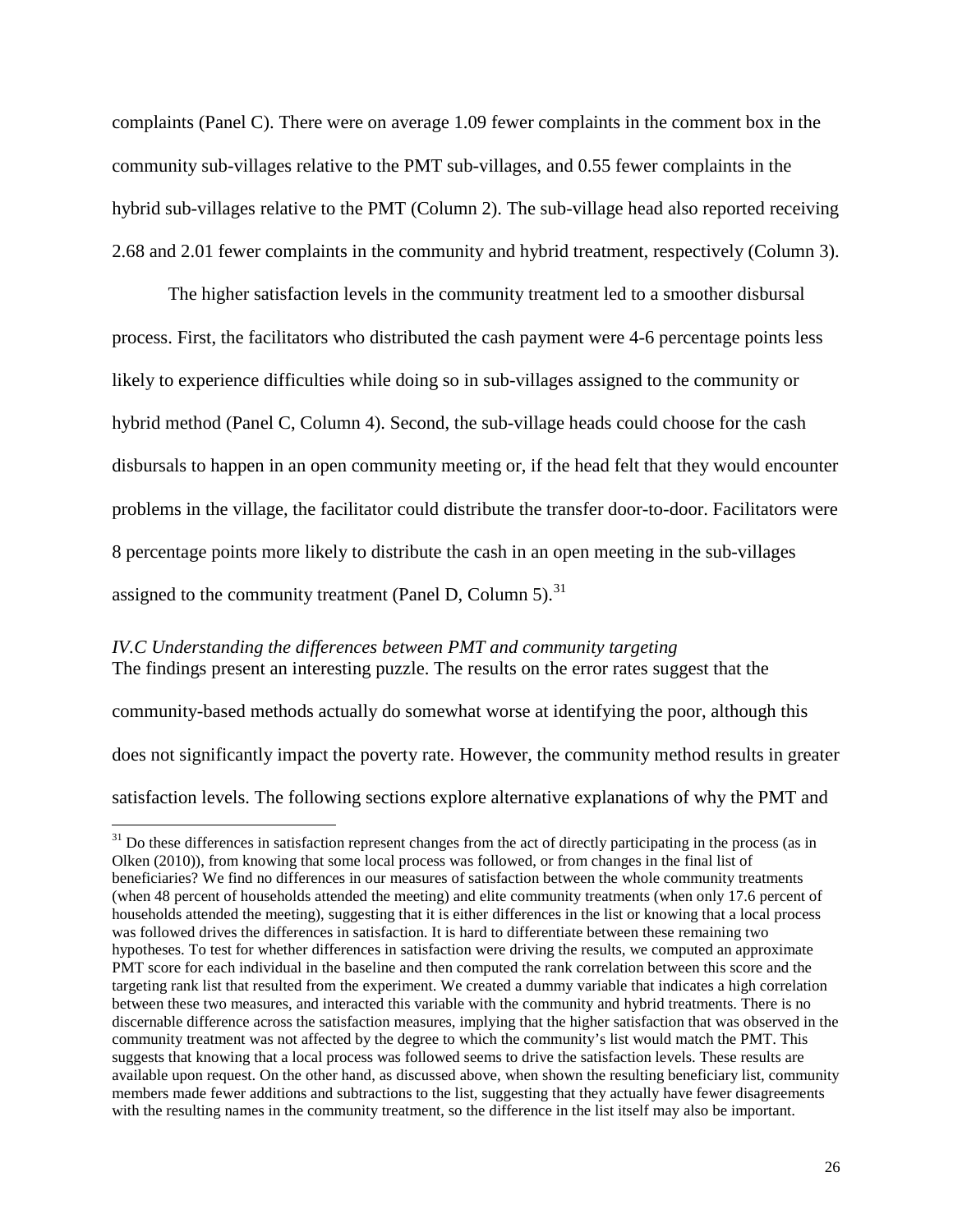complaints (Panel C). There were on average 1.09 fewer complaints in the comment box in the community sub-villages relative to the PMT sub-villages, and 0.55 fewer complaints in the hybrid sub-villages relative to the PMT (Column 2). The sub-village head also reported receiving 2.68 and 2.01 fewer complaints in the community and hybrid treatment, respectively (Column 3).

The higher satisfaction levels in the community treatment led to a smoother disbursal process. First, the facilitators who distributed the cash payment were 4-6 percentage points less likely to experience difficulties while doing so in sub-villages assigned to the community or hybrid method (Panel C, Column 4). Second, the sub-village heads could choose for the cash disbursals to happen in an open community meeting or, if the head felt that they would encounter problems in the village, the facilitator could distribute the transfer door-to-door. Facilitators were 8 percentage points more likely to distribute the cash in an open meeting in the sub-villages assigned to the community treatment (Panel D, Column 5).[31]

### *IV.C Understanding the differences between PMT and community targeting*

The findings present an interesting puzzle. The results on the error rates suggest that the community-based methods actually do somewhat worse at identifying the poor, although this does not significantly impact the poverty rate. However, the community method results in greater satisfaction levels. The following sections explore alternative explanations of why the PMT and

[31] Do these differences in satisfaction represent changes from the act of directly participating in the process (as in Olken (2010)), from knowing that some local process was followed, or from changes in the final list of beneficiaries? We find no differences in our measures of satisfaction between the whole community treatments (when 48 percent of households attended the meeting) and elite community treatments (when only 17.6 percent of households attended the meeting), suggesting that it is either differences in the list or knowing that a local process was followed drives the differences in satisfaction. It is hard to differentiate between these remaining two hypotheses. To test for whether differences in satisfaction were driving the results, we computed an approximate PMT score for each individual in the baseline and then computed the rank correlation between this score and the targeting rank list that resulted from the experiment. We created a dummy variable that indicates a high correlation between these two measures, and interacted this variable with the community and hybrid treatments. There is no discernable difference across the satisfaction measures, implying that the higher satisfaction that was observed in the community treatment was not affected by the degree to which the community's list would match the PMT. This suggests that knowing that a local process was followed seems to drive the satisfaction levels. These results are available upon request. On the other hand, as discussed above, when shown the resulting beneficiary list, community members made fewer additions and subtractions to the list, suggesting that they actually have fewer disagreements with the resulting names in the community treatment, so the difference in the list itself may also be important.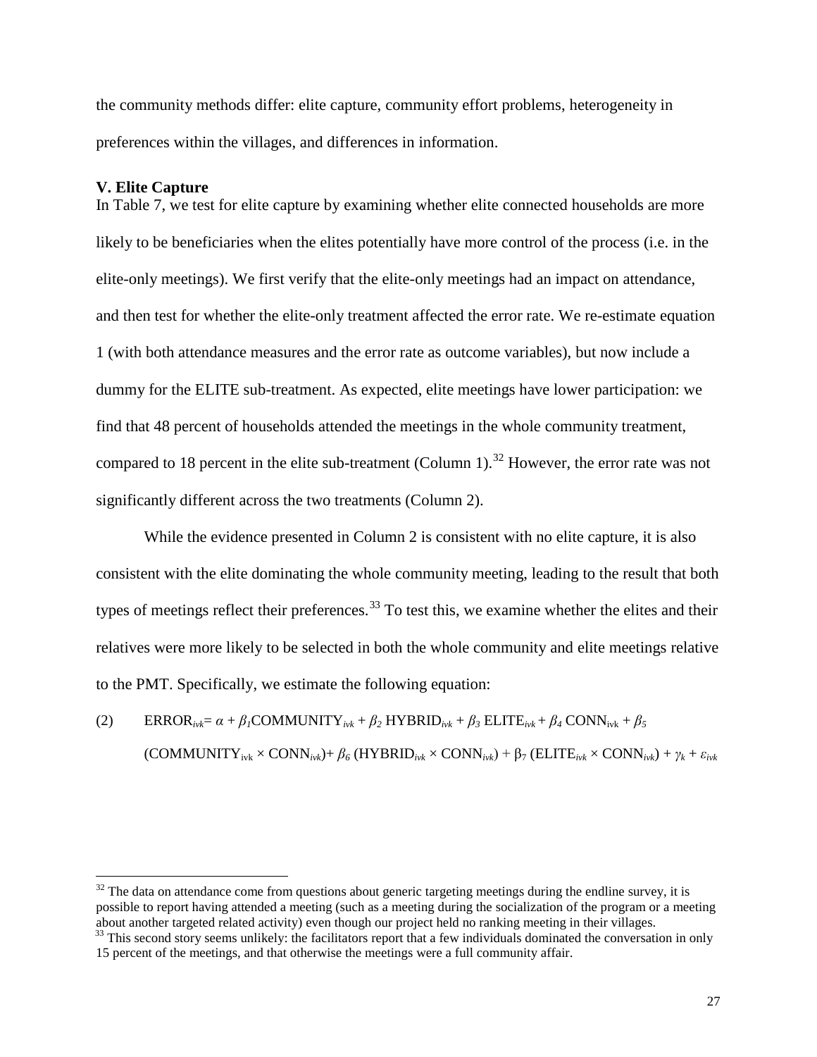the community methods differ: elite capture, community effort problems, heterogeneity in preferences within the villages, and differences in information.

## V. Elite Capture

In Table 7, we test for elite capture by examining whether elite connected households are more likely to be beneficiaries when the elites potentially have more control of the process (i.e. in the elite-only meetings). We first verify that the elite-only meetings had an impact on attendance, and then test for whether the elite-only treatment affected the error rate. We re-estimate equation 1 (with both attendance measures and the error rate as outcome variables), but now include a dummy for the ELITE sub-treatment. As expected, elite meetings have lower participation: we find that 48 percent of households attended the meetings in the whole community treatment, compared to 18 percent in the elite sub-treatment (Column 1).[32] However, the error rate was not significantly different across the two treatments (Column 2).

While the evidence presented in Column 2 is consistent with no elite capture, it is also consistent with the elite dominating the whole community meeting, leading to the result that both types of meetings reflect their preferences.[33] To test this, we examine whether the elites and their relatives were more likely to be selected in both the whole community and elite meetings relative to the PMT. Specifically, we estimate the following equation:

$$(2) \qquad ERROR_{ivk} = \alpha + \beta_1 COMMUNITY_{ivk} + \beta_2\, HYBRID_{ivk} + \beta_3\, ELITE_{ivk} + \beta_4\, CONN_{ivk} + \beta_5\, (COMMUNITY_{ivk} \times CONN_{ivk}) + \beta_6\, (HYBRID_{ivk} \times CONN_{ivk}) + \beta_7\, (ELITE_{ivk} \times CONN_{ivk}) + \gamma_k + \varepsilon_{ivk}$$

---

[32] The data on attendance come from questions about generic targeting meetings during the endline survey, it is possible to report having attended a meeting (such as a meeting during the socialization of the program or a meeting about another targeted related activity) even though our project held no ranking meeting in their villages.

[33] This second story seems unlikely: the facilitators report that a few individuals dominated the conversation in only 15 percent of the meetings, and that otherwise the meetings were a full community affair.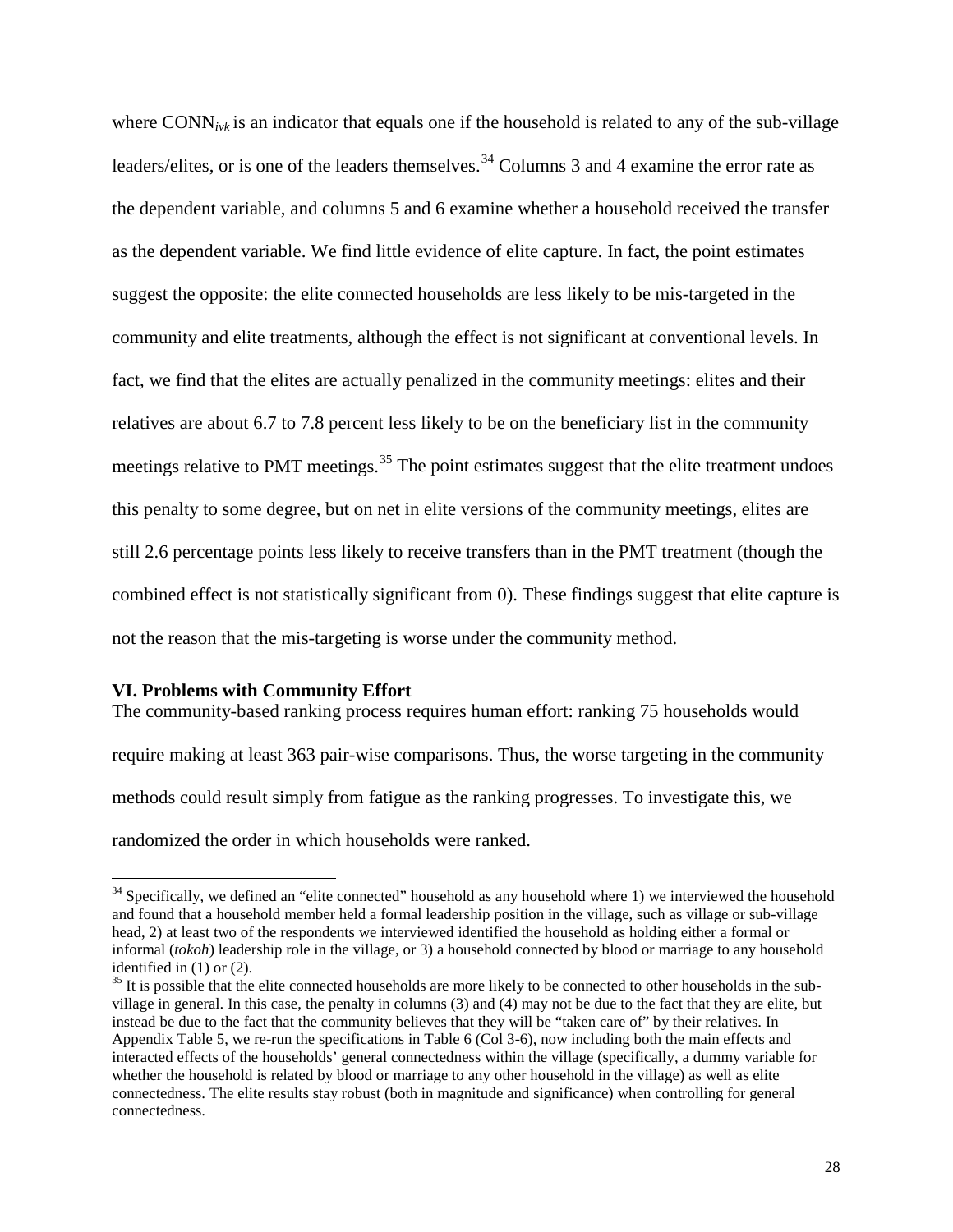where $\text{CONN}_{ivk}$ is an indicator that equals one if the household is related to any of the sub-village leaders/elites, or is one of the leaders themselves.[34] Columns 3 and 4 examine the error rate as the dependent variable, and columns 5 and 6 examine whether a household received the transfer as the dependent variable. We find little evidence of elite capture. In fact, the point estimates suggest the opposite: the elite connected households are less likely to be mis-targeted in the community and elite treatments, although the effect is not significant at conventional levels. In fact, we find that the elites are actually penalized in the community meetings: elites and their relatives are about 6.7 to 7.8 percent less likely to be on the beneficiary list in the community meetings relative to PMT meetings.[35] The point estimates suggest that the elite treatment undoes this penalty to some degree, but on net in elite versions of the community meetings, elites are still 2.6 percentage points less likely to receive transfers than in the PMT treatment (though the combined effect is not statistically significant from 0). These findings suggest that elite capture is not the reason that the mis-targeting is worse under the community method.

## VI. Problems with Community Effort

The community-based ranking process requires human effort: ranking 75 households would require making at least 363 pair-wise comparisons. Thus, the worse targeting in the community methods could result simply from fatigue as the ranking progresses. To investigate this, we randomized the order in which households were ranked.

---

[34] Specifically, we defined an "elite connected" household as any household where 1) we interviewed the household and found that a household member held a formal leadership position in the village, such as village or sub-village head, 2) at least two of the respondents we interviewed identified the household as holding either a formal or informal (*tokoh*) leadership role in the village, or 3) a household connected by blood or marriage to any household identified in (1) or (2).

[35] It is possible that the elite connected households are more likely to be connected to other households in the sub-village in general. In this case, the penalty in columns (3) and (4) may not be due to the fact that they are elite, but instead be due to the fact that the community believes that they will be "taken care of" by their relatives. In Appendix Table 5, we re-run the specifications in Table 6 (Col 3-6), now including both the main effects and interacted effects of the households' general connectedness within the village (specifically, a dummy variable for whether the household is related by blood or marriage to any other household in the village) as well as elite connectedness. The elite results stay robust (both in magnitude and significance) when controlling for general connectedness.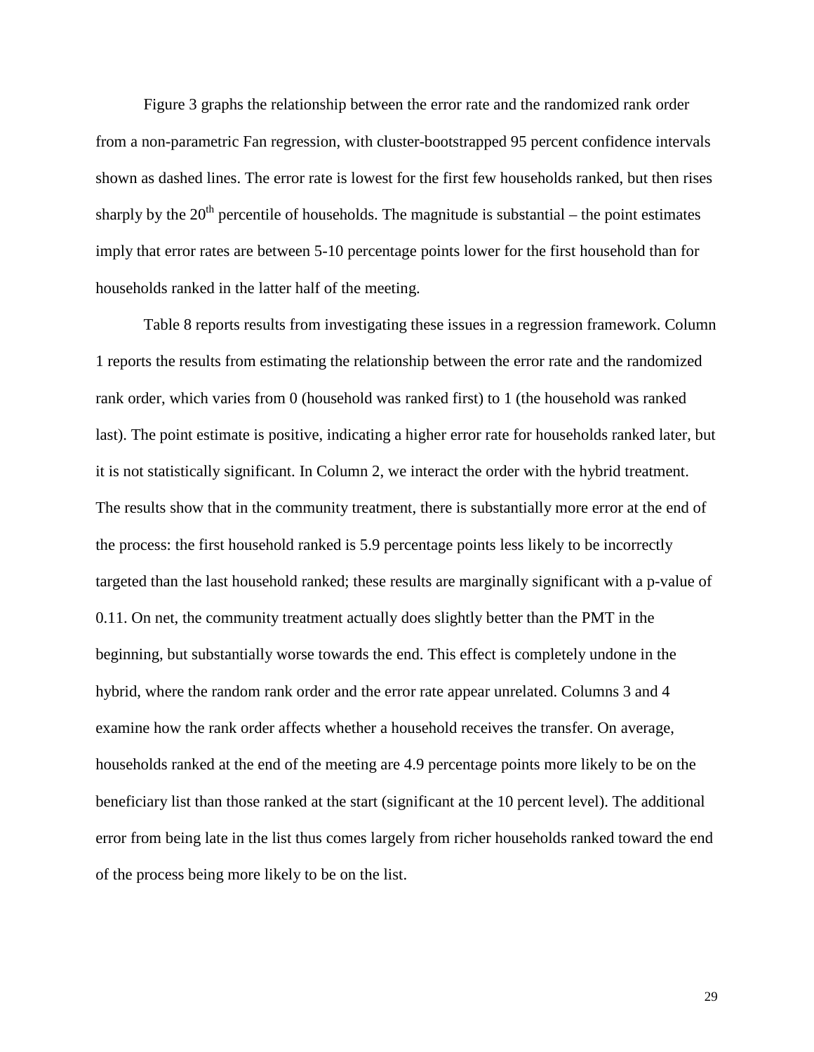Figure 3 graphs the relationship between the error rate and the randomized rank order from a non-parametric Fan regression, with cluster-bootstrapped 95 percent confidence intervals shown as dashed lines. The error rate is lowest for the first few households ranked, but then rises sharply by the 20th percentile of households. The magnitude is substantial – the point estimates imply that error rates are between 5-10 percentage points lower for the first household than for households ranked in the latter half of the meeting.

Table 8 reports results from investigating these issues in a regression framework. Column 1 reports the results from estimating the relationship between the error rate and the randomized rank order, which varies from 0 (household was ranked first) to 1 (the household was ranked last). The point estimate is positive, indicating a higher error rate for households ranked later, but it is not statistically significant. In Column 2, we interact the order with the hybrid treatment. The results show that in the community treatment, there is substantially more error at the end of the process: the first household ranked is 5.9 percentage points less likely to be incorrectly targeted than the last household ranked; these results are marginally significant with a p-value of 0.11. On net, the community treatment actually does slightly better than the PMT in the beginning, but substantially worse towards the end. This effect is completely undone in the hybrid, where the random rank order and the error rate appear unrelated. Columns 3 and 4 examine how the rank order affects whether a household receives the transfer. On average, households ranked at the end of the meeting are 4.9 percentage points more likely to be on the beneficiary list than those ranked at the start (significant at the 10 percent level). The additional error from being late in the list thus comes largely from richer households ranked toward the end of the process being more likely to be on the list.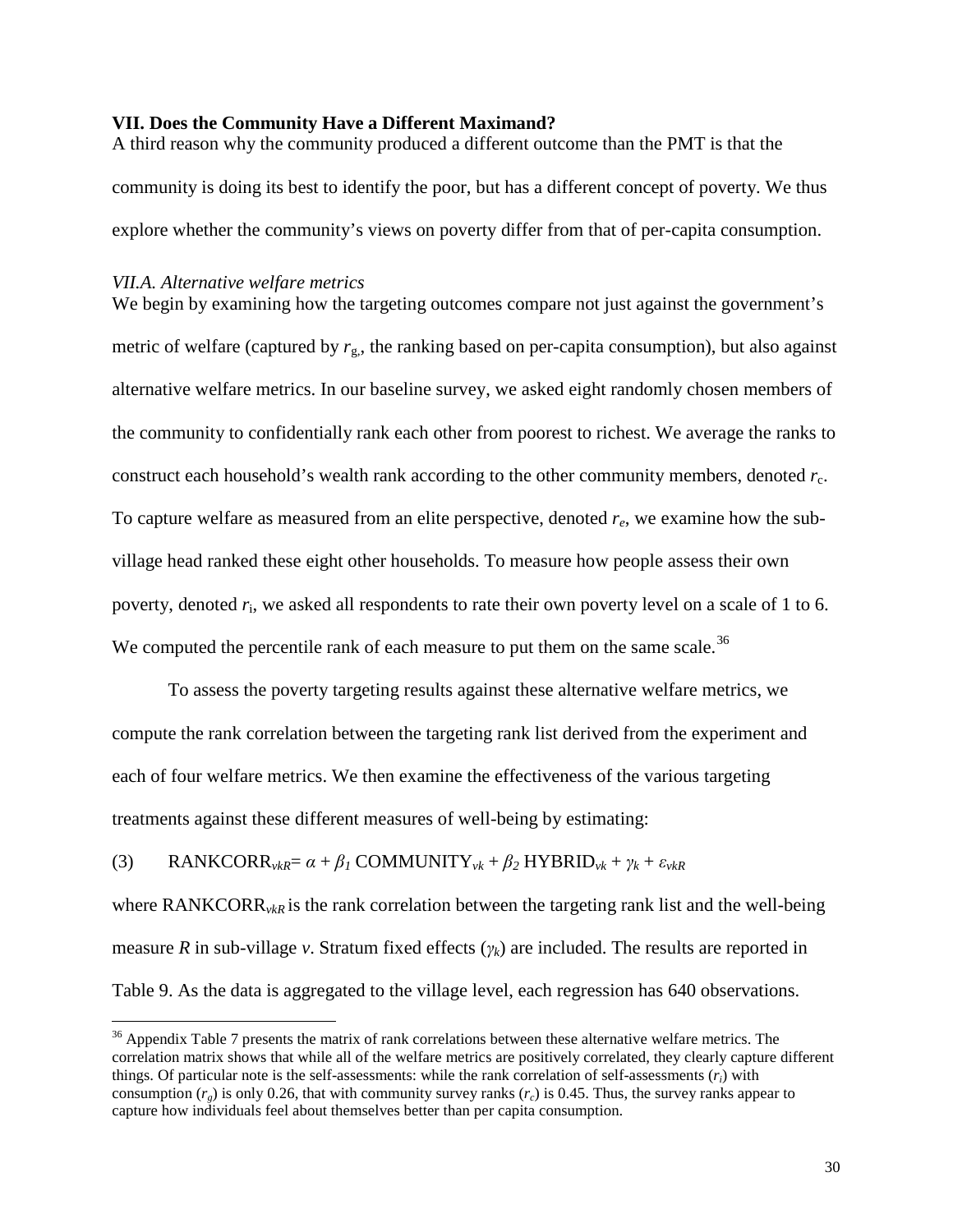## VII. Does the Community Have a Different Maximand?

A third reason why the community produced a different outcome than the PMT is that the community is doing its best to identify the poor, but has a different concept of poverty. We thus explore whether the community's views on poverty differ from that of per-capita consumption.

### *VII.A. Alternative welfare metrics*

We begin by examining how the targeting outcomes compare not just against the government's metric of welfare (captured by $r_g$, the ranking based on per-capita consumption), but also against alternative welfare metrics. In our baseline survey, we asked eight randomly chosen members of the community to confidentially rank each other from poorest to richest. We average the ranks to construct each household's wealth rank according to the other community members, denoted $r_c$. To capture welfare as measured from an elite perspective, denoted $r_e$, we examine how the sub-village head ranked these eight other households. To measure how people assess their own poverty, denoted $r_i$, we asked all respondents to rate their own poverty level on a scale of 1 to 6. We computed the percentile rank of each measure to put them on the same scale.[36]

To assess the poverty targeting results against these alternative welfare metrics, we compute the rank correlation between the targeting rank list derived from the experiment and each of four welfare metrics. We then examine the effectiveness of the various targeting treatments against these different measures of well-being by estimating:

$$(3) \qquad \text{RANKCORR}_{vkR} = \alpha + \beta_1 \, \text{COMMUNITY}_{vk} + \beta_2 \, \text{HYBRID}_{vk} + \gamma_k + \varepsilon_{vkR}$$

where $\text{RANKCORR}_{vkR}$ is the rank correlation between the targeting rank list and the well-being measure $R$ in sub-village $v$. Stratum fixed effects ($\gamma_k$) are included. The results are reported in Table 9. As the data is aggregated to the village level, each regression has 640 observations.

[36] Appendix Table 7 presents the matrix of rank correlations between these alternative welfare metrics. The correlation matrix shows that while all of the welfare metrics are positively correlated, they clearly capture different things. Of particular note is the self-assessments: while the rank correlation of self-assessments ($r_i$) with consumption ($r_g$) is only 0.26, that with community survey ranks ($r_c$) is 0.45. Thus, the survey ranks appear to capture how individuals feel about themselves better than per capita consumption.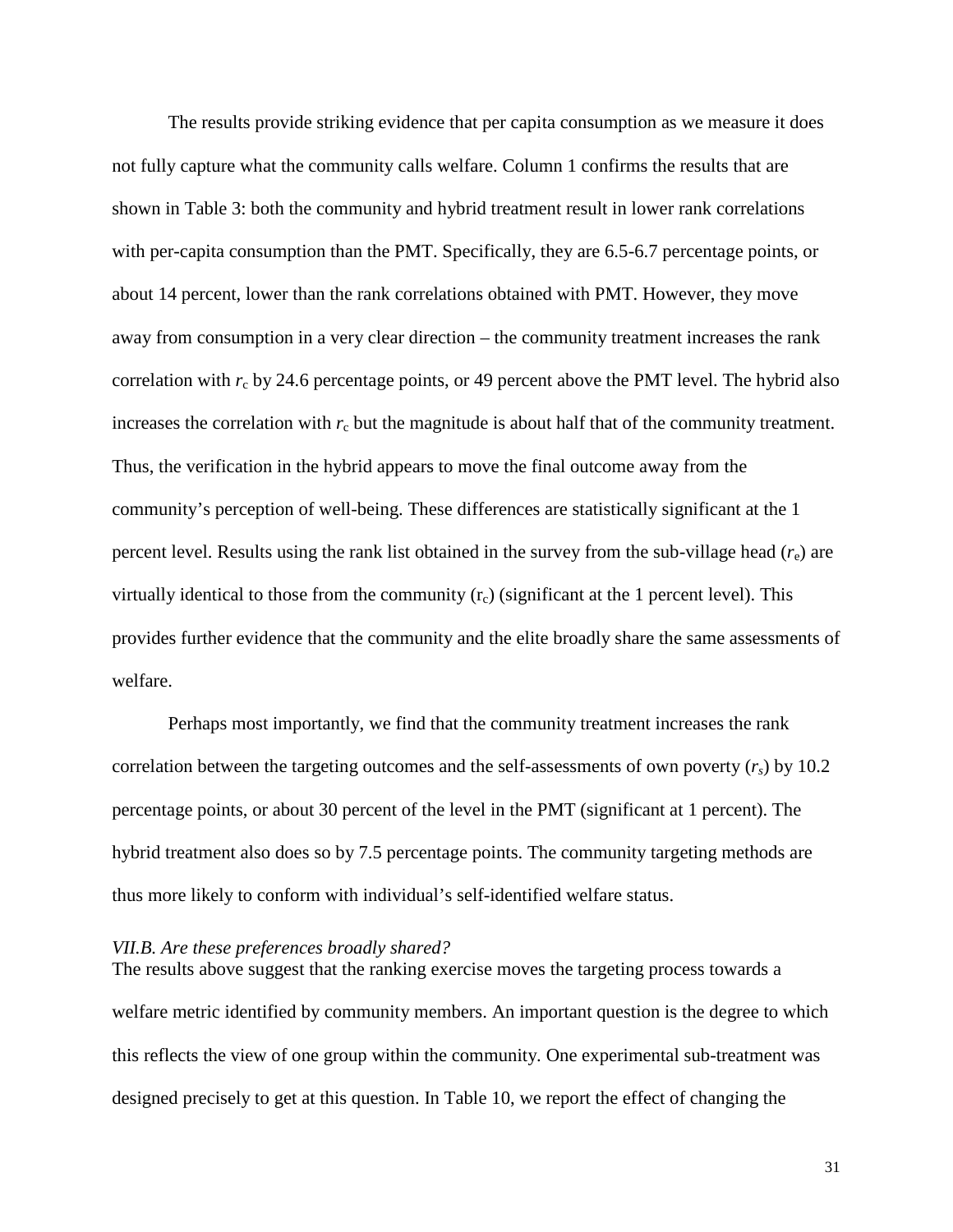The results provide striking evidence that per capita consumption as we measure it does not fully capture what the community calls welfare. Column 1 confirms the results that are shown in Table 3: both the community and hybrid treatment result in lower rank correlations with per-capita consumption than the PMT. Specifically, they are 6.5-6.7 percentage points, or about 14 percent, lower than the rank correlations obtained with PMT. However, they move away from consumption in a very clear direction – the community treatment increases the rank correlation with $r_c$ by 24.6 percentage points, or 49 percent above the PMT level. The hybrid also increases the correlation with $r_c$ but the magnitude is about half that of the community treatment. Thus, the verification in the hybrid appears to move the final outcome away from the community's perception of well-being. These differences are statistically significant at the 1 percent level. Results using the rank list obtained in the survey from the sub-village head ($r_e$) are virtually identical to those from the community ($r_c$) (significant at the 1 percent level). This provides further evidence that the community and the elite broadly share the same assessments of welfare.

Perhaps most importantly, we find that the community treatment increases the rank correlation between the targeting outcomes and the self-assessments of own poverty ($r_s$) by 10.2 percentage points, or about 30 percent of the level in the PMT (significant at 1 percent). The hybrid treatment also does so by 7.5 percentage points. The community targeting methods are thus more likely to conform with individual's self-identified welfare status.

*VII.B. Are these preferences broadly shared?*

The results above suggest that the ranking exercise moves the targeting process towards a welfare metric identified by community members. An important question is the degree to which this reflects the view of one group within the community. One experimental sub-treatment was designed precisely to get at this question. In Table 10, we report the effect of changing the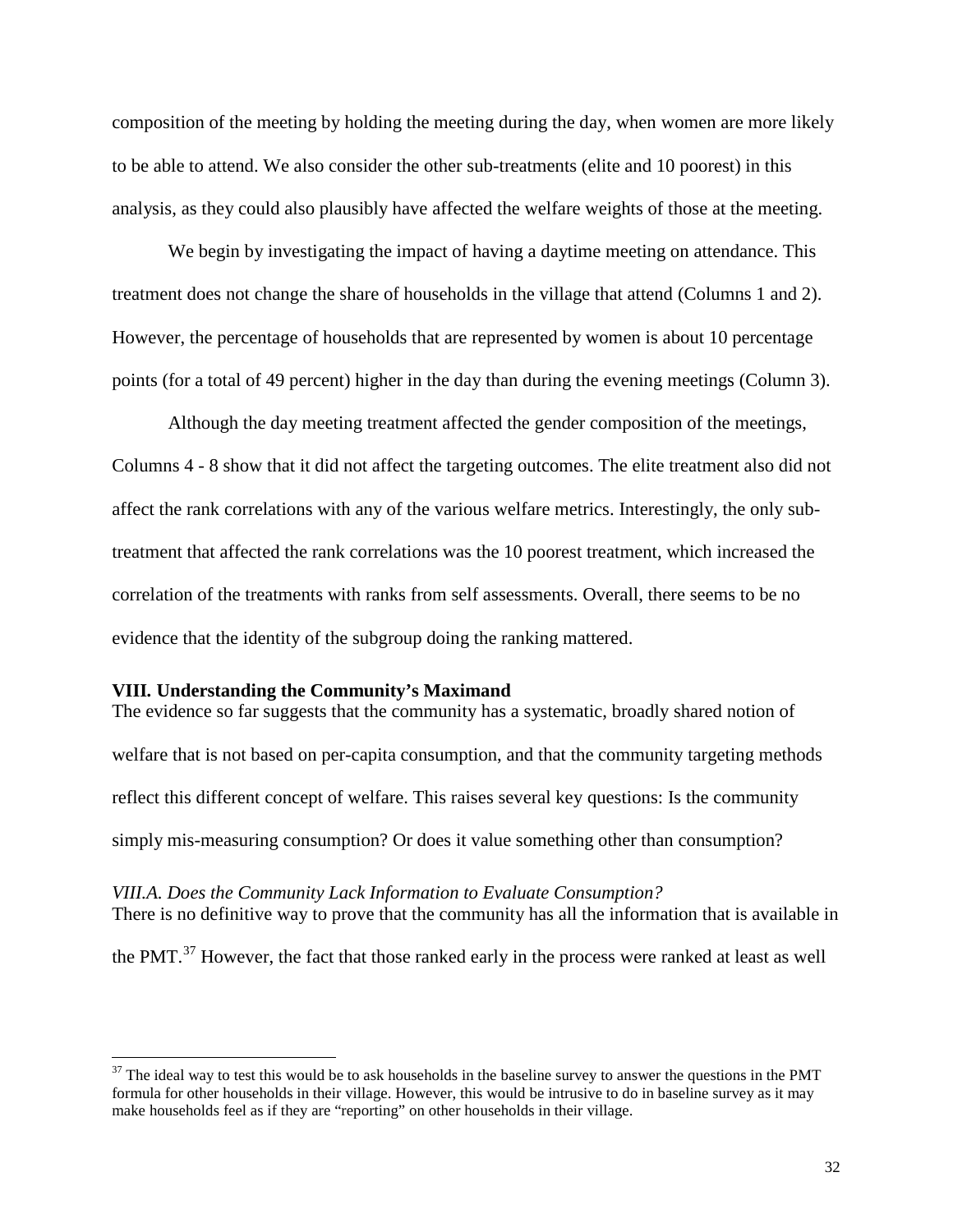composition of the meeting by holding the meeting during the day, when women are more likely to be able to attend. We also consider the other sub-treatments (elite and 10 poorest) in this analysis, as they could also plausibly have affected the welfare weights of those at the meeting.

We begin by investigating the impact of having a daytime meeting on attendance. This treatment does not change the share of households in the village that attend (Columns 1 and 2). However, the percentage of households that are represented by women is about 10 percentage points (for a total of 49 percent) higher in the day than during the evening meetings (Column 3).

Although the day meeting treatment affected the gender composition of the meetings, Columns 4 - 8 show that it did not affect the targeting outcomes. The elite treatment also did not affect the rank correlations with any of the various welfare metrics. Interestingly, the only sub-treatment that affected the rank correlations was the 10 poorest treatment, which increased the correlation of the treatments with ranks from self assessments. Overall, there seems to be no evidence that the identity of the subgroup doing the ranking mattered.

## VIII. Understanding the Community's Maximand

The evidence so far suggests that the community has a systematic, broadly shared notion of welfare that is not based on per-capita consumption, and that the community targeting methods reflect this different concept of welfare. This raises several key questions: Is the community simply mis-measuring consumption? Or does it value something other than consumption?

### *VIII.A. Does the Community Lack Information to Evaluate Consumption?*

There is no definitive way to prove that the community has all the information that is available in the PMT.[37] However, the fact that those ranked early in the process were ranked at least as well

[37] The ideal way to test this would be to ask households in the baseline survey to answer the questions in the PMT formula for other households in their village. However, this would be intrusive to do in baseline survey as it may make households feel as if they are "reporting" on other households in their village.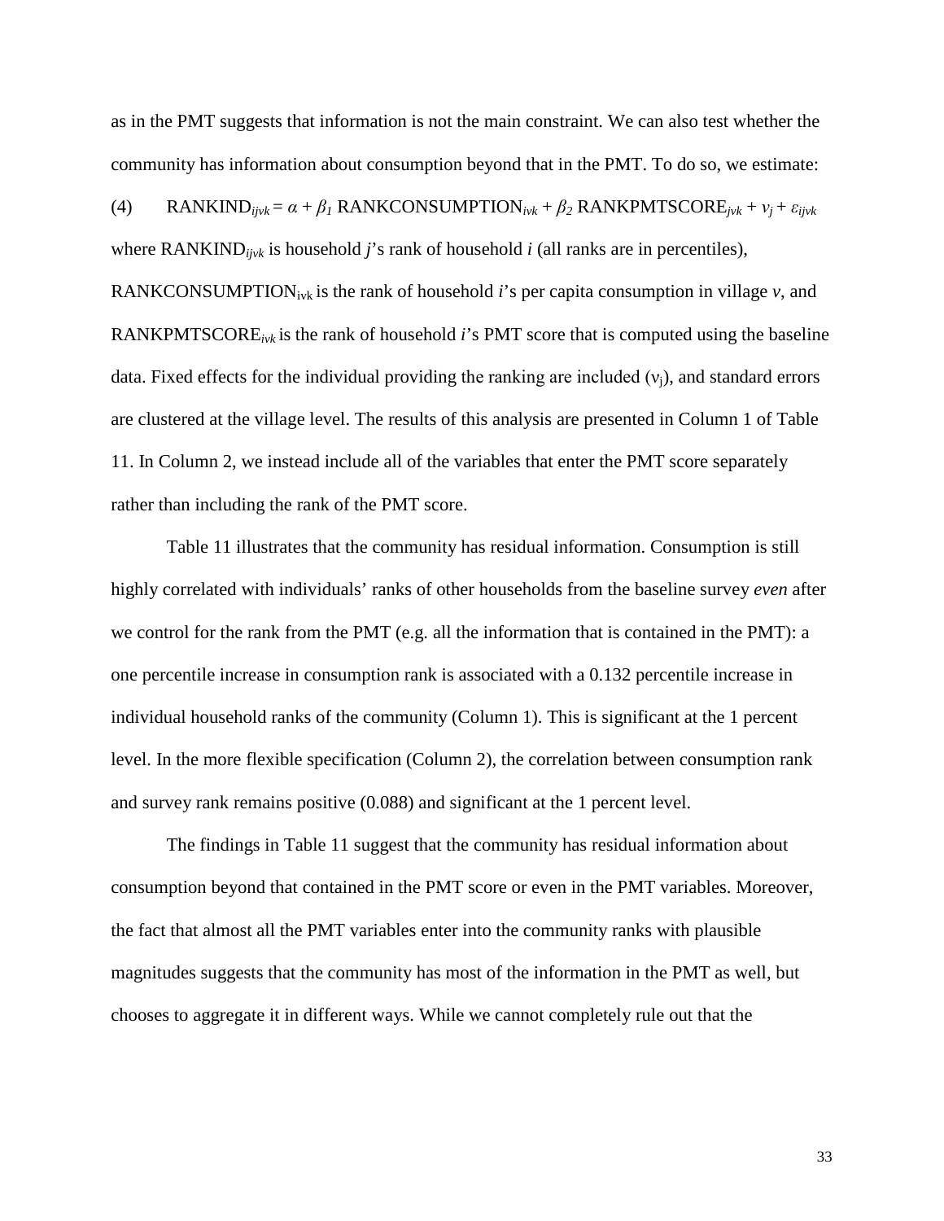as in the PMT suggests that information is not the main constraint. We can also test whether the community has information about consumption beyond that in the PMT. To do so, we estimate:

$$\text{(4)} \qquad \text{RANKIND}_{ijvk} = \alpha + \beta_1 \, \text{RANKCONSUMPTION}_{ivk} + \beta_2 \, \text{RANKPMTSCORE}_{jvk} + v_j + \varepsilon_{ijvk}$$

where $\text{RANKIND}_{ijvk}$ is household *j*'s rank of household *i* (all ranks are in percentiles), $\text{RANKCONSUMPTION}_{ivk}$ is the rank of household *i*'s per capita consumption in village *v*, and $\text{RANKPMTSCORE}_{ivk}$ is the rank of household *i*'s PMT score that is computed using the baseline data. Fixed effects for the individual providing the ranking are included ($v_j$), and standard errors are clustered at the village level. The results of this analysis are presented in Column 1 of Table 11. In Column 2, we instead include all of the variables that enter the PMT score separately rather than including the rank of the PMT score.

Table 11 illustrates that the community has residual information. Consumption is still highly correlated with individuals' ranks of other households from the baseline survey *even* after we control for the rank from the PMT (e.g. all the information that is contained in the PMT): a one percentile increase in consumption rank is associated with a 0.132 percentile increase in individual household ranks of the community (Column 1). This is significant at the 1 percent level. In the more flexible specification (Column 2), the correlation between consumption rank and survey rank remains positive (0.088) and significant at the 1 percent level.

The findings in Table 11 suggest that the community has residual information about consumption beyond that contained in the PMT score or even in the PMT variables. Moreover, the fact that almost all the PMT variables enter into the community ranks with plausible magnitudes suggests that the community has most of the information in the PMT as well, but chooses to aggregate it in different ways. While we cannot completely rule out that the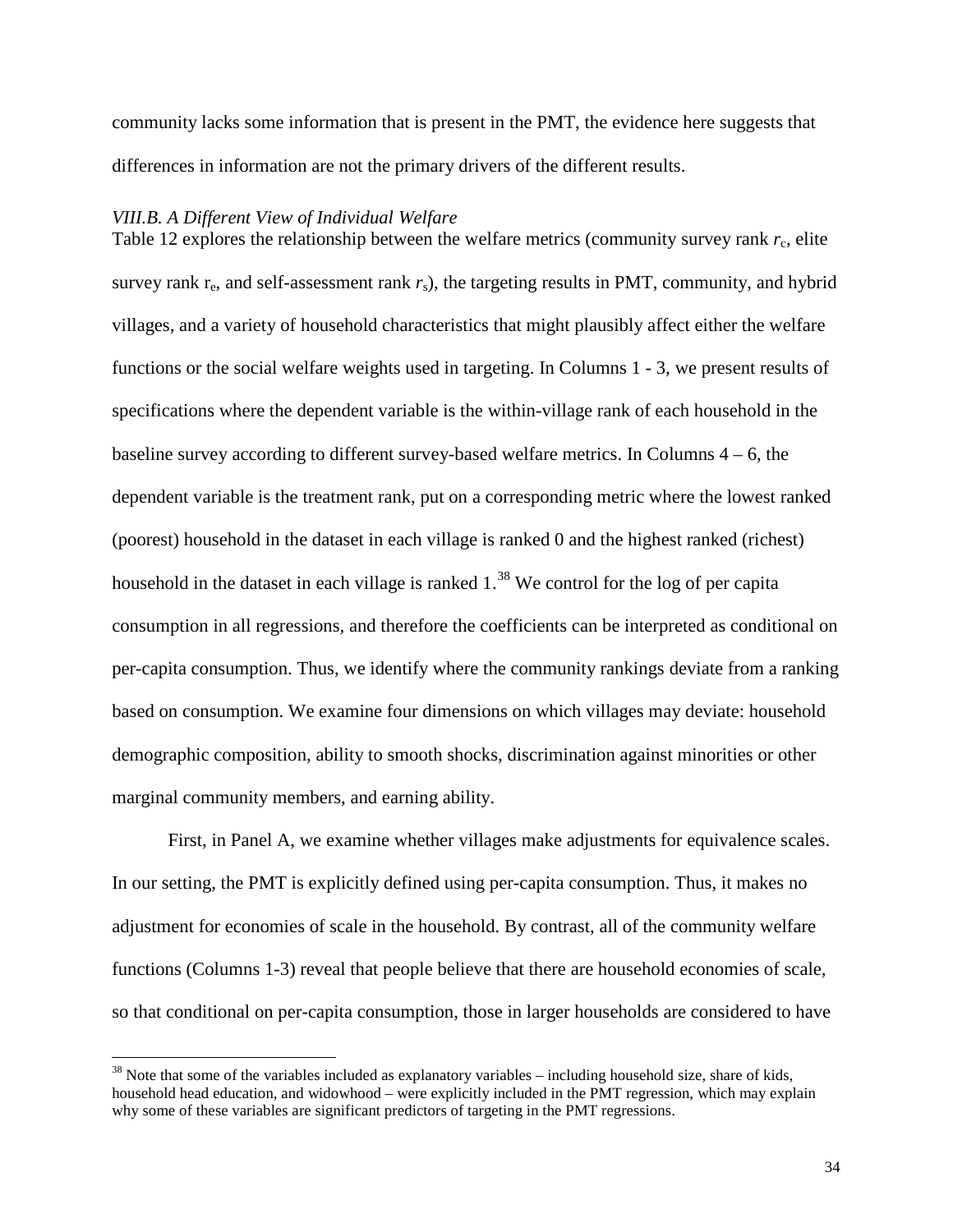community lacks some information that is present in the PMT, the evidence here suggests that differences in information are not the primary drivers of the different results.

### *VIII.B. A Different View of Individual Welfare*

Table 12 explores the relationship between the welfare metrics (community survey rank $r_c$, elite survey rank $r_e$, and self-assessment rank $r_s$), the targeting results in PMT, community, and hybrid villages, and a variety of household characteristics that might plausibly affect either the welfare functions or the social welfare weights used in targeting. In Columns 1 - 3, we present results of specifications where the dependent variable is the within-village rank of each household in the baseline survey according to different survey-based welfare metrics. In Columns 4 – 6, the dependent variable is the treatment rank, put on a corresponding metric where the lowest ranked (poorest) household in the dataset in each village is ranked 0 and the highest ranked (richest) household in the dataset in each village is ranked 1.[38] We control for the log of per capita consumption in all regressions, and therefore the coefficients can be interpreted as conditional on per-capita consumption. Thus, we identify where the community rankings deviate from a ranking based on consumption. We examine four dimensions on which villages may deviate: household demographic composition, ability to smooth shocks, discrimination against minorities or other marginal community members, and earning ability.

First, in Panel A, we examine whether villages make adjustments for equivalence scales. In our setting, the PMT is explicitly defined using per-capita consumption. Thus, it makes no adjustment for economies of scale in the household. By contrast, all of the community welfare functions (Columns 1-3) reveal that people believe that there are household economies of scale, so that conditional on per-capita consumption, those in larger households are considered to have

---

[38] Note that some of the variables included as explanatory variables – including household size, share of kids, household head education, and widowhood – were explicitly included in the PMT regression, which may explain why some of these variables are significant predictors of targeting in the PMT regressions.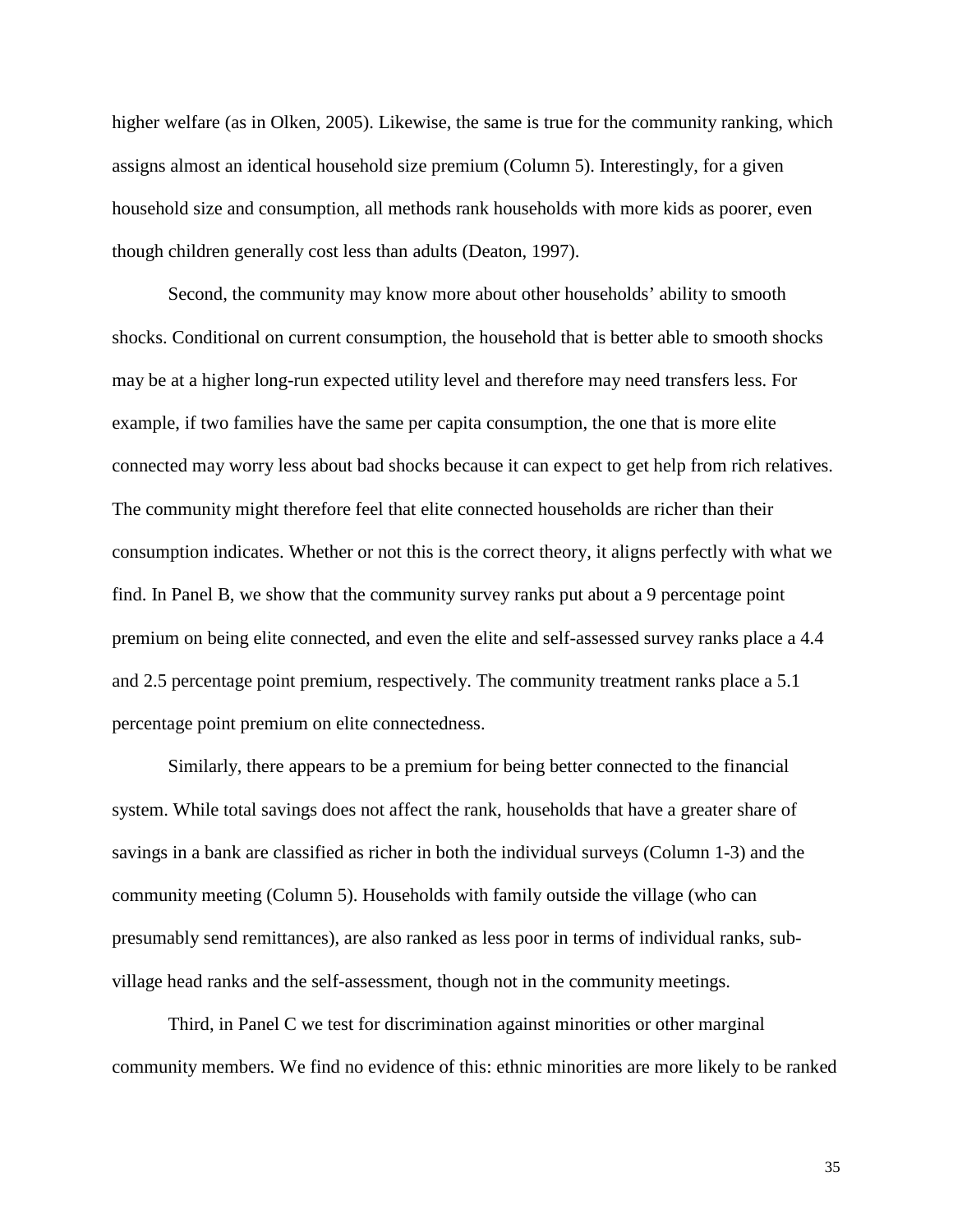higher welfare (as in Olken, 2005). Likewise, the same is true for the community ranking, which assigns almost an identical household size premium (Column 5). Interestingly, for a given household size and consumption, all methods rank households with more kids as poorer, even though children generally cost less than adults (Deaton, 1997).

Second, the community may know more about other households' ability to smooth shocks. Conditional on current consumption, the household that is better able to smooth shocks may be at a higher long-run expected utility level and therefore may need transfers less. For example, if two families have the same per capita consumption, the one that is more elite connected may worry less about bad shocks because it can expect to get help from rich relatives. The community might therefore feel that elite connected households are richer than their consumption indicates. Whether or not this is the correct theory, it aligns perfectly with what we find. In Panel B, we show that the community survey ranks put about a 9 percentage point premium on being elite connected, and even the elite and self-assessed survey ranks place a 4.4 and 2.5 percentage point premium, respectively. The community treatment ranks place a 5.1 percentage point premium on elite connectedness.

Similarly, there appears to be a premium for being better connected to the financial system. While total savings does not affect the rank, households that have a greater share of savings in a bank are classified as richer in both the individual surveys (Column 1-3) and the community meeting (Column 5). Households with family outside the village (who can presumably send remittances), are also ranked as less poor in terms of individual ranks, sub-village head ranks and the self-assessment, though not in the community meetings.

Third, in Panel C we test for discrimination against minorities or other marginal community members. We find no evidence of this: ethnic minorities are more likely to be ranked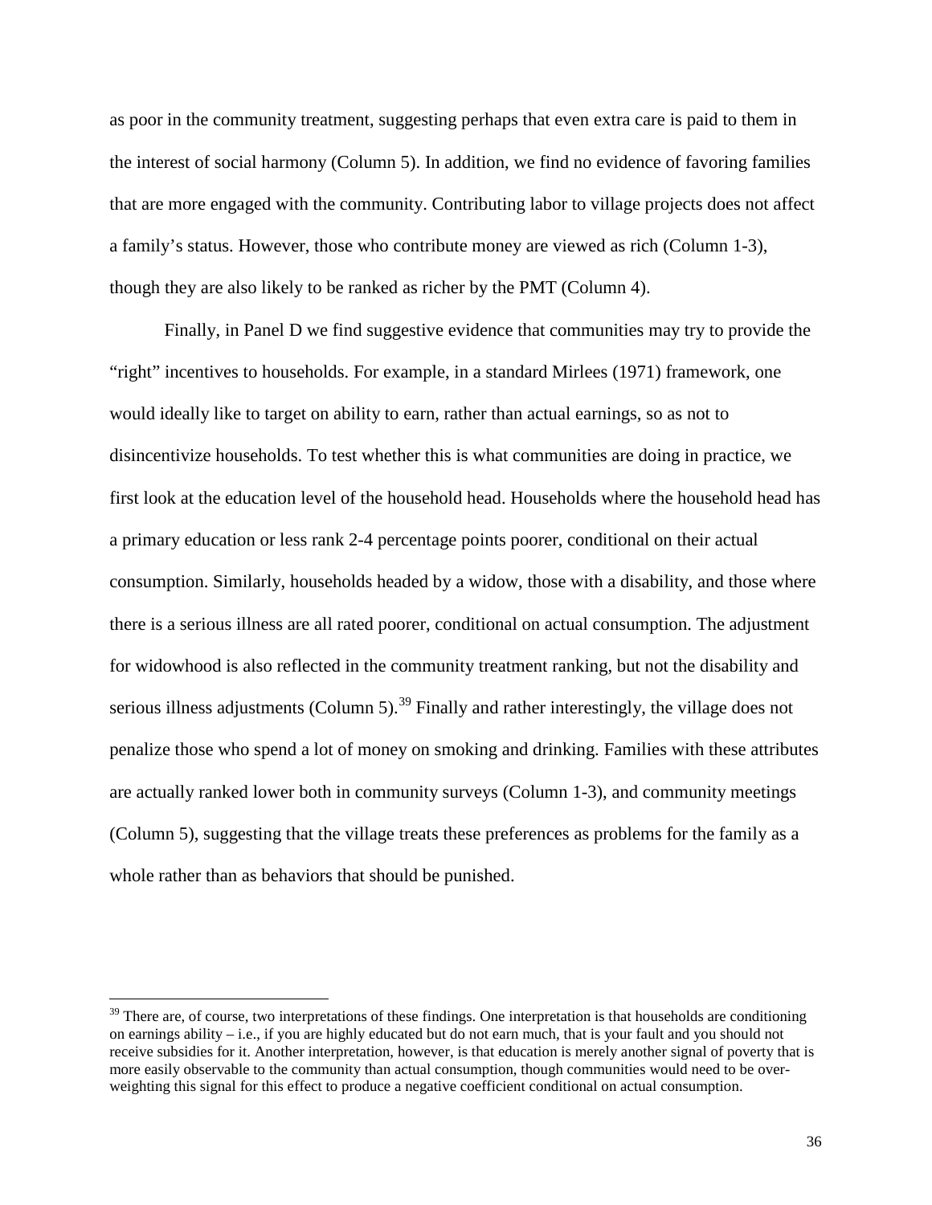as poor in the community treatment, suggesting perhaps that even extra care is paid to them in the interest of social harmony (Column 5). In addition, we find no evidence of favoring families that are more engaged with the community. Contributing labor to village projects does not affect a family's status. However, those who contribute money are viewed as rich (Column 1-3), though they are also likely to be ranked as richer by the PMT (Column 4).

Finally, in Panel D we find suggestive evidence that communities may try to provide the "right" incentives to households. For example, in a standard Mirlees (1971) framework, one would ideally like to target on ability to earn, rather than actual earnings, so as not to disincentivize households. To test whether this is what communities are doing in practice, we first look at the education level of the household head. Households where the household head has a primary education or less rank 2-4 percentage points poorer, conditional on their actual consumption. Similarly, households headed by a widow, those with a disability, and those where there is a serious illness are all rated poorer, conditional on actual consumption. The adjustment for widowhood is also reflected in the community treatment ranking, but not the disability and serious illness adjustments (Column 5).[39] Finally and rather interestingly, the village does not penalize those who spend a lot of money on smoking and drinking. Families with these attributes are actually ranked lower both in community surveys (Column 1-3), and community meetings (Column 5), suggesting that the village treats these preferences as problems for the family as a whole rather than as behaviors that should be punished.

[39] There are, of course, two interpretations of these findings. One interpretation is that households are conditioning on earnings ability – i.e., if you are highly educated but do not earn much, that is your fault and you should not receive subsidies for it. Another interpretation, however, is that education is merely another signal of poverty that is more easily observable to the community than actual consumption, though communities would need to be over-weighting this signal for this effect to produce a negative coefficient conditional on actual consumption.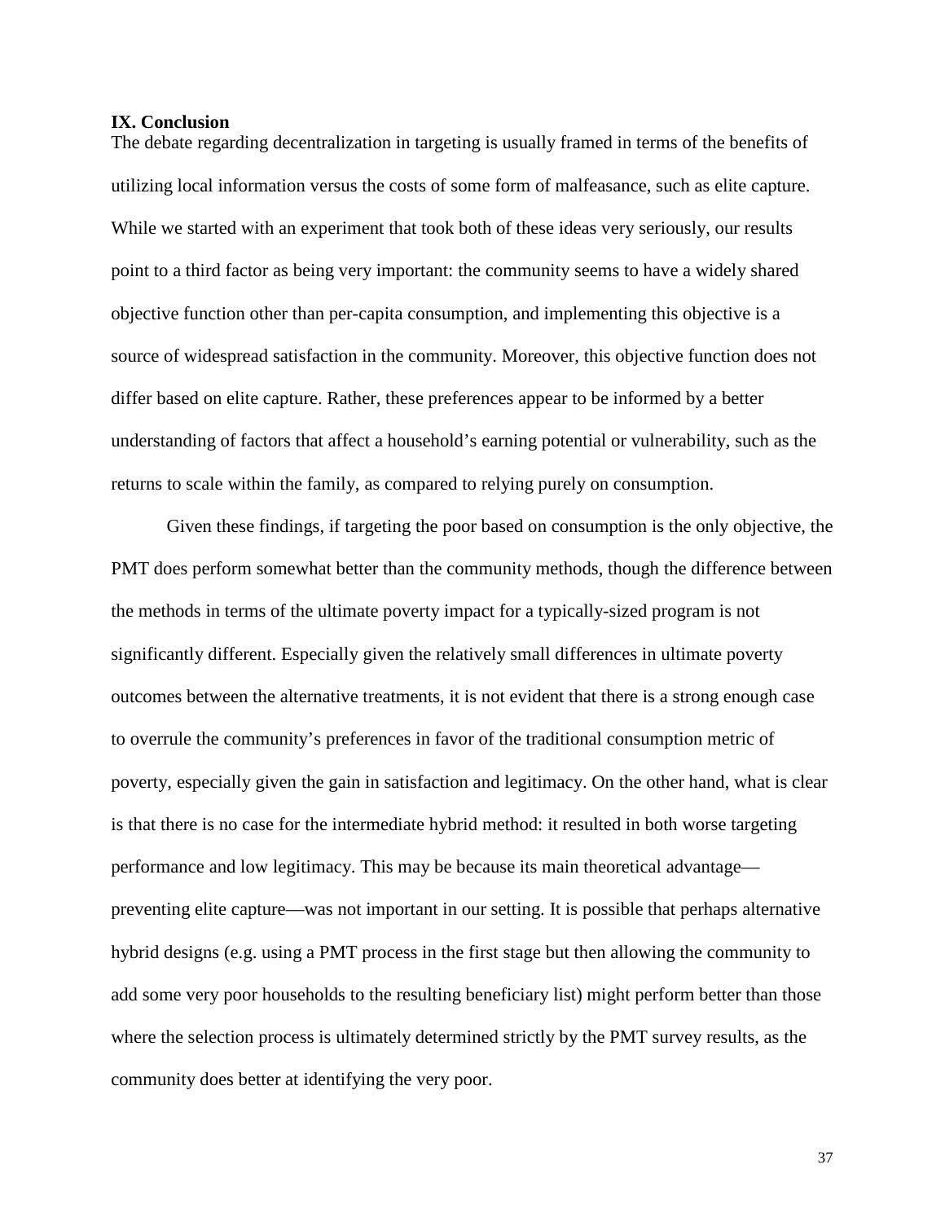## IX. Conclusion

The debate regarding decentralization in targeting is usually framed in terms of the benefits of utilizing local information versus the costs of some form of malfeasance, such as elite capture. While we started with an experiment that took both of these ideas very seriously, our results point to a third factor as being very important: the community seems to have a widely shared objective function other than per-capita consumption, and implementing this objective is a source of widespread satisfaction in the community. Moreover, this objective function does not differ based on elite capture. Rather, these preferences appear to be informed by a better understanding of factors that affect a household's earning potential or vulnerability, such as the returns to scale within the family, as compared to relying purely on consumption.

Given these findings, if targeting the poor based on consumption is the only objective, the PMT does perform somewhat better than the community methods, though the difference between the methods in terms of the ultimate poverty impact for a typically-sized program is not significantly different. Especially given the relatively small differences in ultimate poverty outcomes between the alternative treatments, it is not evident that there is a strong enough case to overrule the community's preferences in favor of the traditional consumption metric of poverty, especially given the gain in satisfaction and legitimacy. On the other hand, what is clear is that there is no case for the intermediate hybrid method: it resulted in both worse targeting performance and low legitimacy. This may be because its main theoretical advantage—preventing elite capture—was not important in our setting. It is possible that perhaps alternative hybrid designs (e.g. using a PMT process in the first stage but then allowing the community to add some very poor households to the resulting beneficiary list) might perform better than those where the selection process is ultimately determined strictly by the PMT survey results, as the community does better at identifying the very poor.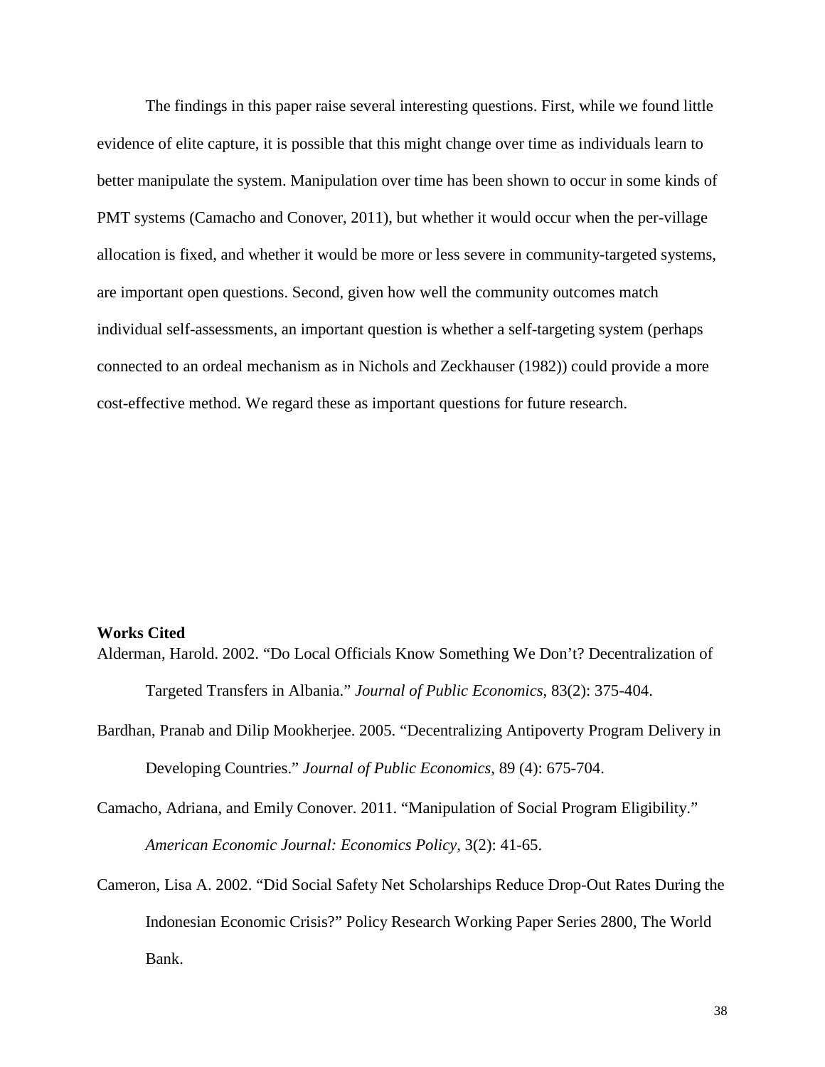The findings in this paper raise several interesting questions. First, while we found little evidence of elite capture, it is possible that this might change over time as individuals learn to better manipulate the system. Manipulation over time has been shown to occur in some kinds of PMT systems (Camacho and Conover, 2011), but whether it would occur when the per-village allocation is fixed, and whether it would be more or less severe in community-targeted systems, are important open questions. Second, given how well the community outcomes match individual self-assessments, an important question is whether a self-targeting system (perhaps connected to an ordeal mechanism as in Nichols and Zeckhauser (1982)) could provide a more cost-effective method. We regard these as important questions for future research.

**Works Cited**

Alderman, Harold. 2002. "Do Local Officials Know Something We Don't? Decentralization of Targeted Transfers in Albania." *Journal of Public Economics*, 83(2): 375-404.

Bardhan, Pranab and Dilip Mookherjee. 2005. "Decentralizing Antipoverty Program Delivery in Developing Countries." *Journal of Public Economics*, 89 (4): 675-704.

Camacho, Adriana, and Emily Conover. 2011. "Manipulation of Social Program Eligibility." *American Economic Journal: Economics Policy*, 3(2): 41-65.

Cameron, Lisa A. 2002. "Did Social Safety Net Scholarships Reduce Drop-Out Rates During the Indonesian Economic Crisis?" Policy Research Working Paper Series 2800, The World Bank.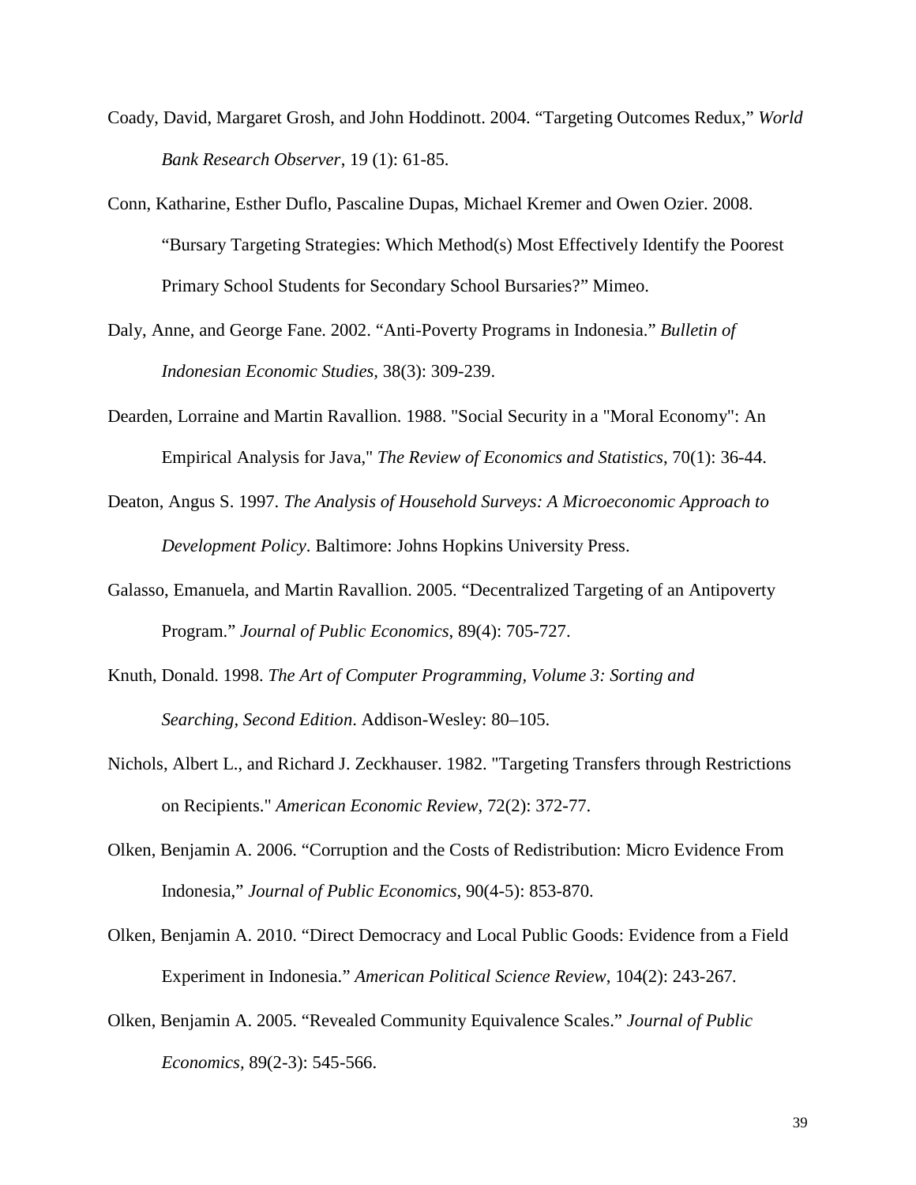Coady, David, Margaret Grosh, and John Hoddinott. 2004. "Targeting Outcomes Redux," *World Bank Research Observer*, 19 (1): 61-85.

Conn, Katharine, Esther Duflo, Pascaline Dupas, Michael Kremer and Owen Ozier. 2008. "Bursary Targeting Strategies: Which Method(s) Most Effectively Identify the Poorest Primary School Students for Secondary School Bursaries?" Mimeo.

Daly, Anne, and George Fane. 2002. "Anti-Poverty Programs in Indonesia." *Bulletin of Indonesian Economic Studies*, 38(3): 309-239.

Dearden, Lorraine and Martin Ravallion. 1988. "Social Security in a "Moral Economy": An Empirical Analysis for Java," *The Review of Economics and Statistics*, 70(1): 36-44.

Deaton, Angus S. 1997. *The Analysis of Household Surveys: A Microeconomic Approach to Development Policy*. Baltimore: Johns Hopkins University Press.

Galasso, Emanuela, and Martin Ravallion. 2005. "Decentralized Targeting of an Antipoverty Program." *Journal of Public Economics*, 89(4): 705-727.

Knuth, Donald. 1998. *The Art of Computer Programming, Volume 3: Sorting and Searching, Second Edition*. Addison-Wesley: 80–105.

Nichols, Albert L., and Richard J. Zeckhauser. 1982. "Targeting Transfers through Restrictions on Recipients." *American Economic Review*, 72(2): 372-77.

Olken, Benjamin A. 2006. "Corruption and the Costs of Redistribution: Micro Evidence From Indonesia," *Journal of Public Economics*, 90(4-5): 853-870.

Olken, Benjamin A. 2010. "Direct Democracy and Local Public Goods: Evidence from a Field Experiment in Indonesia." *American Political Science Review*, 104(2): 243-267.

Olken, Benjamin A. 2005. "Revealed Community Equivalence Scales." *Journal of Public Economics*, 89(2-3): 545-566.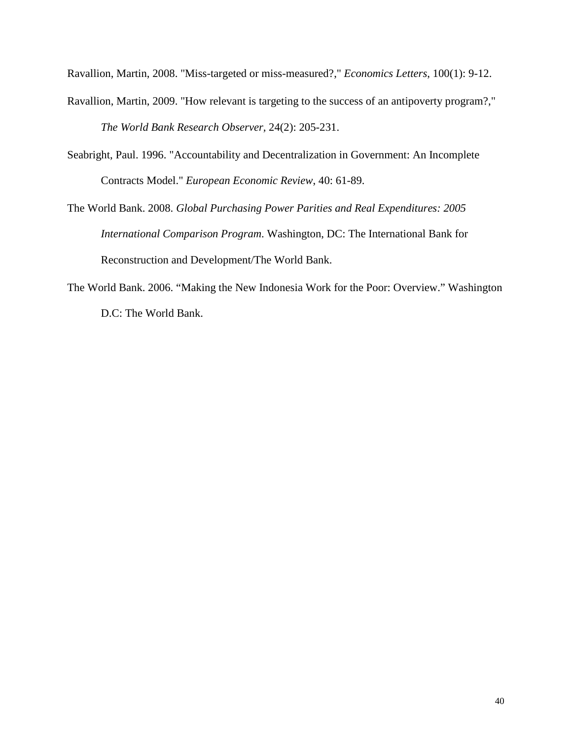Ravallion, Martin, 2008. "Miss-targeted or miss-measured?," *Economics Letters*, 100(1): 9-12.

Ravallion, Martin, 2009. "How relevant is targeting to the success of an antipoverty program?," *The World Bank Research Observer*, 24(2): 205-231.

Seabright, Paul. 1996. "Accountability and Decentralization in Government: An Incomplete Contracts Model." *European Economic Review*, 40: 61-89.

The World Bank. 2008. *Global Purchasing Power Parities and Real Expenditures: 2005 International Comparison Program*. Washington, DC: The International Bank for Reconstruction and Development/The World Bank.

The World Bank. 2006. "Making the New Indonesia Work for the Poor: Overview." Washington D.C: The World Bank.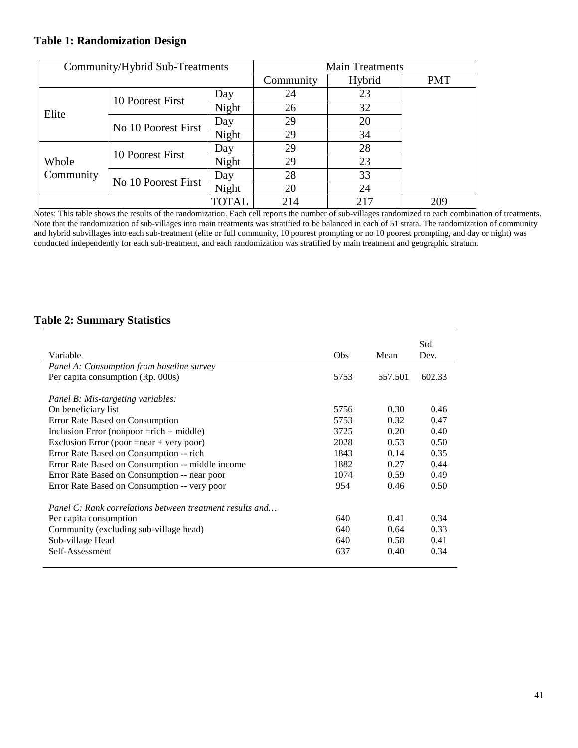**Table 1: Randomization Design**

| Community/Hybrid Sub-Treatments | | | Main Treatments | | |
|---|---|---|---|---|---|
| | | | Community | Hybrid | PMT |
| Elite | 10 Poorest First | Day | 24 | 23 | |
| | | Night | 26 | 32 | |
| | No 10 Poorest First | Day | 29 | 20 | |
| | | Night | 29 | 34 | |
| Whole Community | 10 Poorest First | Day | 29 | 28 | |
| | | Night | 29 | 23 | |
| | No 10 Poorest First | Day | 28 | 33 | |
| | | Night | 20 | 24 | |
| | | TOTAL | 214 | 217 | 209 |

Notes: This table shows the results of the randomization. Each cell reports the number of sub-villages randomized to each combination of treatments. Note that the randomization of sub-villages into main treatments was stratified to be balanced in each of 51 strata. The randomization of community and hybrid subvillages into each sub-treatment (elite or full community, 10 poorest prompting or no 10 poorest prompting, and day or night) was conducted independently for each sub-treatment, and each randomization was stratified by main treatment and geographic stratum.

**Table 2: Summary Statistics**

| Variable | Obs | Mean | Std. Dev. |
|---|---|---|---|
| *Panel A: Consumption from baseline survey* | | | |
| Per capita consumption (Rp. 000s) | 5753 | 557.501 | 602.33 |
| | | | |
| *Panel B: Mis-targeting variables:* | | | |
| On beneficiary list | 5756 | 0.30 | 0.46 |
| Error Rate Based on Consumption | 5753 | 0.32 | 0.47 |
| Inclusion Error (nonpoor =rich + middle) | 3725 | 0.20 | 0.40 |
| Exclusion Error (poor =near + very poor) | 2028 | 0.53 | 0.50 |
| Error Rate Based on Consumption -- rich | 1843 | 0.14 | 0.35 |
| Error Rate Based on Consumption -- middle income | 1882 | 0.27 | 0.44 |
| Error Rate Based on Consumption -- near poor | 1074 | 0.59 | 0.49 |
| Error Rate Based on Consumption -- very poor | 954 | 0.46 | 0.50 |
| | | | |
| *Panel C: Rank correlations between treatment results and…* | | | |
| Per capita consumption | 640 | 0.41 | 0.34 |
| Community (excluding sub-village head) | 640 | 0.64 | 0.33 |
| Sub-village Head | 640 | 0.58 | 0.41 |
| Self-Assessment | 637 | 0.40 | 0.34 |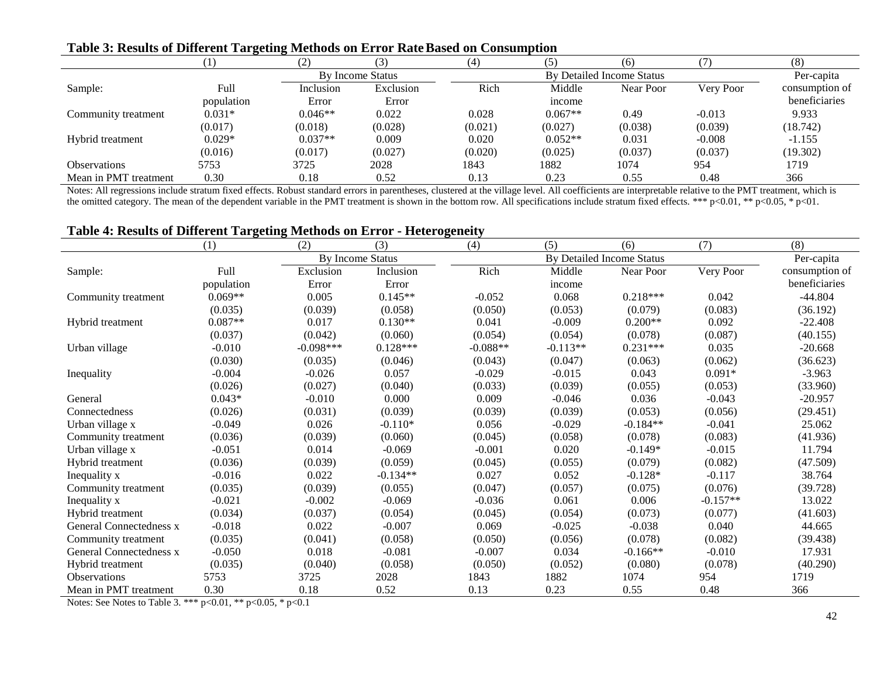**Table 3: Results of Different Targeting Methods on Error Rate Based on Consumption**

| | (1) | (2) | (3) | (4) | (5) | (6) | (7) | (8) |
|---|---|---|---|---|---|---|---|---|
| | | By Income Status | | By Detailed Income Status | | | | Per-capita |
| Sample: | Full population | Inclusion Error | Exclusion Error | Rich | Middle income | Near Poor | Very Poor | consumption of beneficiaries |
| Community treatment | 0.031* | 0.046** | 0.022 | 0.028 | 0.067** | 0.49 | -0.013 | 9.933 |
| | (0.017) | (0.018) | (0.028) | (0.021) | (0.027) | (0.038) | (0.039) | (18.742) |
| Hybrid treatment | 0.029* | 0.037** | 0.009 | 0.020 | 0.052** | 0.031 | -0.008 | -1.155 |
| | (0.016) | (0.017) | (0.027) | (0.020) | (0.025) | (0.037) | (0.037) | (19.302) |
| Observations | 5753 | 3725 | 2028 | 1843 | 1882 | 1074 | 954 | 1719 |
| Mean in PMT treatment | 0.30 | 0.18 | 0.52 | 0.13 | 0.23 | 0.55 | 0.48 | 366 |

Notes: All regressions include stratum fixed effects. Robust standard errors in parentheses, clustered at the village level. All coefficients are interpretable relative to the PMT treatment, which is the omitted category. The mean of the dependent variable in the PMT treatment is shown in the bottom row. All specifications include stratum fixed effects. *** p<0.01, ** p<0.05, * p<01.

**Table 4: Results of Different Targeting Methods on Error - Heterogeneity**

| | (1) | (2) | (3) | (4) | (5) | (6) | (7) | (8) |
|---|---|---|---|---|---|---|---|---|
| | | By Income Status | | By Detailed Income Status | | | | Per-capita |
| Sample: | Full population | Exclusion Error | Inclusion Error | Rich | Middle income | Near Poor | Very Poor | consumption of beneficiaries |
| Community treatment | 0.069** | 0.005 | 0.145** | -0.052 | 0.068 | 0.218*** | 0.042 | -44.804 |
| | (0.035) | (0.039) | (0.058) | (0.050) | (0.053) | (0.079) | (0.083) | (36.192) |
| Hybrid treatment | 0.087** | 0.017 | 0.130** | 0.041 | -0.009 | 0.200** | 0.092 | -22.408 |
| | (0.037) | (0.042) | (0.060) | (0.054) | (0.054) | (0.078) | (0.087) | (40.155) |
| Urban village | -0.010 | -0.098*** | 0.128*** | -0.088** | -0.113** | 0.231*** | 0.035 | -20.668 |
| | (0.030) | (0.035) | (0.046) | (0.043) | (0.047) | (0.063) | (0.062) | (36.623) |
| Inequality | -0.004 | -0.026 | 0.057 | -0.029 | -0.015 | 0.043 | 0.091* | -3.963 |
| | (0.026) | (0.027) | (0.040) | (0.033) | (0.039) | (0.055) | (0.053) | (33.960) |
| General Connectedness | 0.043* | -0.010 | 0.000 | 0.009 | -0.046 | 0.036 | -0.043 | -20.957 |
| | (0.026) | (0.031) | (0.039) | (0.039) | (0.039) | (0.053) | (0.056) | (29.451) |
| Urban village x Community treatment | -0.049 | 0.026 | -0.110* | 0.056 | -0.029 | -0.184** | -0.041 | 25.062 |
| | (0.036) | (0.039) | (0.060) | (0.045) | (0.058) | (0.078) | (0.083) | (41.936) |
| Urban village x Hybrid treatment | -0.051 | 0.014 | -0.069 | -0.001 | 0.020 | -0.149* | -0.015 | 11.794 |
| | (0.036) | (0.039) | (0.059) | (0.045) | (0.055) | (0.079) | (0.082) | (47.509) |
| Inequality x Community treatment | -0.016 | 0.022 | -0.134** | 0.027 | 0.052 | -0.128* | -0.117 | 38.764 |
| | (0.035) | (0.039) | (0.055) | (0.047) | (0.057) | (0.075) | (0.076) | (39.728) |
| Inequality x Hybrid treatment | -0.021 | -0.002 | -0.069 | -0.036 | 0.061 | 0.006 | -0.157** | 13.022 |
| | (0.034) | (0.037) | (0.054) | (0.045) | (0.054) | (0.073) | (0.077) | (41.603) |
| General Connectedness x Community treatment | -0.018 | 0.022 | -0.007 | 0.069 | -0.025 | -0.038 | 0.040 | 44.665 |
| | (0.035) | (0.041) | (0.058) | (0.050) | (0.056) | (0.078) | (0.082) | (39.438) |
| General Connectedness x Hybrid treatment | -0.050 | 0.018 | -0.081 | -0.007 | 0.034 | -0.166** | -0.010 | 17.931 |
| | (0.035) | (0.040) | (0.058) | (0.050) | (0.052) | (0.080) | (0.078) | (40.290) |
| Observations | 5753 | 3725 | 2028 | 1843 | 1882 | 1074 | 954 | 1719 |
| Mean in PMT treatment | 0.30 | 0.18 | 0.52 | 0.13 | 0.23 | 0.55 | 0.48 | 366 |

Notes: See Notes to Table 3. *** p<0.01, ** p<0.05, * p<0.1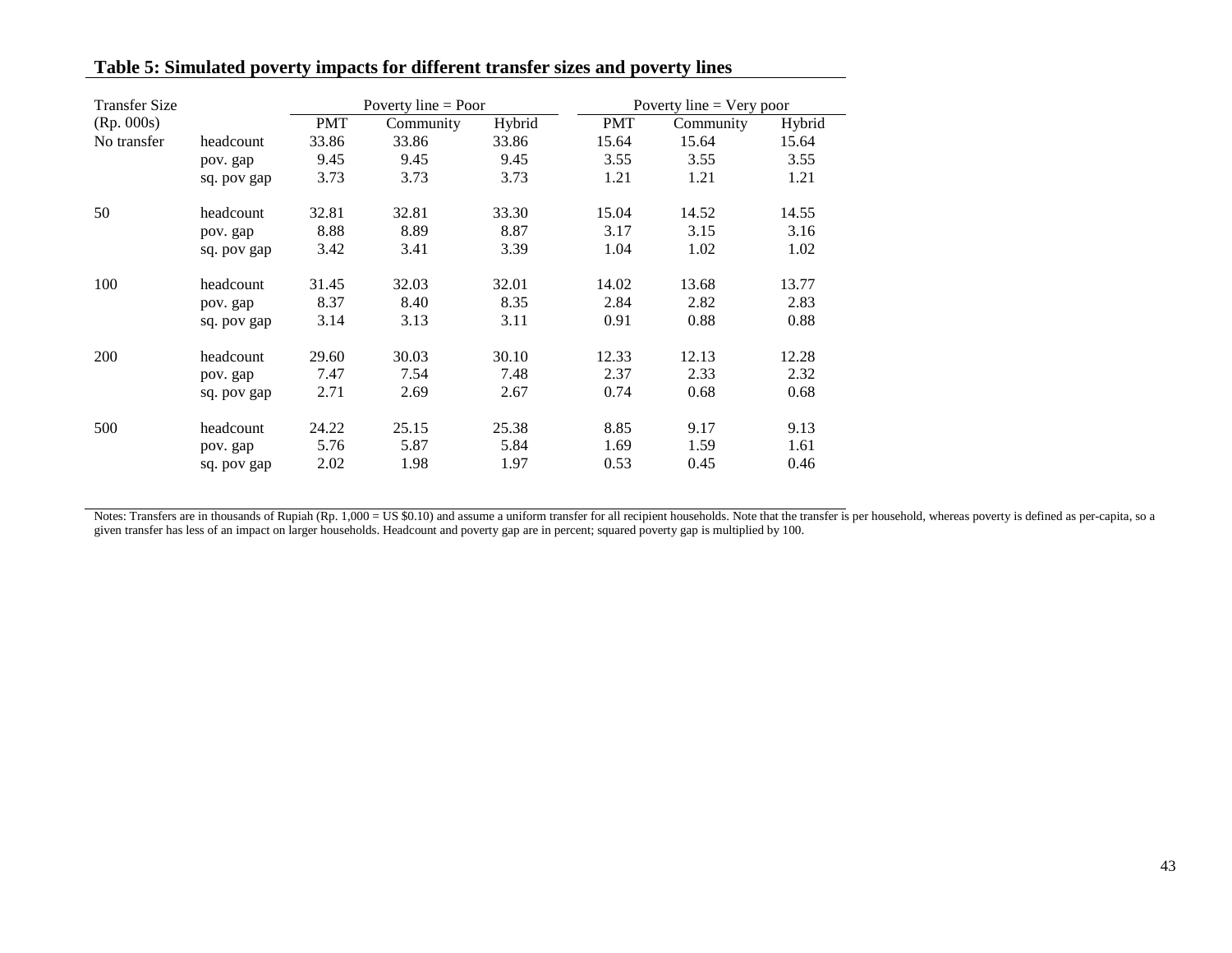## Table 5: Simulated poverty impacts for different transfer sizes and poverty lines

| Transfer Size (Rp. 000s) | | Poverty line = Poor | | | Poverty line = Very poor | | |
|---|---|---|---|---|---|---|---|
| | | PMT | Community | Hybrid | PMT | Community | Hybrid |
| No transfer | headcount | 33.86 | 33.86 | 33.86 | 15.64 | 15.64 | 15.64 |
| | pov. gap | 9.45 | 9.45 | 9.45 | 3.55 | 3.55 | 3.55 |
| | sq. pov gap | 3.73 | 3.73 | 3.73 | 1.21 | 1.21 | 1.21 |
| 50 | headcount | 32.81 | 32.81 | 33.30 | 15.04 | 14.52 | 14.55 |
| | pov. gap | 8.88 | 8.89 | 8.87 | 3.17 | 3.15 | 3.16 |
| | sq. pov gap | 3.42 | 3.41 | 3.39 | 1.04 | 1.02 | 1.02 |
| 100 | headcount | 31.45 | 32.03 | 32.01 | 14.02 | 13.68 | 13.77 |
| | pov. gap | 8.37 | 8.40 | 8.35 | 2.84 | 2.82 | 2.83 |
| | sq. pov gap | 3.14 | 3.13 | 3.11 | 0.91 | 0.88 | 0.88 |
| 200 | headcount | 29.60 | 30.03 | 30.10 | 12.33 | 12.13 | 12.28 |
| | pov. gap | 7.47 | 7.54 | 7.48 | 2.37 | 2.33 | 2.32 |
| | sq. pov gap | 2.71 | 2.69 | 2.67 | 0.74 | 0.68 | 0.68 |
| 500 | headcount | 24.22 | 25.15 | 25.38 | 8.85 | 9.17 | 9.13 |
| | pov. gap | 5.76 | 5.87 | 5.84 | 1.69 | 1.59 | 1.61 |
| | sq. pov gap | 2.02 | 1.98 | 1.97 | 0.53 | 0.45 | 0.46 |

Notes: Transfers are in thousands of Rupiah (Rp. 1,000 = US $0.10) and assume a uniform transfer for all recipient households. Note that the transfer is per household, whereas poverty is defined as per-capita, so a given transfer has less of an impact on larger households. Headcount and poverty gap are in percent; squared poverty gap is multiplied by 100.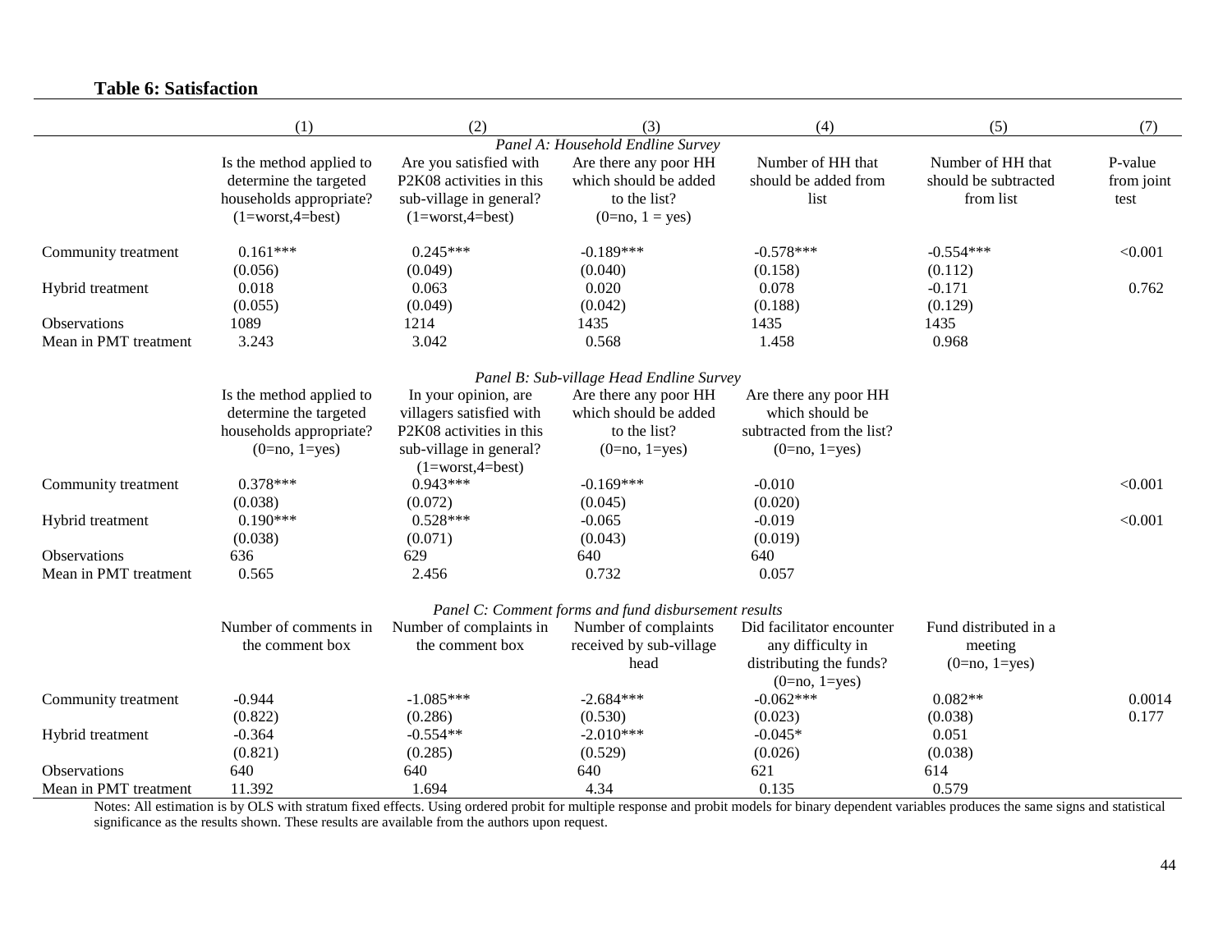**Table 6: Satisfaction**

| | (1) | (2) | (3) | (4) | (5) | (7) |
|---|---|---|---|---|---|---|
| | | | *Panel A: Household Endline Survey* | | | |
| | Is the method applied to determine the targeted households appropriate? (1=worst,4=best) | Are you satisfied with P2K08 activities in this sub-village in general? (1=worst,4=best) | Are there any poor HH which should be added to the list? (0=no, 1 = yes) | Number of HH that should be added from list | Number of HH that should be subtracted from list | P-value from joint test |
| Community treatment | 0.161*** | 0.245*** | -0.189*** | -0.578*** | -0.554*** | <0.001 |
| | (0.056) | (0.049) | (0.040) | (0.158) | (0.112) | |
| Hybrid treatment | 0.018 | 0.063 | 0.020 | 0.078 | -0.171 | 0.762 |
| | (0.055) | (0.049) | (0.042) | (0.188) | (0.129) | |
| Observations | 1089 | 1214 | 1435 | 1435 | 1435 | |
| Mean in PMT treatment | 3.243 | 3.042 | 0.568 | 1.458 | 0.968 | |
| | | | *Panel B: Sub-village Head Endline Survey* | | | |
| | Is the method applied to determine the targeted households appropriate? (0=no, 1=yes) | In your opinion, are villagers satisfied with P2K08 activities in this sub-village in general? (1=worst,4=best) | Are there any poor HH which should be added to the list? (0=no, 1=yes) | Are there any poor HH which should be subtracted from the list? (0=no, 1=yes) | | |
| Community treatment | 0.378*** | 0.943*** | -0.169*** | -0.010 | | <0.001 |
| | (0.038) | (0.072) | (0.045) | (0.020) | | |
| Hybrid treatment | 0.190*** | 0.528*** | -0.065 | -0.019 | | <0.001 |
| | (0.038) | (0.071) | (0.043) | (0.019) | | |
| Observations | 636 | 629 | 640 | 640 | | |
| Mean in PMT treatment | 0.565 | 2.456 | 0.732 | 0.057 | | |
| | | | *Panel C: Comment forms and fund disbursement results* | | | |
| | Number of comments in the comment box | Number of complaints in the comment box | Number of complaints received by sub-village head | Did facilitator encounter any difficulty in distributing the funds? (0=no, 1=yes) | Fund distributed in a meeting (0=no, 1=yes) | |
| Community treatment | -0.944 | -1.085*** | -2.684*** | -0.062*** | 0.082** | 0.0014 |
| | (0.822) | (0.286) | (0.530) | (0.023) | (0.038) | 0.177 |
| Hybrid treatment | -0.364 | -0.554** | -2.010*** | -0.045* | 0.051 | |
| | (0.821) | (0.285) | (0.529) | (0.026) | (0.038) | |
| Observations | 640 | 640 | 640 | 621 | 614 | |
| Mean in PMT treatment | 11.392 | 1.694 | 4.34 | 0.135 | 0.579 | |

Notes: All estimation is by OLS with stratum fixed effects. Using ordered probit for multiple response and probit models for binary dependent variables produces the same signs and statistical significance as the results shown. These results are available from the authors upon request.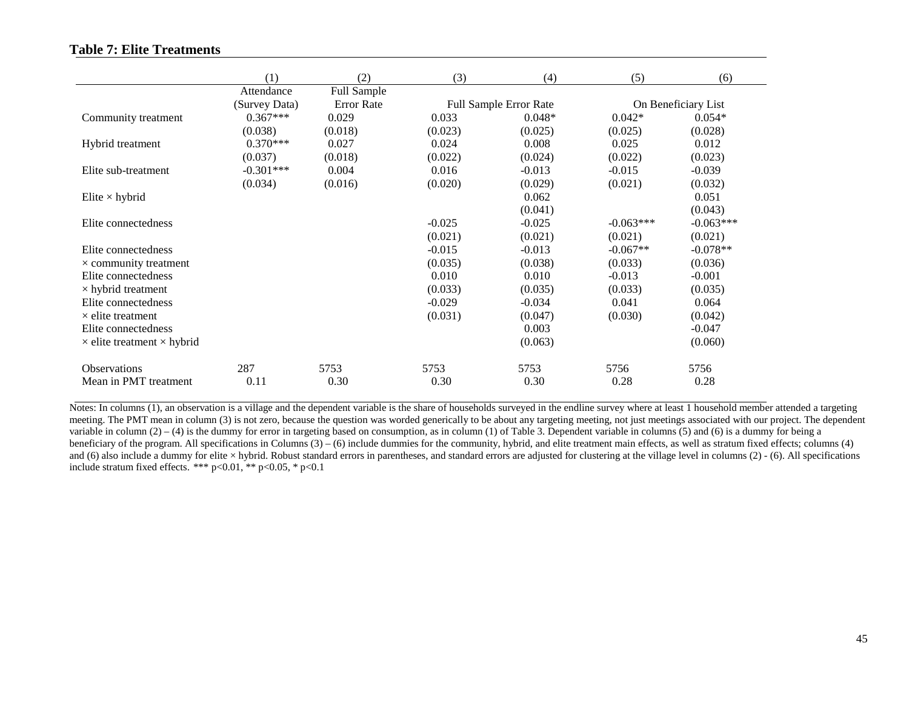**Table 7: Elite Treatments**

| | (1) | (2) | (3) | (4) | (5) | (6) |
|---|---|---|---|---|---|---|
| | Attendance (Survey Data) | Full Sample Error Rate | Full Sample Error Rate | | On Beneficiary List | |
| Community treatment | 0.367*** | 0.029 | 0.033 | 0.048* | 0.042* | 0.054* |
| | (0.038) | (0.018) | (0.023) | (0.025) | (0.025) | (0.028) |
| Hybrid treatment | 0.370*** | 0.027 | 0.024 | 0.008 | 0.025 | 0.012 |
| | (0.037) | (0.018) | (0.022) | (0.024) | (0.022) | (0.023) |
| Elite sub-treatment | -0.301*** | 0.004 | 0.016 | -0.013 | -0.015 | -0.039 |
| | (0.034) | (0.016) | (0.020) | (0.029) | (0.021) | (0.032) |
| Elite × hybrid | | | | 0.062 | | 0.051 |
| | | | | (0.041) | | (0.043) |
| Elite connectedness | | | -0.025 | -0.025 | -0.063*** | -0.063*** |
| | | | (0.021) | (0.021) | (0.021) | (0.021) |
| Elite connectedness × community treatment | | | -0.015 | -0.013 | -0.067** | -0.078** |
| | | | (0.035) | (0.038) | (0.033) | (0.036) |
| Elite connectedness × hybrid treatment | | | 0.010 | 0.010 | -0.013 | -0.001 |
| | | | (0.033) | (0.035) | (0.033) | (0.035) |
| Elite connectedness × elite treatment | | | -0.029 | -0.034 | 0.041 | 0.064 |
| | | | (0.031) | (0.047) | (0.030) | (0.042) |
| Elite connectedness × elite treatment × hybrid | | | | 0.003 | | -0.047 |
| | | | | (0.063) | | (0.060) |
| Observations | 287 | 5753 | 5753 | 5753 | 5756 | 5756 |
| Mean in PMT treatment | 0.11 | 0.30 | 0.30 | 0.30 | 0.28 | 0.28 |

Notes: In columns (1), an observation is a village and the dependent variable is the share of households surveyed in the endline survey where at least 1 household member attended a targeting meeting. The PMT mean in column (3) is not zero, because the question was worded generically to be about any targeting meeting, not just meetings associated with our project. The dependent variable in column (2) – (4) is the dummy for error in targeting based on consumption, as in column (1) of Table 3. Dependent variable in columns (5) and (6) is a dummy for being a beneficiary of the program. All specifications in Columns (3) – (6) include dummies for the community, hybrid, and elite treatment main effects, as well as stratum fixed effects; columns (4) and (6) also include a dummy for elite × hybrid. Robust standard errors in parentheses, and standard errors are adjusted for clustering at the village level in columns (2) - (6). All specifications include stratum fixed effects. *** p<0.01, ** p<0.05, * p<0.1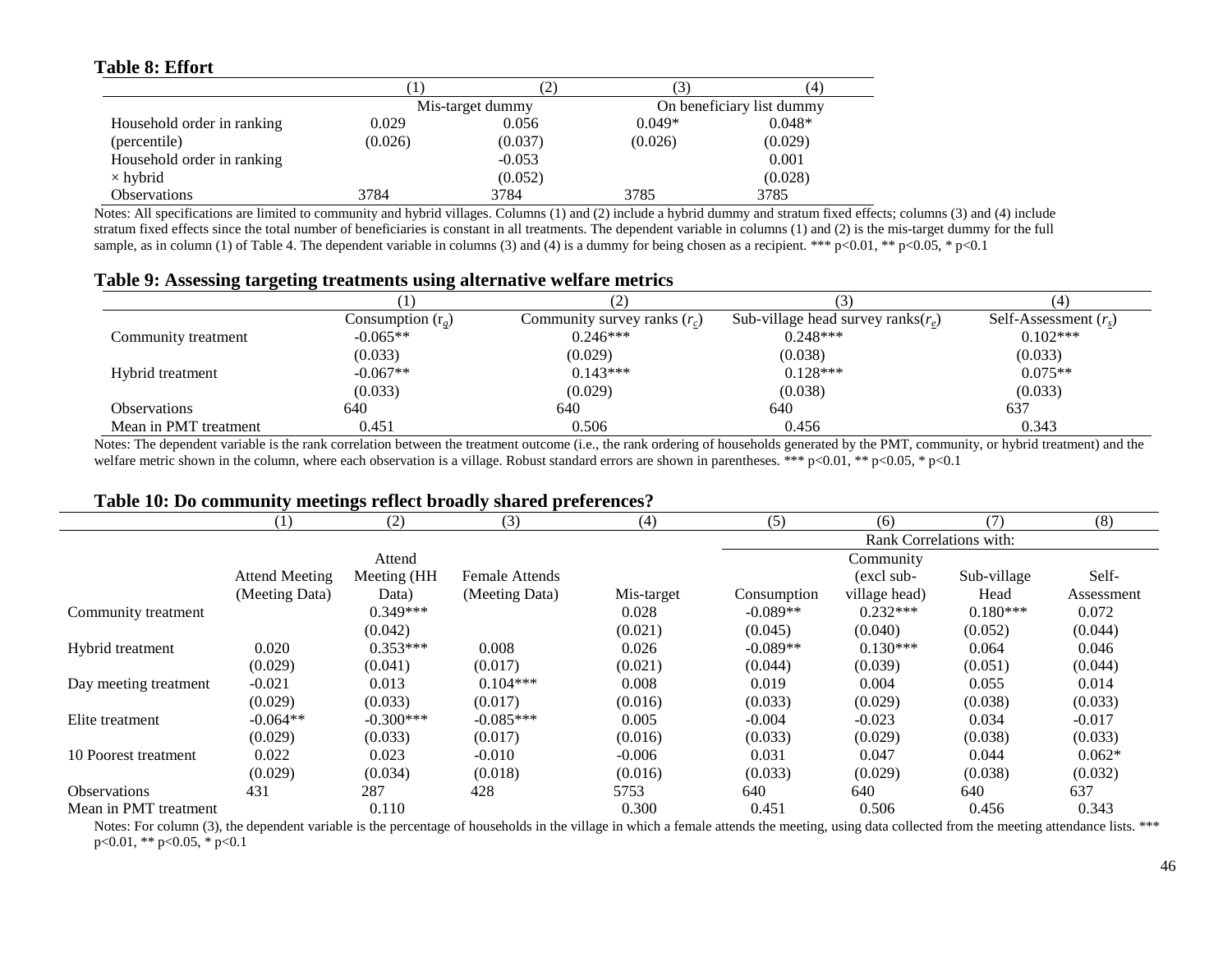**Table 8: Effort**

| | (1) | (2) | (3) | (4) |
|---|---|---|---|---|
| | Mis-target dummy | | On beneficiary list dummy | |
| Household order in ranking (percentile) | 0.029 | 0.056 | 0.049* | 0.048* |
| | (0.026) | (0.037) | (0.026) | (0.029) |
| Household order in ranking × hybrid | | -0.053 | | 0.001 |
| | | (0.052) | | (0.028) |
| Observations | 3784 | 3784 | 3785 | 3785 |

Notes: All specifications are limited to community and hybrid villages. Columns (1) and (2) include a hybrid dummy and stratum fixed effects; columns (3) and (4) include stratum fixed effects since the total number of beneficiaries is constant in all treatments. The dependent variable in columns (1) and (2) is the mis-target dummy for the full sample, as in column (1) of Table 4. The dependent variable in columns (3) and (4) is a dummy for being chosen as a recipient. *** p<0.01, ** p<0.05, * p<0.1

**Table 9: Assessing targeting treatments using alternative welfare metrics**

| | (1) | (2) | (3) | (4) |
|---|---|---|---|---|
| | Consumption ($r_g$) | Community survey ranks ($r_c$) | Sub-village head survey ranks($r_e$) | Self-Assessment ($r_s$) |
| Community treatment | -0.065** | 0.246*** | 0.248*** | 0.102*** |
| | (0.033) | (0.029) | (0.038) | (0.033) |
| Hybrid treatment | -0.067** | 0.143*** | 0.128*** | 0.075** |
| | (0.033) | (0.029) | (0.038) | (0.033) |
| Observations | 640 | 640 | 640 | 637 |
| Mean in PMT treatment | 0.451 | 0.506 | 0.456 | 0.343 |

Notes: The dependent variable is the rank correlation between the treatment outcome (i.e., the rank ordering of households generated by the PMT, community, or hybrid treatment) and the welfare metric shown in the column, where each observation is a village. Robust standard errors are shown in parentheses. *** p<0.01, ** p<0.05, * p<0.1

**Table 10: Do community meetings reflect broadly shared preferences?**

| | (1) | (2) | (3) | (4) | (5) | (6) | (7) | (8) |
|---|---|---|---|---|---|---|---|---|
| | | | | | Rank Correlations with: | | | |
| | Attend Meeting (Meeting Data) | Attend Meeting (HH Data) | Female Attends (Meeting Data) | Mis-target | Consumption | Community (excl sub-village head) | Sub-village Head | Self-Assessment |
| Community treatment | | 0.349*** | | 0.028 | -0.089** | 0.232*** | 0.180*** | 0.072 |
| | | (0.042) | | (0.021) | (0.045) | (0.040) | (0.052) | (0.044) |
| Hybrid treatment | 0.020 | 0.353*** | 0.008 | 0.026 | -0.089** | 0.130*** | 0.064 | 0.046 |
| | (0.029) | (0.041) | (0.017) | (0.021) | (0.044) | (0.039) | (0.051) | (0.044) |
| Day meeting treatment | -0.021 | 0.013 | 0.104*** | 0.008 | 0.019 | 0.004 | 0.055 | 0.014 |
| | (0.029) | (0.033) | (0.017) | (0.016) | (0.033) | (0.029) | (0.038) | (0.033) |
| Elite treatment | -0.064** | -0.300*** | -0.085*** | 0.005 | -0.004 | -0.023 | 0.034 | -0.017 |
| | (0.029) | (0.033) | (0.017) | (0.016) | (0.033) | (0.029) | (0.038) | (0.033) |
| 10 Poorest treatment | 0.022 | 0.023 | -0.010 | -0.006 | 0.031 | 0.047 | 0.044 | 0.062* |
| | (0.029) | (0.034) | (0.018) | (0.016) | (0.033) | (0.029) | (0.038) | (0.032) |
| Observations | 431 | 287 | 428 | 5753 | 640 | 640 | 640 | 637 |
| Mean in PMT treatment | | 0.110 | | 0.300 | 0.451 | 0.506 | 0.456 | 0.343 |

Notes: For column (3), the dependent variable is the percentage of households in the village in which a female attends the meeting, using data collected from the meeting attendance lists. *** p<0.01, ** p<0.05, * p<0.1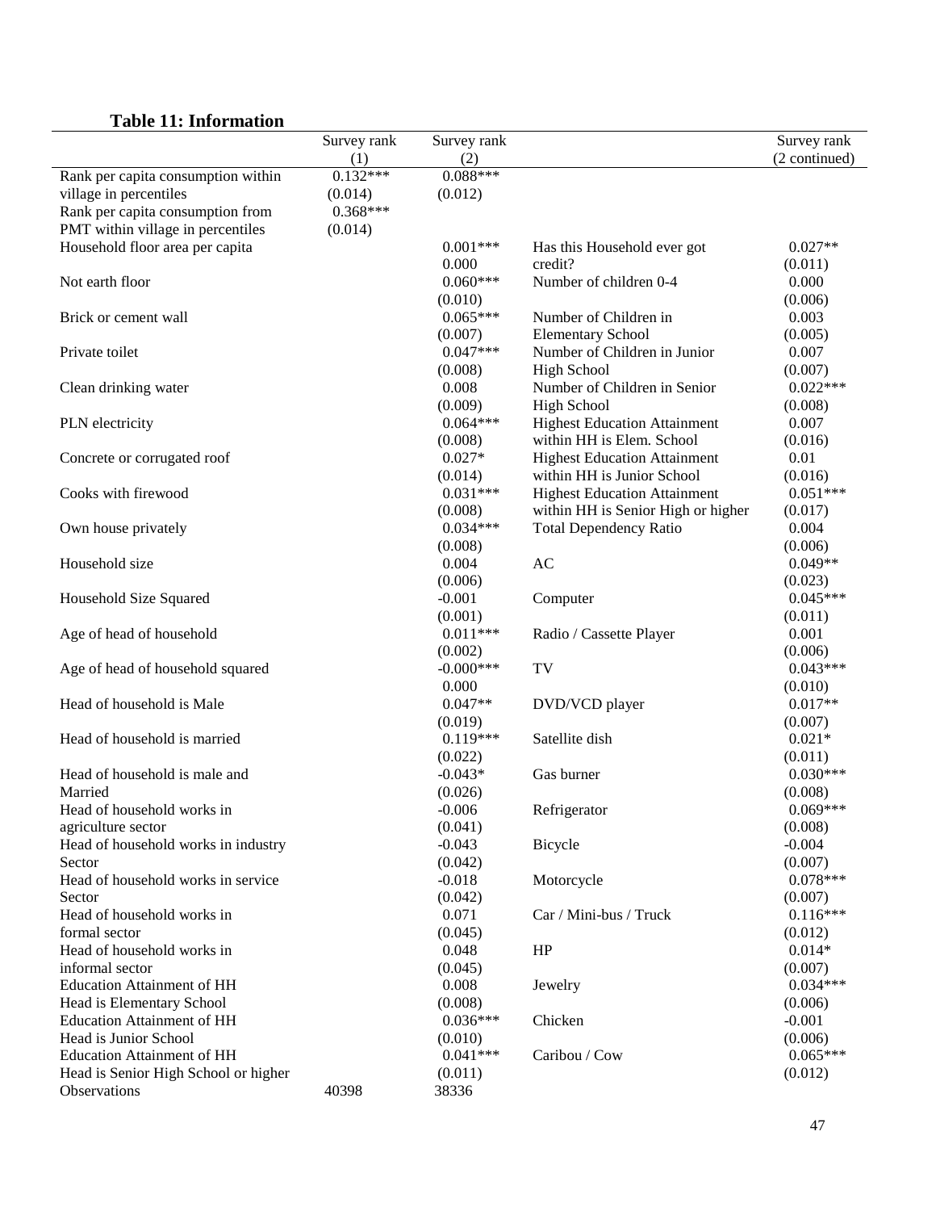## Table 11: Information

| | Survey rank (1) | Survey rank (2) | | Survey rank (2 continued) |
|---|---|---|---|---|
| Rank per capita consumption within village in percentiles | 0.132*** (0.014) | 0.088*** (0.012) | | |
| Rank per capita consumption from PMT within village in percentiles | 0.368*** (0.014) | | | |
| Household floor area per capita | | 0.001*** 0.000 | Has this Household ever got credit? | 0.027** (0.011) |
| Not earth floor | | 0.060*** (0.010) | Number of children 0-4 | 0.000 (0.006) |
| Brick or cement wall | | 0.065*** (0.007) | Number of Children in Elementary School | 0.003 (0.005) |
| Private toilet | | 0.047*** (0.008) | Number of Children in Junior High School | 0.007 (0.007) |
| Clean drinking water | | 0.008 (0.009) | Number of Children in Senior High School | 0.022*** (0.008) |
| PLN electricity | | 0.064*** (0.008) | Highest Education Attainment within HH is Elem. School | 0.007 (0.016) |
| Concrete or corrugated roof | | 0.027* (0.014) | Highest Education Attainment within HH is Junior School | 0.01 (0.016) |
| Cooks with firewood | | 0.031*** (0.008) | Highest Education Attainment within HH is Senior High or higher | 0.051*** (0.017) |
| Own house privately | | 0.034*** (0.008) | Total Dependency Ratio | 0.004 (0.006) |
| Household size | | 0.004 (0.006) | AC | 0.049** (0.023) |
| Household Size Squared | | -0.001 (0.001) | Computer | 0.045*** (0.011) |
| Age of head of household | | 0.011*** (0.002) | Radio / Cassette Player | 0.001 (0.006) |
| Age of head of household squared | | -0.000*** 0.000 | TV | 0.043*** (0.010) |
| Head of household is Male | | 0.047** (0.019) | DVD/VCD player | 0.017** (0.007) |
| Head of household is married | | 0.119*** (0.022) | Satellite dish | 0.021* (0.011) |
| Head of household is male and Married | | -0.043* (0.026) | Gas burner | 0.030*** (0.008) |
| Head of household works in agriculture sector | | -0.006 (0.041) | Refrigerator | 0.069*** (0.008) |
| Head of household works in industry Sector | | -0.043 (0.042) | Bicycle | -0.004 (0.007) |
| Head of household works in service Sector | | -0.018 (0.042) | Motorcycle | 0.078*** (0.007) |
| Head of household works in formal sector | | 0.071 (0.045) | Car / Mini-bus / Truck | 0.116*** (0.012) |
| Head of household works in informal sector | | 0.048 (0.045) | HP | 0.014* (0.007) |
| Education Attainment of HH Head is Elementary School | | 0.008 (0.008) | Jewelry | 0.034*** (0.006) |
| Education Attainment of HH Head is Junior School | | 0.036*** (0.010) | Chicken | -0.001 (0.006) |
| Education Attainment of HH Head is Senior High School or higher | | 0.041*** (0.011) | Caribou / Cow | 0.065*** (0.012) |
| Observations | 40398 | 38336 | | |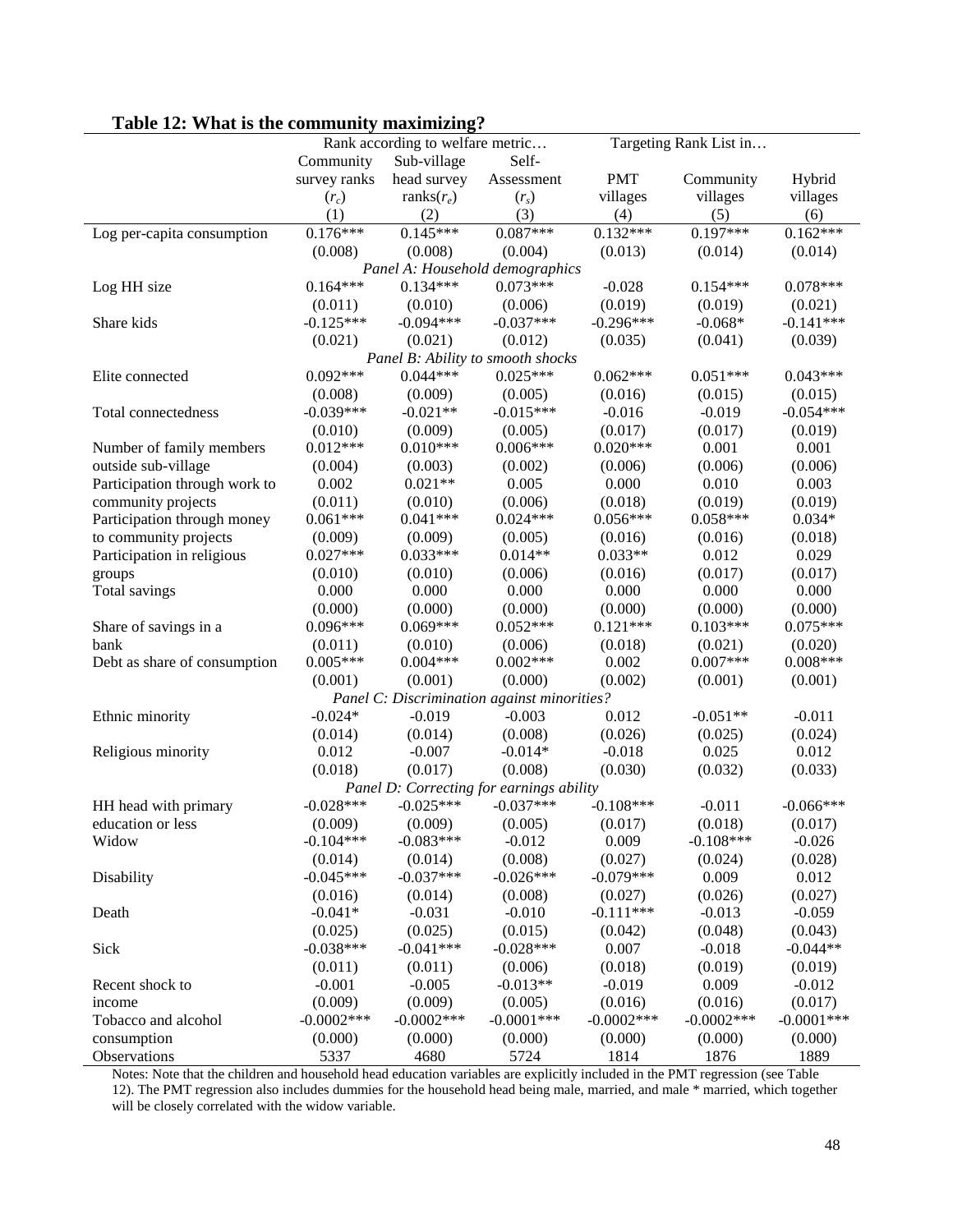## Table 12: What is the community maximizing?

| | Rank according to welfare metric… | | | Targeting Rank List in… | | |
|---|---|---|---|---|---|---|
| | Community survey ranks ($r_c$) | Sub-village head survey ranks($r_e$) | Self-Assessment ($r_s$) | PMT villages | Community villages | Hybrid villages |
| | (1) | (2) | (3) | (4) | (5) | (6) |
| Log per-capita consumption | 0.176*** | 0.145*** | 0.087*** | 0.132*** | 0.197*** | 0.162*** |
| | (0.008) | (0.008) | (0.004) | (0.013) | (0.014) | (0.014) |
| *Panel A: Household demographics* | | | | | | |
| Log HH size | 0.164*** | 0.134*** | 0.073*** | -0.028 | 0.154*** | 0.078*** |
| | (0.011) | (0.010) | (0.006) | (0.019) | (0.019) | (0.021) |
| Share kids | -0.125*** | -0.094*** | -0.037*** | -0.296*** | -0.068* | -0.141*** |
| | (0.021) | (0.021) | (0.012) | (0.035) | (0.041) | (0.039) |
| *Panel B: Ability to smooth shocks* | | | | | | |
| Elite connected | 0.092*** | 0.044*** | 0.025*** | 0.062*** | 0.051*** | 0.043*** |
| | (0.008) | (0.009) | (0.005) | (0.016) | (0.015) | (0.015) |
| Total connectedness | -0.039*** | -0.021** | -0.015*** | -0.016 | -0.019 | -0.054*** |
| | (0.010) | (0.009) | (0.005) | (0.017) | (0.017) | (0.019) |
| Number of family members outside sub-village | 0.012*** | 0.010*** | 0.006*** | 0.020*** | 0.001 | 0.001 |
| | (0.004) | (0.003) | (0.002) | (0.006) | (0.006) | (0.006) |
| Participation through work to community projects | 0.002 | 0.021** | 0.005 | 0.000 | 0.010 | 0.003 |
| | (0.011) | (0.010) | (0.006) | (0.018) | (0.019) | (0.019) |
| Participation through money to community projects | 0.061*** | 0.041*** | 0.024*** | 0.056*** | 0.058*** | 0.034* |
| | (0.009) | (0.009) | (0.005) | (0.016) | (0.016) | (0.018) |
| Participation in religious groups | 0.027*** | 0.033*** | 0.014** | 0.033** | 0.012 | 0.029 |
| | (0.010) | (0.010) | (0.006) | (0.016) | (0.017) | (0.017) |
| Total savings | 0.000 | 0.000 | 0.000 | 0.000 | 0.000 | 0.000 |
| | (0.000) | (0.000) | (0.000) | (0.000) | (0.000) | (0.000) |
| Share of savings in a bank | 0.096*** | 0.069*** | 0.052*** | 0.121*** | 0.103*** | 0.075*** |
| | (0.011) | (0.010) | (0.006) | (0.018) | (0.021) | (0.020) |
| Debt as share of consumption | 0.005*** | 0.004*** | 0.002*** | 0.002 | 0.007*** | 0.008*** |
| | (0.001) | (0.001) | (0.000) | (0.002) | (0.001) | (0.001) |
| *Panel C: Discrimination against minorities?* | | | | | | |
| Ethnic minority | -0.024* | -0.019 | -0.003 | 0.012 | -0.051** | -0.011 |
| | (0.014) | (0.014) | (0.008) | (0.026) | (0.025) | (0.024) |
| Religious minority | 0.012 | -0.007 | -0.014* | -0.018 | 0.025 | 0.012 |
| | (0.018) | (0.017) | (0.008) | (0.030) | (0.032) | (0.033) |
| *Panel D: Correcting for earnings ability* | | | | | | |
| HH head with primary education or less | -0.028*** | -0.025*** | -0.037*** | -0.108*** | -0.011 | -0.066*** |
| | (0.009) | (0.009) | (0.005) | (0.017) | (0.018) | (0.017) |
| Widow | -0.104*** | -0.083*** | -0.012 | 0.009 | -0.108*** | -0.026 |
| | (0.014) | (0.014) | (0.008) | (0.027) | (0.024) | (0.028) |
| Disability | -0.045*** | -0.037*** | -0.026*** | -0.079*** | 0.009 | 0.012 |
| | (0.016) | (0.014) | (0.008) | (0.027) | (0.026) | (0.027) |
| Death | -0.041* | -0.031 | -0.010 | -0.111*** | -0.013 | -0.059 |
| | (0.025) | (0.025) | (0.015) | (0.042) | (0.048) | (0.043) |
| Sick | -0.038*** | -0.041*** | -0.028*** | 0.007 | -0.018 | -0.044** |
| | (0.011) | (0.011) | (0.006) | (0.018) | (0.019) | (0.019) |
| Recent shock to income | -0.001 | -0.005 | -0.013** | -0.019 | 0.009 | -0.012 |
| | (0.009) | (0.009) | (0.005) | (0.016) | (0.016) | (0.017) |
| Tobacco and alcohol consumption | -0.0002*** | -0.0002*** | -0.0001*** | -0.0002*** | -0.0002*** | -0.0001*** |
| | (0.000) | (0.000) | (0.000) | (0.000) | (0.000) | (0.000) |
| Observations | 5337 | 4680 | 5724 | 1814 | 1876 | 1889 |

Notes: Note that the children and household head education variables are explicitly included in the PMT regression (see Table 12). The PMT regression also includes dummies for the household head being male, married, and male * married, which together will be closely correlated with the widow variable.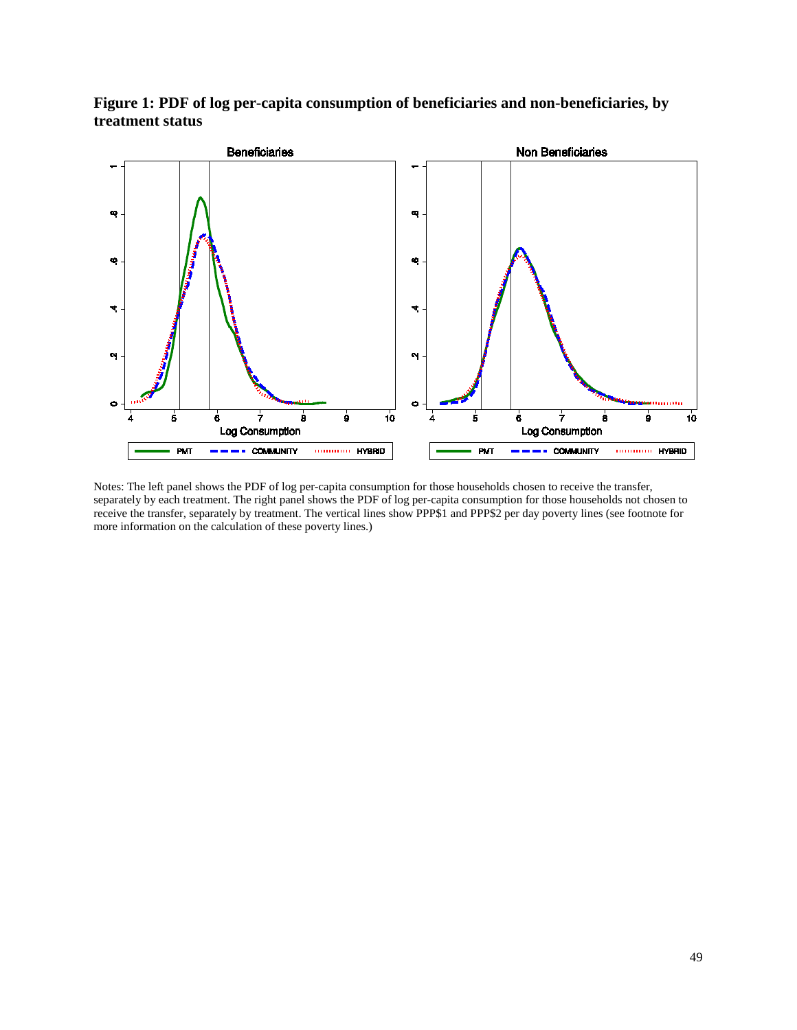**Figure 1: PDF of log per-capita consumption of beneficiaries and non-beneficiaries, by treatment status**

Notes: The left panel shows the PDF of log per-capita consumption for those households chosen to receive the transfer, separately by each treatment. The right panel shows the PDF of log per-capita consumption for those households not chosen to receive the transfer, separately by treatment. The vertical lines show PPP$1 and PPP$2 per day poverty lines (see footnote for more information on the calculation of these poverty lines.)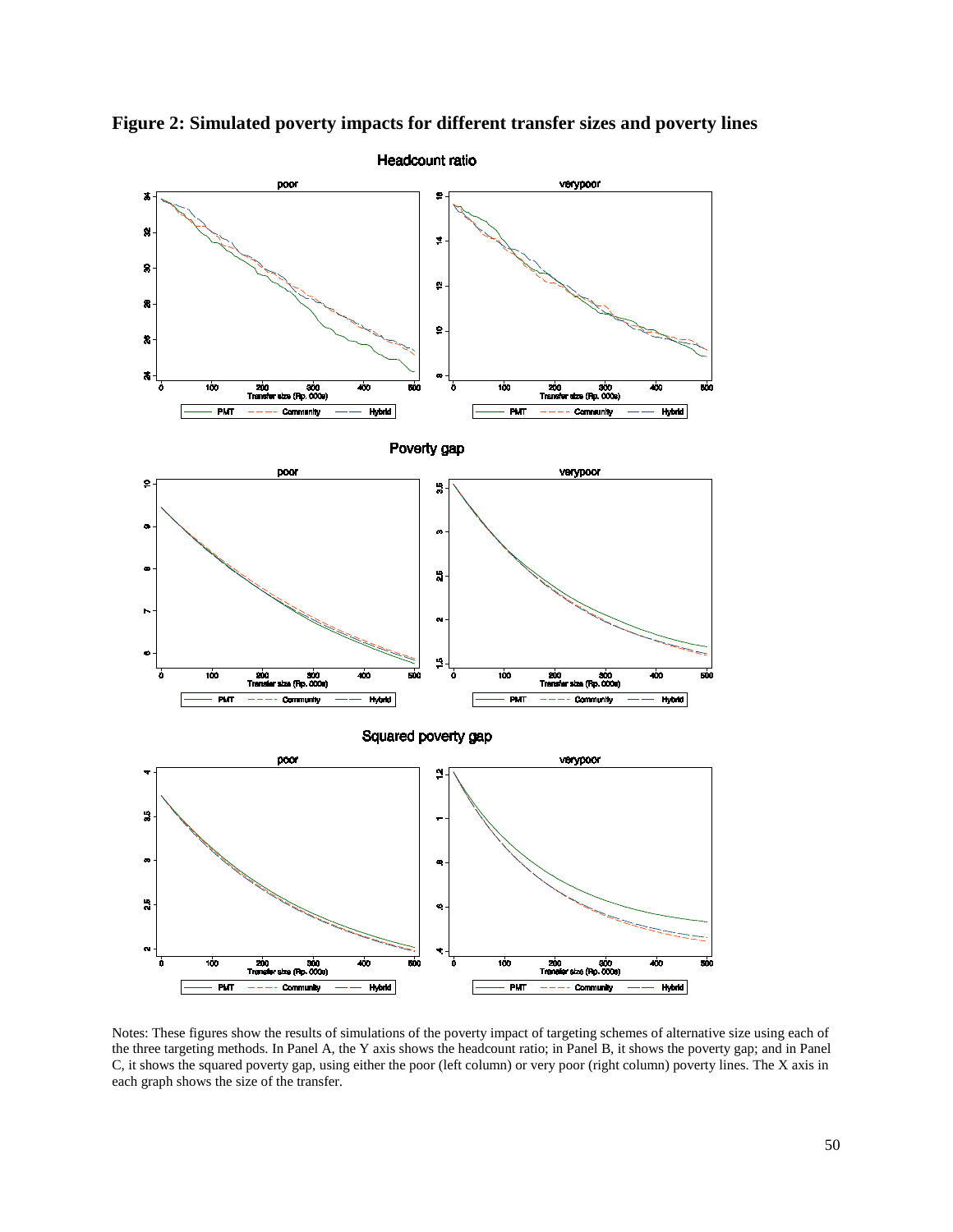**Figure 2: Simulated poverty impacts for different transfer sizes and poverty lines**

Notes: These figures show the results of simulations of the poverty impact of targeting schemes of alternative size using each of the three targeting methods. In Panel A, the Y axis shows the headcount ratio; in Panel B, it shows the poverty gap; and in Panel C, it shows the squared poverty gap, using either the poor (left column) or very poor (right column) poverty lines. The X axis in each graph shows the size of the transfer.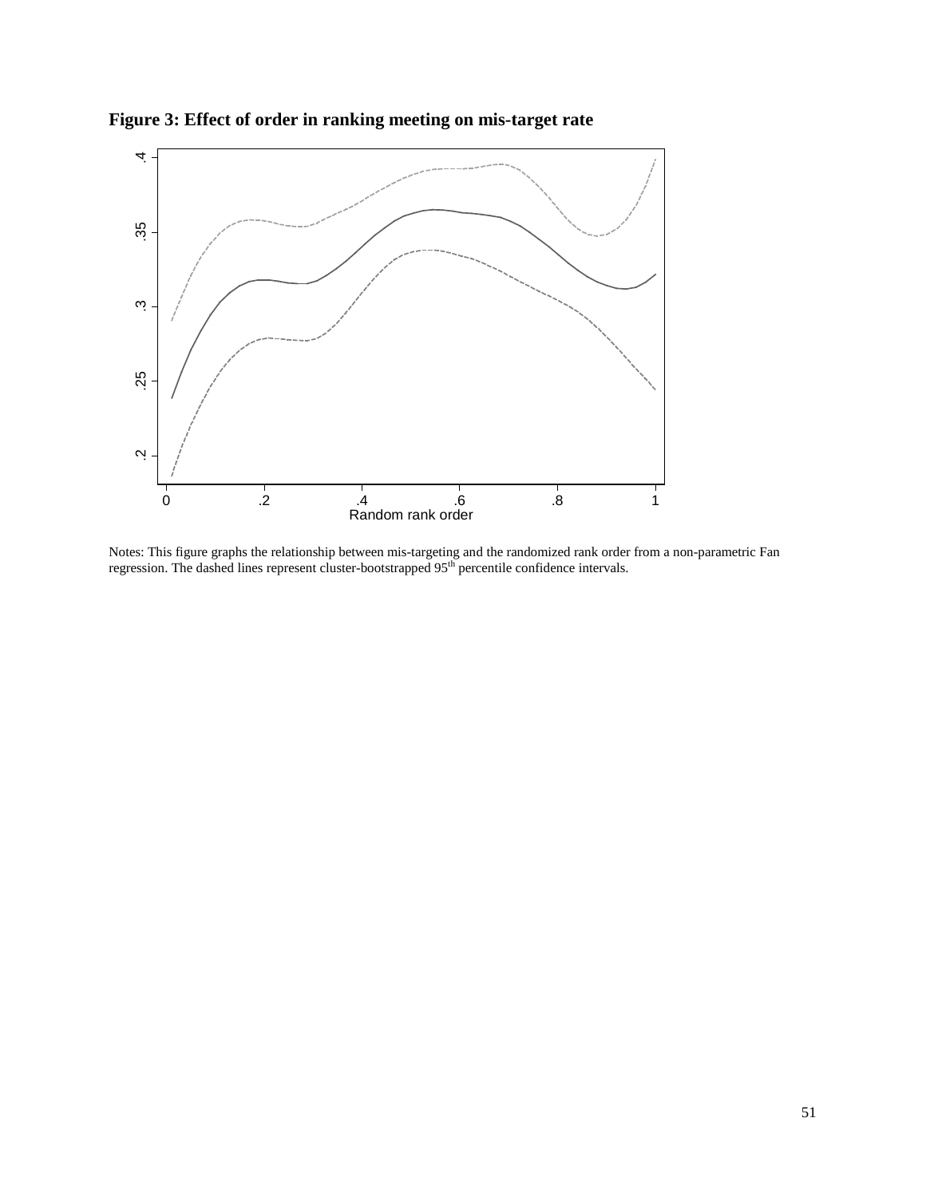**Figure 3: Effect of order in ranking meeting on mis-target rate**

.4
.35
.3
.25
.2

0
.2
.4
.6
.8
1
Random rank order

Notes: This figure graphs the relationship between mis-targeting and the randomized rank order from a non-parametric Fan regression. The dashed lines represent cluster-bootstrapped 95th percentile confidence intervals.